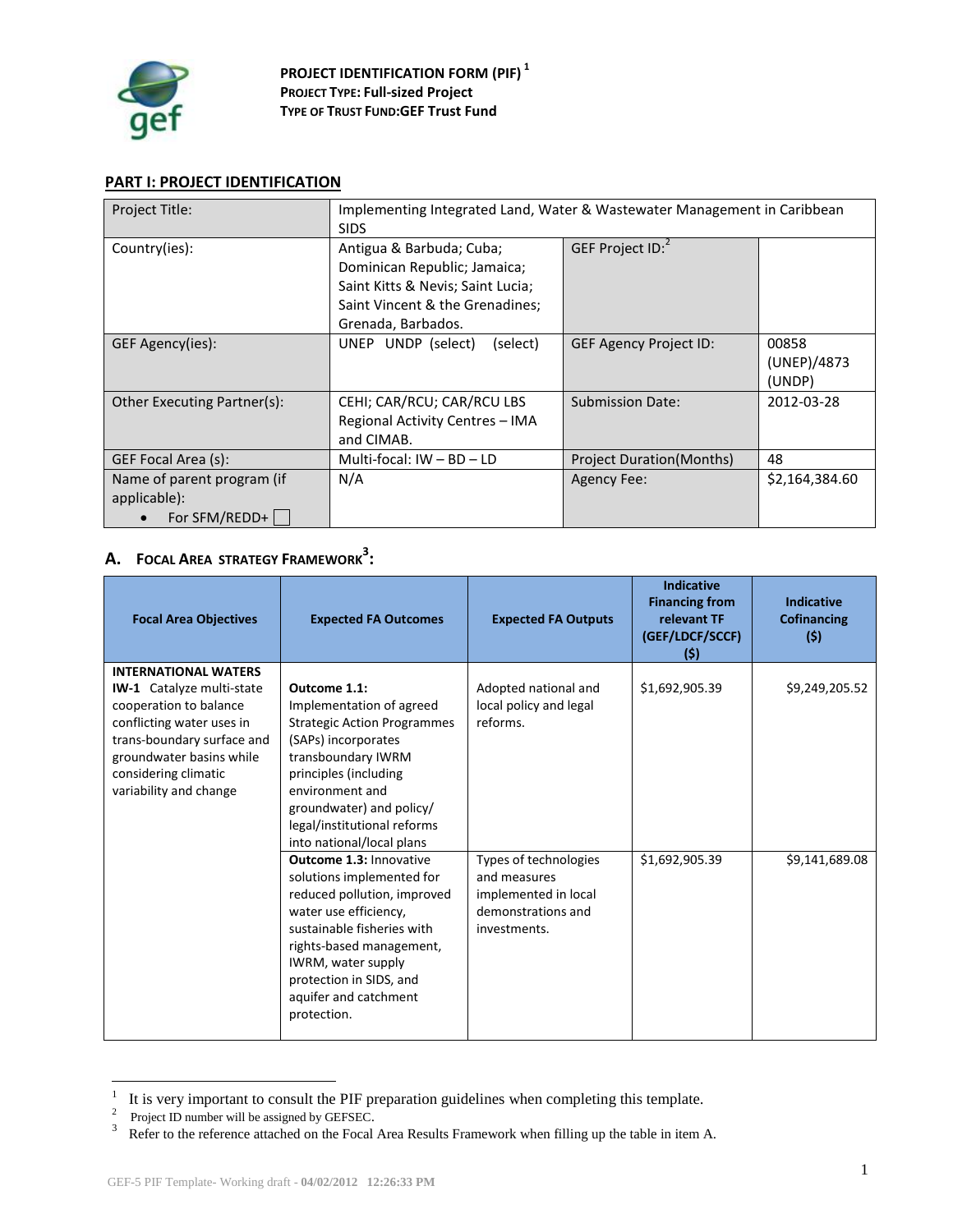**PROJECT IDENTIFICATION FORM (PIF)** [1]
**PROJECT TYPE: Full-sized Project**
**TYPE OF TRUST FUND: GEF Trust Fund**

## PART I: PROJECT IDENTIFICATION

| Project Title: | Implementing Integrated Land, Water & Wastewater Management in Caribbean SIDS | | |
|---|---|---|---|
| Country(ies): | Antigua & Barbuda; Cuba; Dominican Republic; Jamaica; Saint Kitts & Nevis; Saint Lucia; Saint Vincent & the Grenadines; Grenada, Barbados. | GEF Project ID: [2] | |
| GEF Agency(ies): | UNEP UNDP (select) (select) | GEF Agency Project ID: | 00858 (UNEP)/4873 (UNDP) |
| Other Executing Partner(s): | CEHI; CAR/RCU; CAR/RCU LBS Regional Activity Centres – IMA and CIMAB. | Submission Date: | 2012-03-28 |
| GEF Focal Area (s): | Multi-focal: IW – BD – LD | Project Duration(Months) | 48 |
| Name of parent program (if applicable): • For SFM/REDD+ ☐ | N/A | Agency Fee: | $2,164,384.60 |

## A. FOCAL AREA STRATEGY FRAMEWORK [3]:

| Focal Area Objectives | Expected FA Outcomes | Expected FA Outputs | Indicative Financing from relevant TF (GEF/LDCF/SCCF) ($) | Indicative Cofinancing ($) |
|---|---|---|---|---|
| **INTERNATIONAL WATERS** **IW-1** Catalyze multi-state cooperation to balance conflicting water uses in trans-boundary surface and groundwater basins while considering climatic variability and change | **Outcome 1.1:** Implementation of agreed Strategic Action Programmes (SAPs) incorporates transboundary IWRM principles (including environment and groundwater) and policy/ legal/institutional reforms into national/local plans | Adopted national and local policy and legal reforms. | $1,692,905.39 | $9,249,205.52 |
| | **Outcome 1.3:** Innovative solutions implemented for reduced pollution, improved water use efficiency, sustainable fisheries with rights-based management, IWRM, water supply protection in SIDS, and aquifer and catchment protection. | Types of technologies and measures implemented in local demonstrations and investments. | $1,692,905.39 | $9,141,689.08 |

---

[1] It is very important to consult the PIF preparation guidelines when completing this template.
[2] Project ID number will be assigned by GEFSEC.
[3] Refer to the reference attached on the Focal Area Results Framework when filling up the table in item A.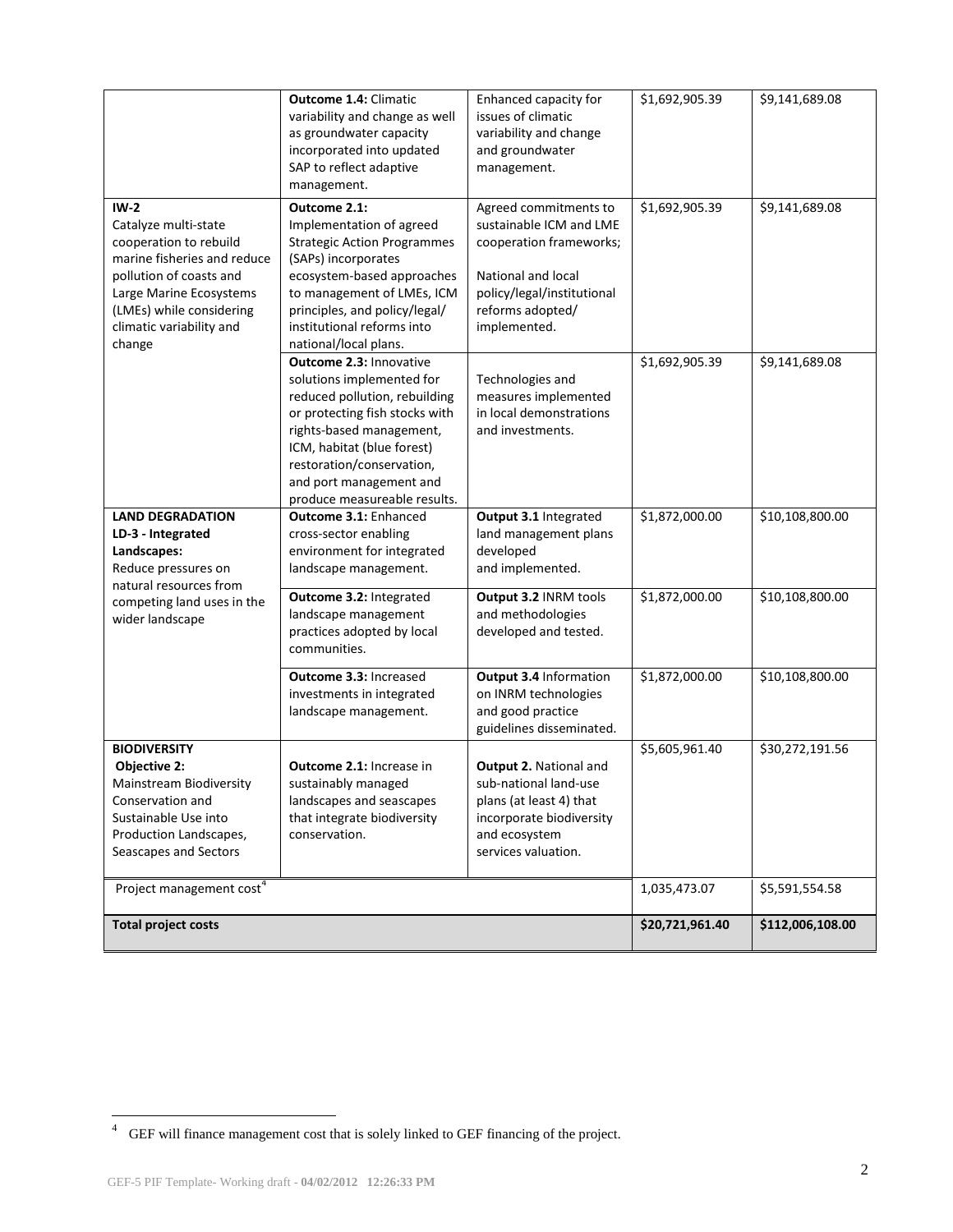| | | | | |
|---|---|---|---|---|
| | **Outcome 1.4:** Climatic variability and change as well as groundwater capacity incorporated into updated SAP to reflect adaptive management. | Enhanced capacity for issues of climatic variability and change and groundwater management. | $1,692,905.39 | $9,141,689.08 |
| **IW-2** Catalyze multi-state cooperation to rebuild marine fisheries and reduce pollution of coasts and Large Marine Ecosystems (LMEs) while considering climatic variability and change | **Outcome 2.1:** Implementation of agreed Strategic Action Programmes (SAPs) incorporates ecosystem-based approaches to management of LMEs, ICM principles, and policy/legal/ institutional reforms into national/local plans. | Agreed commitments to sustainable ICM and LME cooperation frameworks; National and local policy/legal/institutional reforms adopted/ implemented. | $1,692,905.39 | $9,141,689.08 |
| | **Outcome 2.3:** Innovative solutions implemented for reduced pollution, rebuilding or protecting fish stocks with rights-based management, ICM, habitat (blue forest) restoration/conservation, and port management and produce measureable results. | Technologies and measures implemented in local demonstrations and investments. | $1,692,905.39 | $9,141,689.08 |
| **LAND DEGRADATION** **LD-3 - Integrated Landscapes:** Reduce pressures on natural resources from competing land uses in the wider landscape | **Outcome 3.1:** Enhanced cross-sector enabling environment for integrated landscape management. | **Output 3.1** Integrated land management plans developed and implemented. | $1,872,000.00 | $10,108,800.00 |
| | **Outcome 3.2:** Integrated landscape management practices adopted by local communities. | **Output 3.2** INRM tools and methodologies developed and tested. | $1,872,000.00 | $10,108,800.00 |
| | **Outcome 3.3:** Increased investments in integrated landscape management. | **Output 3.4** Information on INRM technologies and good practice guidelines disseminated. | $1,872,000.00 | $10,108,800.00 |
| **BIODIVERSITY** **Objective 2:** Mainstream Biodiversity Conservation and Sustainable Use into Production Landscapes, Seascapes and Sectors | **Outcome 2.1:** Increase in sustainably managed landscapes and seascapes that integrate biodiversity conservation. | **Output 2.** National and sub-national land-use plans (at least 4) that incorporate biodiversity and ecosystem services valuation. | $5,605,961.40 | $30,272,191.56 |
| Project management cost[4] | | | 1,035,473.07 | $5,591,554.58 |
| **Total project costs** | | | **$20,721,961.40** | **$112,006,108.00** |

[4] GEF will finance management cost that is solely linked to GEF financing of the project.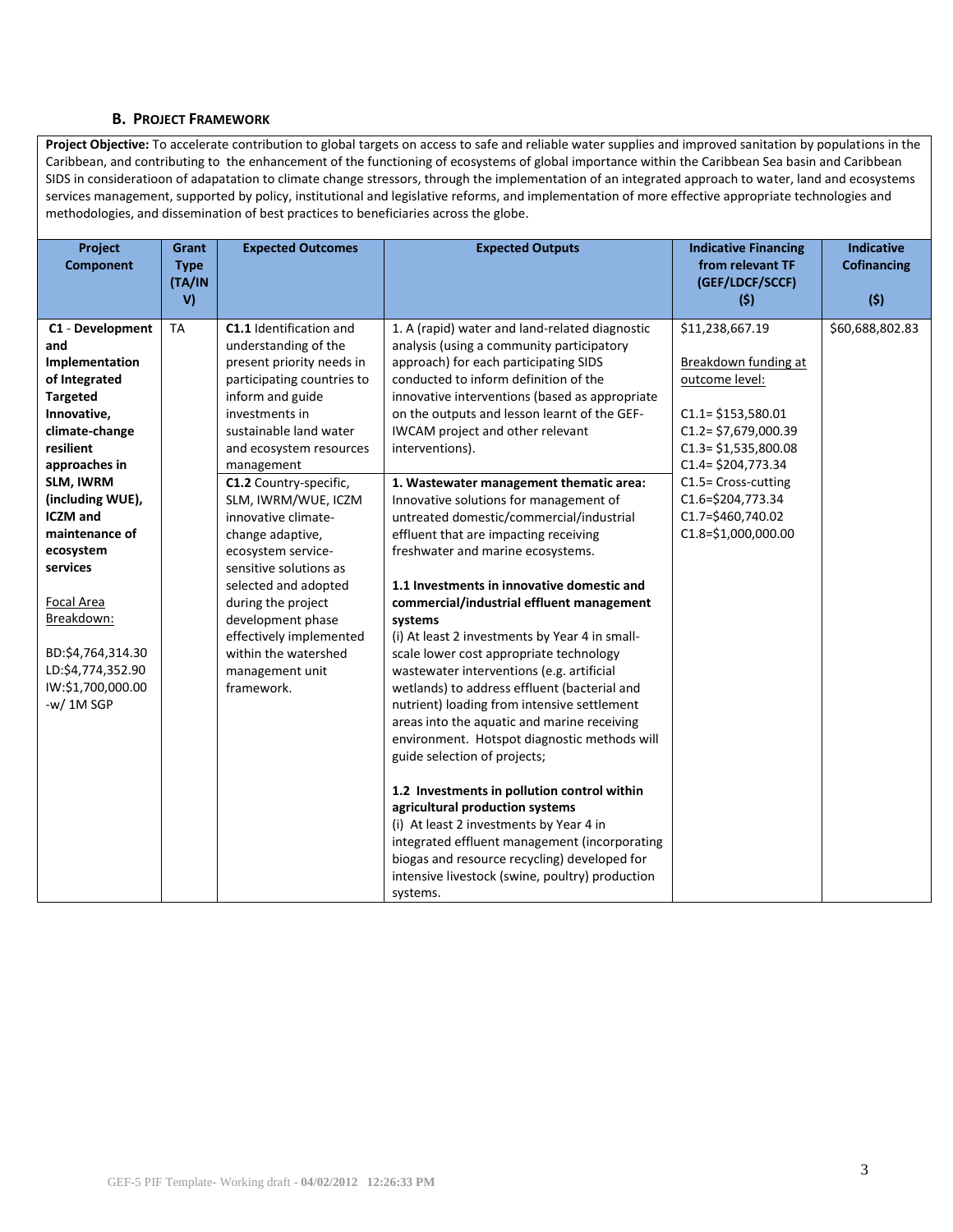### B. Project Framework

**Project Objective:** To accelerate contribution to global targets on access to safe and reliable water supplies and improved sanitation by populations in the Caribbean, and contributing to the enhancement of the functioning of ecosystems of global importance within the Caribbean Sea basin and Caribbean SIDS in consideratioon of adapatation to climate change stressors, through the implementation of an integrated approach to water, land and ecosystems services management, supported by policy, institutional and legislative reforms, and implementation of more effective appropriate technologies and methodologies, and dissemination of best practices to beneficiaries across the globe.

| Project Component | Grant Type (TA/INV) | Expected Outcomes | Expected Outputs | Indicative Financing from relevant TF (GEF/LDCF/SCCF) ($) | Indicative Cofinancing ($) |
|---|---|---|---|---|---|
| **C1** - **Development and Implementation of Integrated Targeted Innovative, climate-change resilient approaches in SLM, IWRM (including WUE), ICZM and maintenance of ecosystem services**<br><br>Focal Area Breakdown:<br><br>BD:$4,764,314.30<br>LD:$4,774,352.90<br>IW:$1,700,000.00<br>-w/ 1M SGP | TA | **C1.1** Identification and understanding of the present priority needs in participating countries to inform and guide investments in sustainable land water and ecosystem resources management<br><br>**C1.2** Country-specific, SLM, IWRM/WUE, ICZM innovative climate-change adaptive, ecosystem service-sensitive solutions as selected and adopted during the project development phase effectively implemented within the watershed management unit framework. | 1. A (rapid) water and land-related diagnostic analysis (using a community participatory approach) for each participating SIDS conducted to inform definition of the innovative interventions (based as appropriate on the outputs and lesson learnt of the GEF-IWCAM project and other relevant interventions).<br><br>**1. Wastewater management thematic area:** Innovative solutions for management of untreated domestic/commercial/industrial effluent that are impacting receiving freshwater and marine ecosystems.<br><br>**1.1 Investments in innovative domestic and commercial/industrial effluent management systems**<br>(i) At least 2 investments by Year 4 in small-scale lower cost appropriate technology wastewater interventions (e.g. artificial wetlands) to address effluent (bacterial and nutrient) loading from intensive settlement areas into the aquatic and marine receiving environment. Hotspot diagnostic methods will guide selection of projects;<br><br>**1.2 Investments in pollution control within agricultural production systems**<br>(i) At least 2 investments by Year 4 in integrated effluent management (incorporating biogas and resource recycling) developed for intensive livestock (swine, poultry) production systems. | $11,238,667.19<br><br>Breakdown funding at outcome level:<br><br>C1.1= $153,580.01<br>C1.2= $7,679,000.39<br>C1.3= $1,535,800.08<br>C1.4= $204,773.34<br>C1.5= Cross-cutting<br>C1.6=$204,773.34<br>C1.7=$460,740.02<br>C1.8=$1,000,000.00 | $60,688,802.83 |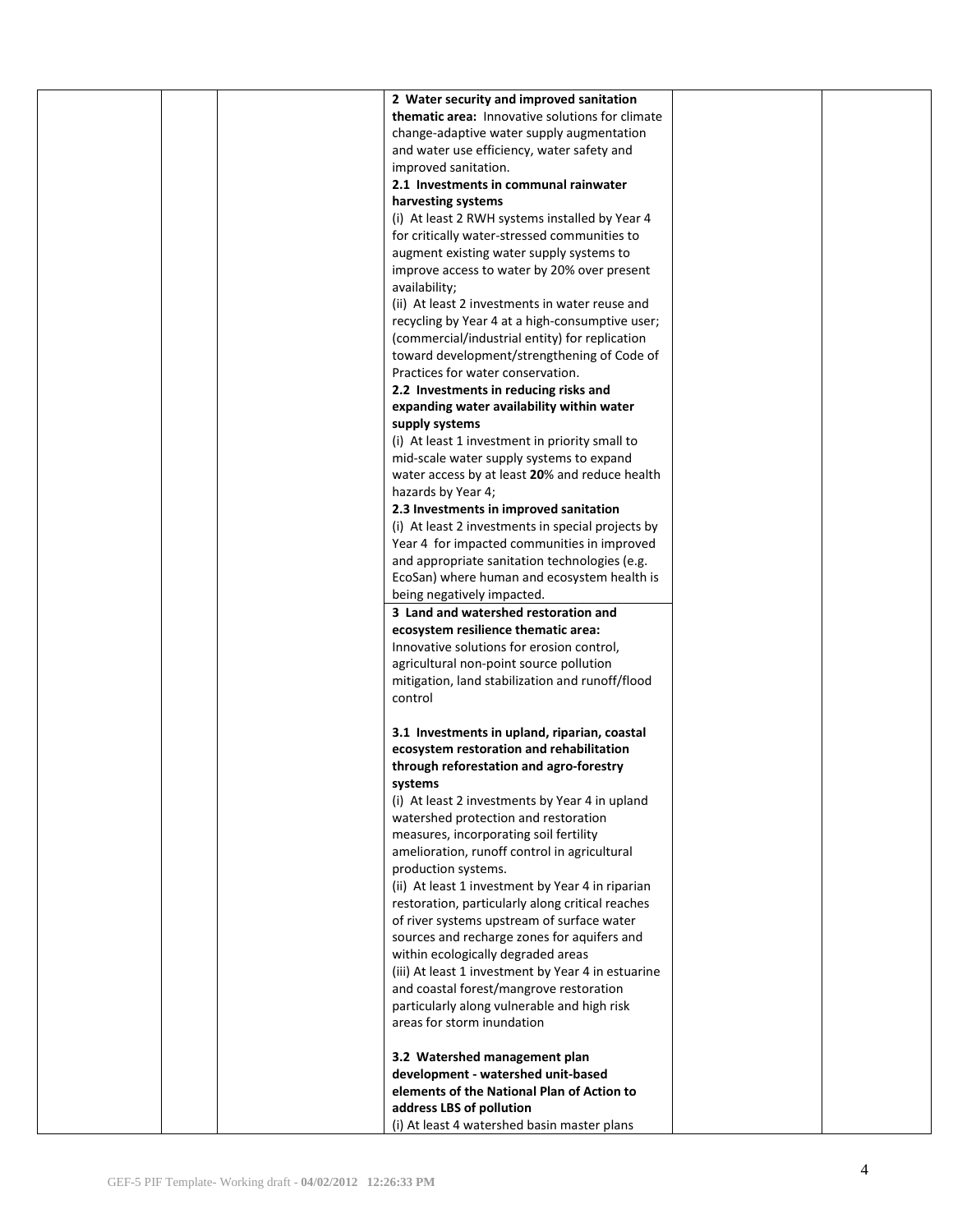| | | | | | |
|---|---|---|---|---|---|
| | | | **2 Water security and improved sanitation thematic area:** Innovative solutions for climate change-adaptive water supply augmentation and water use efficiency, water safety and improved sanitation.<br>**2.1 Investments in communal rainwater harvesting systems**<br>(i) At least 2 RWH systems installed by Year 4 for critically water-stressed communities to augment existing water supply systems to improve access to water by 20% over present availability;<br>(ii) At least 2 investments in water reuse and recycling by Year 4 at a high-consumptive user; (commercial/industrial entity) for replication toward development/strengthening of Code of Practices for water conservation.<br>**2.2 Investments in reducing risks and expanding water availability within water supply systems**<br>(i) At least 1 investment in priority small to mid-scale water supply systems to expand water access by at least **20**% and reduce health hazards by Year 4;<br>**2.3 Investments in improved sanitation**<br>(i) At least 2 investments in special projects by Year 4 for impacted communities in improved and appropriate sanitation technologies (e.g. EcoSan) where human and ecosystem health is being negatively impacted. | | |
| | | | **3 Land and watershed restoration and ecosystem resilience thematic area:** Innovative solutions for erosion control, agricultural non-point source pollution mitigation, land stabilization and runoff/flood control<br><br>**3.1 Investments in upland, riparian, coastal ecosystem restoration and rehabilitation through reforestation and agro-forestry systems**<br>(i) At least 2 investments by Year 4 in upland watershed protection and restoration measures, incorporating soil fertility amelioration, runoff control in agricultural production systems.<br>(ii) At least 1 investment by Year 4 in riparian restoration, particularly along critical reaches of river systems upstream of surface water sources and recharge zones for aquifers and within ecologically degraded areas<br>(iii) At least 1 investment by Year 4 in estuarine and coastal forest/mangrove restoration particularly along vulnerable and high risk areas for storm inundation<br><br>**3.2 Watershed management plan development - watershed unit-based elements of the National Plan of Action to address LBS of pollution**<br>(i) At least 4 watershed basin master plans | | |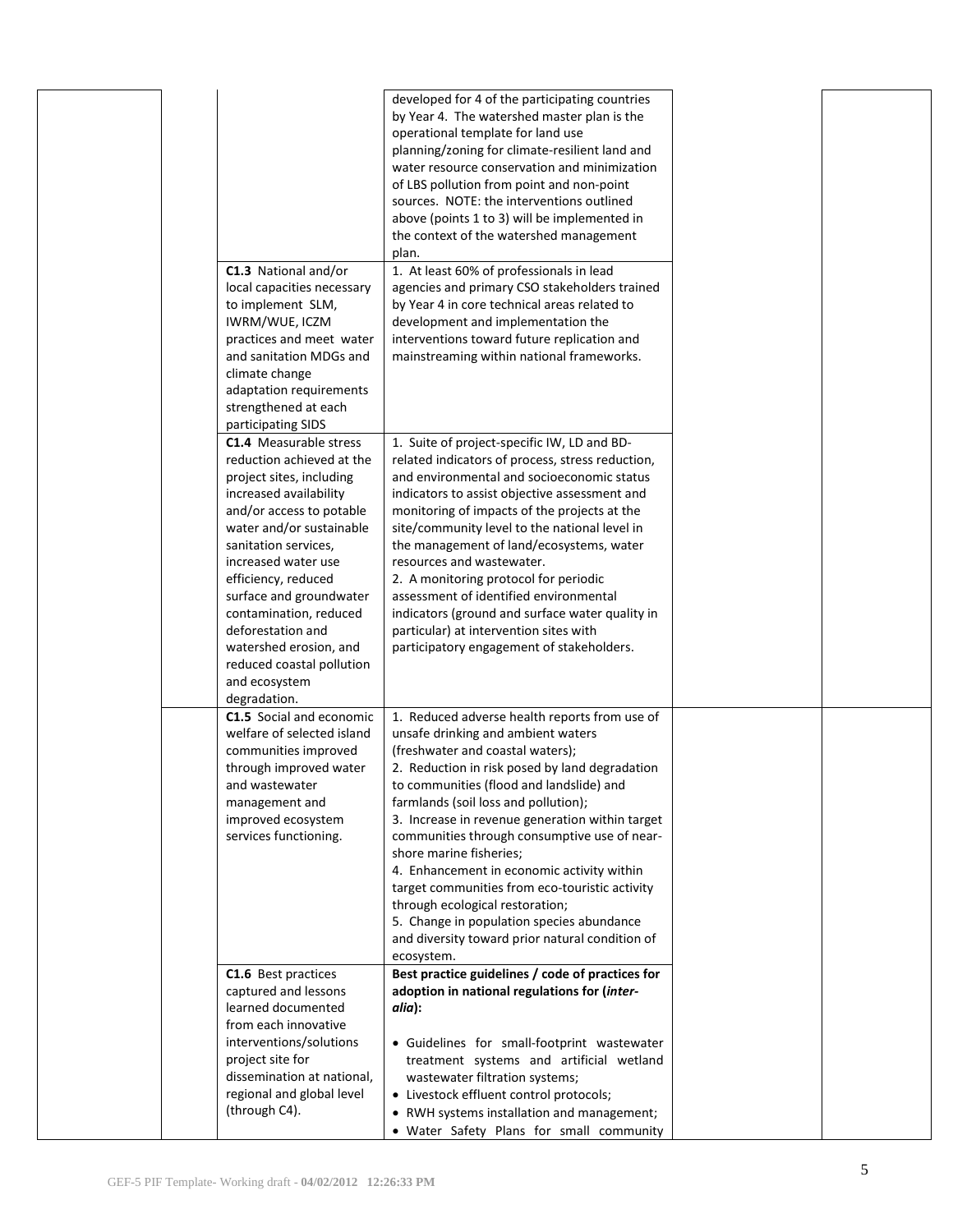| | | | | |
|---|---|---|---|---|
| | | | developed for 4 of the participating countries by Year 4. The watershed master plan is the operational template for land use planning/zoning for climate-resilient land and water resource conservation and minimization of LBS pollution from point and non-point sources. NOTE: the interventions outlined above (points 1 to 3) will be implemented in the context of the watershed management plan. | | |
| | | **C1.3** National and/or local capacities necessary to implement SLM, IWRM/WUE, ICZM practices and meet water and sanitation MDGs and climate change adaptation requirements strengthened at each participating SIDS | 1. At least 60% of professionals in lead agencies and primary CSO stakeholders trained by Year 4 in core technical areas related to development and implementation the interventions toward future replication and mainstreaming within national frameworks. | | |
| | | **C1.4** Measurable stress reduction achieved at the project sites, including increased availability and/or access to potable water and/or sustainable sanitation services, increased water use efficiency, reduced surface and groundwater contamination, reduced deforestation and watershed erosion, and reduced coastal pollution and ecosystem degradation. | 1. Suite of project-specific IW, LD and BD-related indicators of process, stress reduction, and environmental and socioeconomic status indicators to assist objective assessment and monitoring of impacts of the projects at the site/community level to the national level in the management of land/ecosystems, water resources and wastewater.<br>2. A monitoring protocol for periodic assessment of identified environmental indicators (ground and surface water quality in particular) at intervention sites with participatory engagement of stakeholders. | | |
| | | **C1.5** Social and economic welfare of selected island communities improved through improved water and wastewater management and improved ecosystem services functioning. | 1. Reduced adverse health reports from use of unsafe drinking and ambient waters (freshwater and coastal waters);<br>2. Reduction in risk posed by land degradation to communities (flood and landslide) and farmlands (soil loss and pollution);<br>3. Increase in revenue generation within target communities through consumptive use of near-shore marine fisheries;<br>4. Enhancement in economic activity within target communities from eco-touristic activity through ecological restoration;<br>5. Change in population species abundance and diversity toward prior natural condition of ecosystem. | | |
| | | **C1.6** Best practices captured and lessons learned documented from each innovative interventions/solutions project site for dissemination at national, regional and global level (through C4). | **Best practice guidelines / code of practices for adoption in national regulations for (*inter-alia*):**<br><br>• Guidelines for small-footprint wastewater treatment systems and artificial wetland wastewater filtration systems;<br>• Livestock effluent control protocols;<br>• RWH systems installation and management;<br>• Water Safety Plans for small community | | |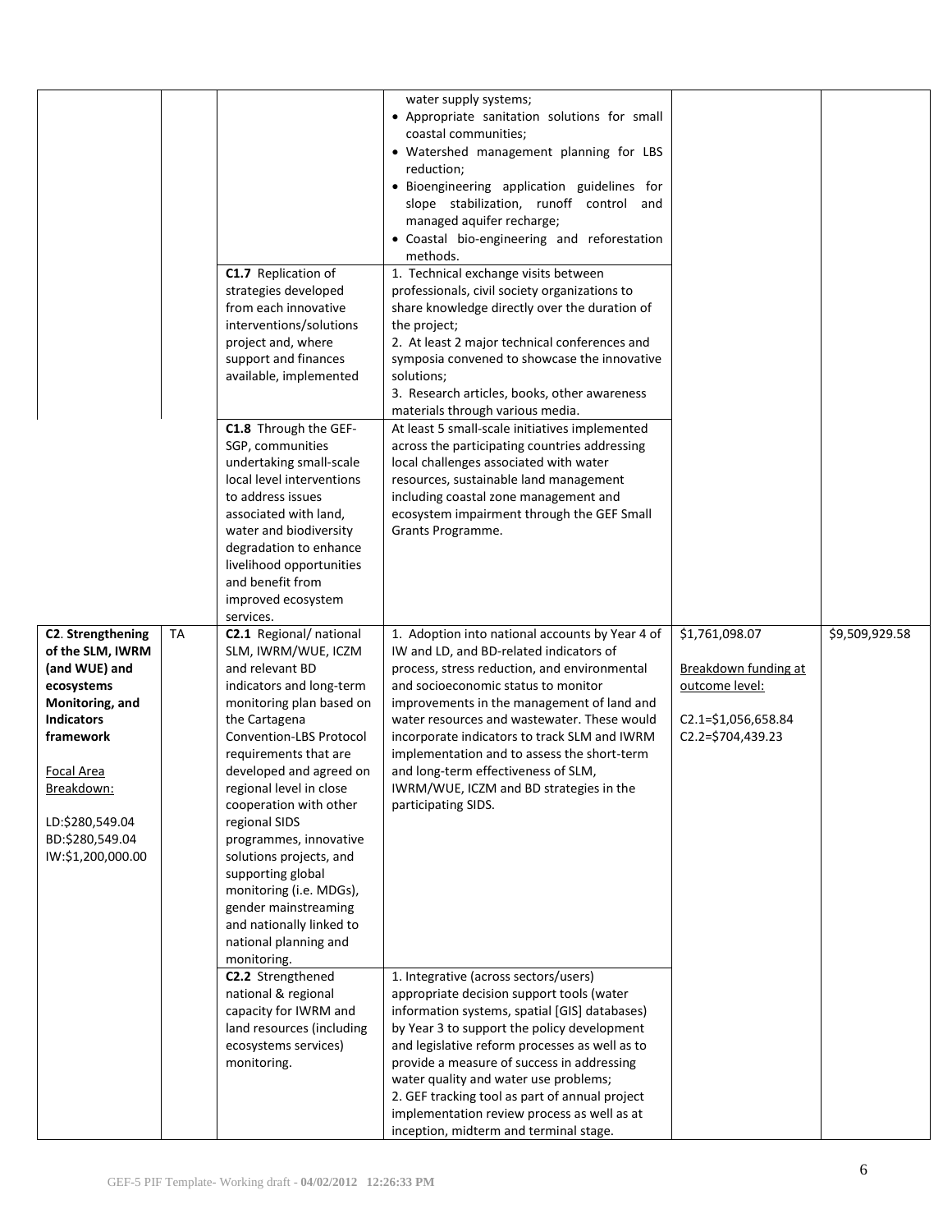| | | | | | |
|---|---|---|---|---|---|
| | | | water supply systems;<br>• Appropriate sanitation solutions for small coastal communities;<br>• Watershed management planning for LBS reduction;<br>• Bioengineering application guidelines for slope stabilization, runoff control and managed aquifer recharge;<br>• Coastal bio-engineering and reforestation methods. | | |
| | | **C1.7** Replication of strategies developed from each innovative interventions/solutions project and, where support and finances available, implemented | 1. Technical exchange visits between professionals, civil society organizations to share knowledge directly over the duration of the project;<br>2. At least 2 major technical conferences and symposia convened to showcase the innovative solutions;<br>3. Research articles, books, other awareness materials through various media. | | |
| | | **C1.8** Through the GEF-SGP, communities undertaking small-scale local level interventions to address issues associated with land, water and biodiversity degradation to enhance livelihood opportunities and benefit from improved ecosystem services. | At least 5 small-scale initiatives implemented across the participating countries addressing local challenges associated with water resources, sustainable land management including coastal zone management and ecosystem impairment through the GEF Small Grants Programme. | | |
| **C2. Strengthening of the SLM, IWRM (and WUE) and ecosystems Monitoring, and Indicators framework**<br><br>Focal Area Breakdown:<br><br>LD:$280,549.04<br>BD:$280,549.04<br>IW:$1,200,000.00 | TA | **C2.1** Regional/ national SLM, IWRM/WUE, ICZM and relevant BD indicators and long-term monitoring plan based on the Cartagena Convention-LBS Protocol requirements that are developed and agreed on regional level in close cooperation with other regional SIDS programmes, innovative solutions projects, and supporting global monitoring (i.e. MDGs), gender mainstreaming and nationally linked to national planning and monitoring. | 1. Adoption into national accounts by Year 4 of IW and LD, and BD-related indicators of process, stress reduction, and environmental and socioeconomic status to monitor improvements in the management of land and water resources and wastewater. These would incorporate indicators to track SLM and IWRM implementation and to assess the short-term and long-term effectiveness of SLM, IWRM/WUE, ICZM and BD strategies in the participating SIDS. | $1,761,098.07<br><br>Breakdown funding at outcome level:<br><br>C2.1=$1,056,658.84<br>C2.2=$704,439.23 | $9,509,929.58 |
| | | **C2.2** Strengthened national & regional capacity for IWRM and land resources (including ecosystems services) monitoring. | 1. Integrative (across sectors/users) appropriate decision support tools (water information systems, spatial [GIS] databases) by Year 3 to support the policy development and legislative reform processes as well as to provide a measure of success in addressing water quality and water use problems;<br>2. GEF tracking tool as part of annual project implementation review process as well as at inception, midterm and terminal stage. | | |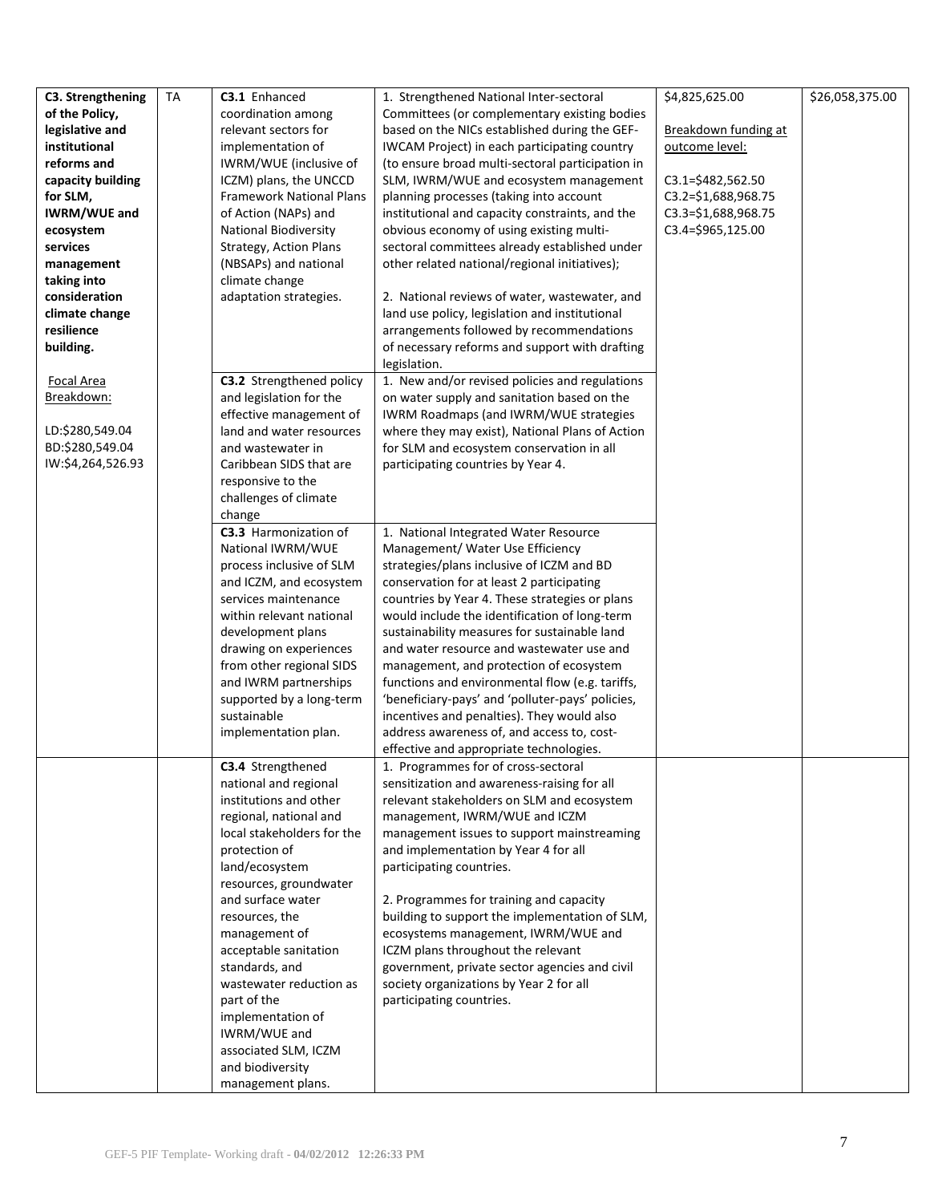| | | | | | |
|---|---|---|---|---|---|
| **C3. Strengthening of the Policy, legislative and institutional reforms and capacity building for SLM, IWRM/WUE and ecosystem services management taking into consideration climate change resilience building.**<br><br>Focal Area Breakdown:<br><br>LD:$280,549.04<br>BD:$280,549.04<br>IW:$4,264,526.93 | TA | **C3.1** Enhanced coordination among relevant sectors for implementation of IWRM/WUE (inclusive of ICZM) plans, the UNCCD Framework National Plans of Action (NAPs) and National Biodiversity Strategy, Action Plans (NBSAPs) and national climate change adaptation strategies. | 1. Strengthened National Inter-sectoral Committees (or complementary existing bodies based on the NICs established during the GEF-IWCAM Project) in each participating country (to ensure broad multi-sectoral participation in SLM, IWRM/WUE and ecosystem management planning processes (taking into account institutional and capacity constraints, and the obvious economy of using existing multi-sectoral committees already established under other related national/regional initiatives);<br><br>2. National reviews of water, wastewater, and land use policy, legislation and institutional arrangements followed by recommendations of necessary reforms and support with drafting legislation. | $4,825,625.00<br><br>Breakdown funding at outcome level:<br><br>C3.1=$482,562.50<br>C3.2=$1,688,968.75<br>C3.3=$1,688,968.75<br>C3.4=$965,125.00 | $26,058,375.00 |
| | | **C3.2** Strengthened policy and legislation for the effective management of land and water resources and wastewater in Caribbean SIDS that are responsive to the challenges of climate change | 1. New and/or revised policies and regulations on water supply and sanitation based on the IWRM Roadmaps (and IWRM/WUE strategies where they may exist), National Plans of Action for SLM and ecosystem conservation in all participating countries by Year 4. | | |
| | | **C3.3** Harmonization of National IWRM/WUE process inclusive of SLM and ICZM, and ecosystem services maintenance within relevant national development plans drawing on experiences from other regional SIDS and IWRM partnerships supported by a long-term sustainable implementation plan. | 1. National Integrated Water Resource Management/ Water Use Efficiency strategies/plans inclusive of ICZM and BD conservation for at least 2 participating countries by Year 4. These strategies or plans would include the identification of long-term sustainability measures for sustainable land and water resource and wastewater use and management, and protection of ecosystem functions and environmental flow (e.g. tariffs, 'beneficiary-pays' and 'polluter-pays' policies, incentives and penalties). They would also address awareness of, and access to, cost-effective and appropriate technologies. | | |
| | | **C3.4** Strengthened national and regional institutions and other regional, national and local stakeholders for the protection of land/ecosystem resources, groundwater and surface water resources, the management of acceptable sanitation standards, and wastewater reduction as part of the implementation of IWRM/WUE and associated SLM, ICZM and biodiversity management plans. | 1. Programmes for of cross-sectoral sensitization and awareness-raising for all relevant stakeholders on SLM and ecosystem management, IWRM/WUE and ICZM management issues to support mainstreaming and implementation by Year 4 for all participating countries.<br><br>2. Programmes for training and capacity building to support the implementation of SLM, ecosystems management, IWRM/WUE and ICZM plans throughout the relevant government, private sector agencies and civil society organizations by Year 2 for all participating countries. | | |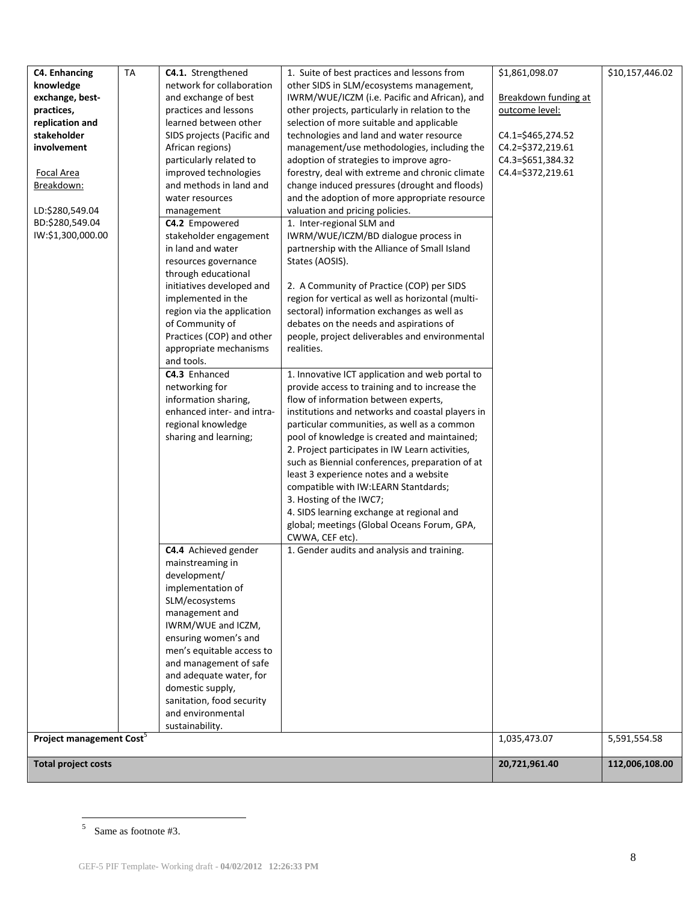| C4. Enhancing knowledge exchange, best-practices, replication and stakeholder involvement<br><br>Focal Area Breakdown:<br><br>LD:$280,549.04<br>BD:$280,549.04<br>IW:$1,300,000.00 | TA | **C4.1.** Strengthened network for collaboration and exchange of best practices and lessons learned between other SIDS projects (Pacific and African regions) particularly related to improved technologies and methods in land and water resources management | 1. Suite of best practices and lessons from other SIDS in SLM/ecosystems management, IWRM/WUE/ICZM (i.e. Pacific and African), and other projects, particularly in relation to the selection of more suitable and applicable technologies and land and water resource management/use methodologies, including the adoption of strategies to improve agro-forestry, deal with extreme and chronic climate change induced pressures (drought and floods) and the adoption of more appropriate resource valuation and pricing policies. | $1,861,098.07<br><br>Breakdown funding at outcome level:<br><br>C4.1=$465,274.52<br>C4.2=$372,219.61<br>C4.3=$651,384.32<br>C4.4=$372,219.61 | $10,157,446.02 |
|---|---|---|---|---|---|
| | | **C4.2** Empowered stakeholder engagement in land and water resources governance through educational initiatives developed and implemented in the region via the application of Community of Practices (COP) and other appropriate mechanisms and tools. | 1. Inter-regional SLM and IWRM/WUE/ICZM/BD dialogue process in partnership with the Alliance of Small Island States (AOSIS).<br><br>2. A Community of Practice (COP) per SIDS region for vertical as well as horizontal (multi-sectoral) information exchanges as well as debates on the needs and aspirations of people, project deliverables and environmental realities. | | |
| | | **C4.3** Enhanced networking for information sharing, enhanced inter- and intra-regional knowledge sharing and learning; | 1. Innovative ICT application and web portal to provide access to training and to increase the flow of information between experts, institutions and networks and coastal players in particular communities, as well as a common pool of knowledge is created and maintained;<br>2. Project participates in IW Learn activities, such as Biennial conferences, preparation of at least 3 experience notes and a website compatible with IW:LEARN Stantdards;<br>3. Hosting of the IWC7;<br>4. SIDS learning exchange at regional and global; meetings (Global Oceans Forum, GPA, CWWA, CEF etc). | | |
| | | **C4.4** Achieved gender mainstreaming in development/ implementation of SLM/ecosystems management and IWRM/WUE and ICZM, ensuring women's and men's equitable access to and management of safe and adequate water, for domestic supply, sanitation, food security and environmental sustainability. | 1. Gender audits and analysis and training. | | |
| **Project management Cost**[5] | | | | 1,035,473.07 | 5,591,554.58 |
| **Total project costs** | | | | **20,721,961.40** | **112,006,108.00** |

[5] Same as footnote #3.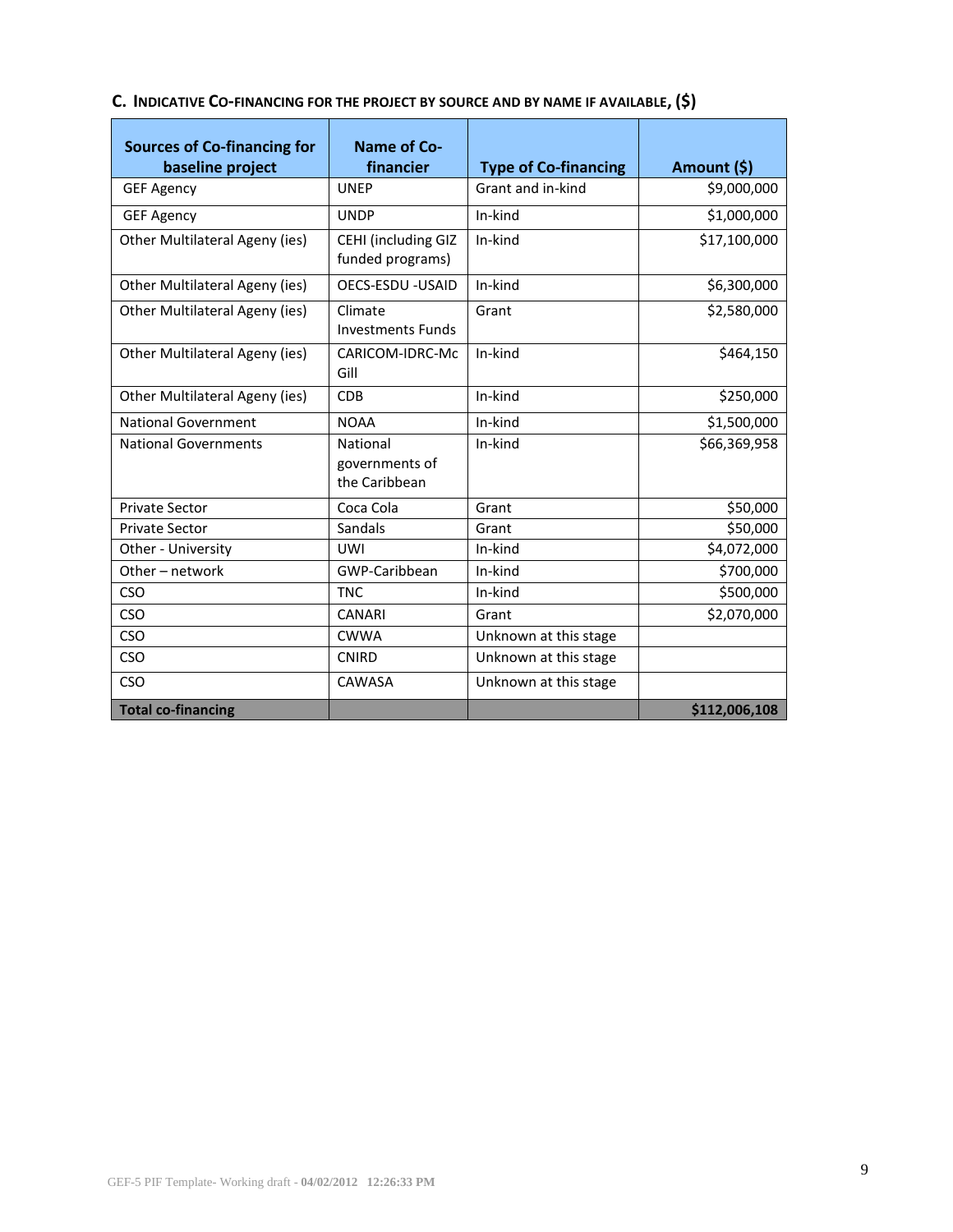## C. INDICATIVE CO-FINANCING FOR THE PROJECT BY SOURCE AND BY NAME IF AVAILABLE, ($)

| Sources of Co-financing for baseline project | Name of Co-financier | Type of Co-financing | Amount ($) |
|---|---|---|---|
| GEF Agency | UNEP | Grant and in-kind | $9,000,000 |
| GEF Agency | UNDP | In-kind | $1,000,000 |
| Other Multilateral Ageny (ies) | CEHI (including GIZ funded programs) | In-kind | $17,100,000 |
| Other Multilateral Ageny (ies) | OECS-ESDU -USAID | In-kind | $6,300,000 |
| Other Multilateral Ageny (ies) | Climate Investments Funds | Grant | $2,580,000 |
| Other Multilateral Ageny (ies) | CARICOM-IDRC-Mc Gill | In-kind | $464,150 |
| Other Multilateral Ageny (ies) | CDB | In-kind | $250,000 |
| National Government | NOAA | In-kind | $1,500,000 |
| National Governments | National governments of the Caribbean | In-kind | $66,369,958 |
| Private Sector | Coca Cola | Grant | $50,000 |
| Private Sector | Sandals | Grant | $50,000 |
| Other - University | UWI | In-kind | $4,072,000 |
| Other – network | GWP-Caribbean | In-kind | $700,000 |
| CSO | TNC | In-kind | $500,000 |
| CSO | CANARI | Grant | $2,070,000 |
| CSO | CWWA | Unknown at this stage | |
| CSO | CNIRD | Unknown at this stage | |
| CSO | CAWASA | Unknown at this stage | |
| **Total co-financing** | | | **$112,006,108** |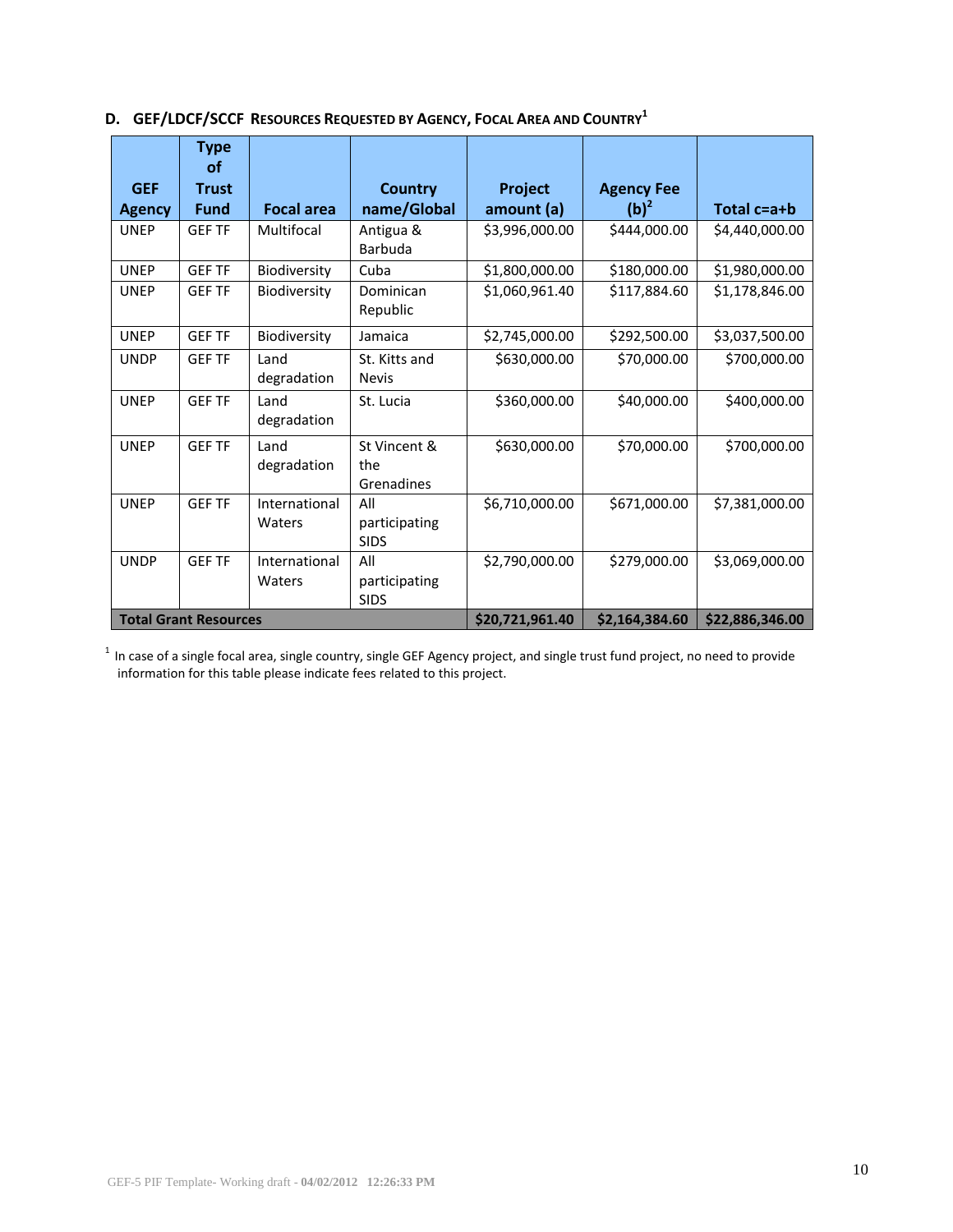## D. GEF/LDCF/SCCF Resources Requested by Agency, Focal Area and Country[1]

| GEF Agency | Type of Trust Fund | Focal area | Country name/Global | Project amount (a) | Agency Fee (b)[2] | Total c=a+b |
|---|---|---|---|---|---|---|
| UNEP | GEF TF | Multifocal | Antigua & Barbuda | $3,996,000.00 | $444,000.00 | $4,440,000.00 |
| UNEP | GEF TF | Biodiversity | Cuba | $1,800,000.00 | $180,000.00 | $1,980,000.00 |
| UNEP | GEF TF | Biodiversity | Dominican Republic | $1,060,961.40 | $117,884.60 | $1,178,846.00 |
| UNEP | GEF TF | Biodiversity | Jamaica | $2,745,000.00 | $292,500.00 | $3,037,500.00 |
| UNDP | GEF TF | Land degradation | St. Kitts and Nevis | $630,000.00 | $70,000.00 | $700,000.00 |
| UNEP | GEF TF | Land degradation | St. Lucia | $360,000.00 | $40,000.00 | $400,000.00 |
| UNEP | GEF TF | Land degradation | St Vincent & the Grenadines | $630,000.00 | $70,000.00 | $700,000.00 |
| UNEP | GEF TF | International Waters | All participating SIDS | $6,710,000.00 | $671,000.00 | $7,381,000.00 |
| UNDP | GEF TF | International Waters | All participating SIDS | $2,790,000.00 | $279,000.00 | $3,069,000.00 |
| **Total Grant Resources** | | | | **$20,721,961.40** | **$2,164,384.60** | **$22,886,346.00** |

[1] In case of a single focal area, single country, single GEF Agency project, and single trust fund project, no need to provide information for this table please indicate fees related to this project.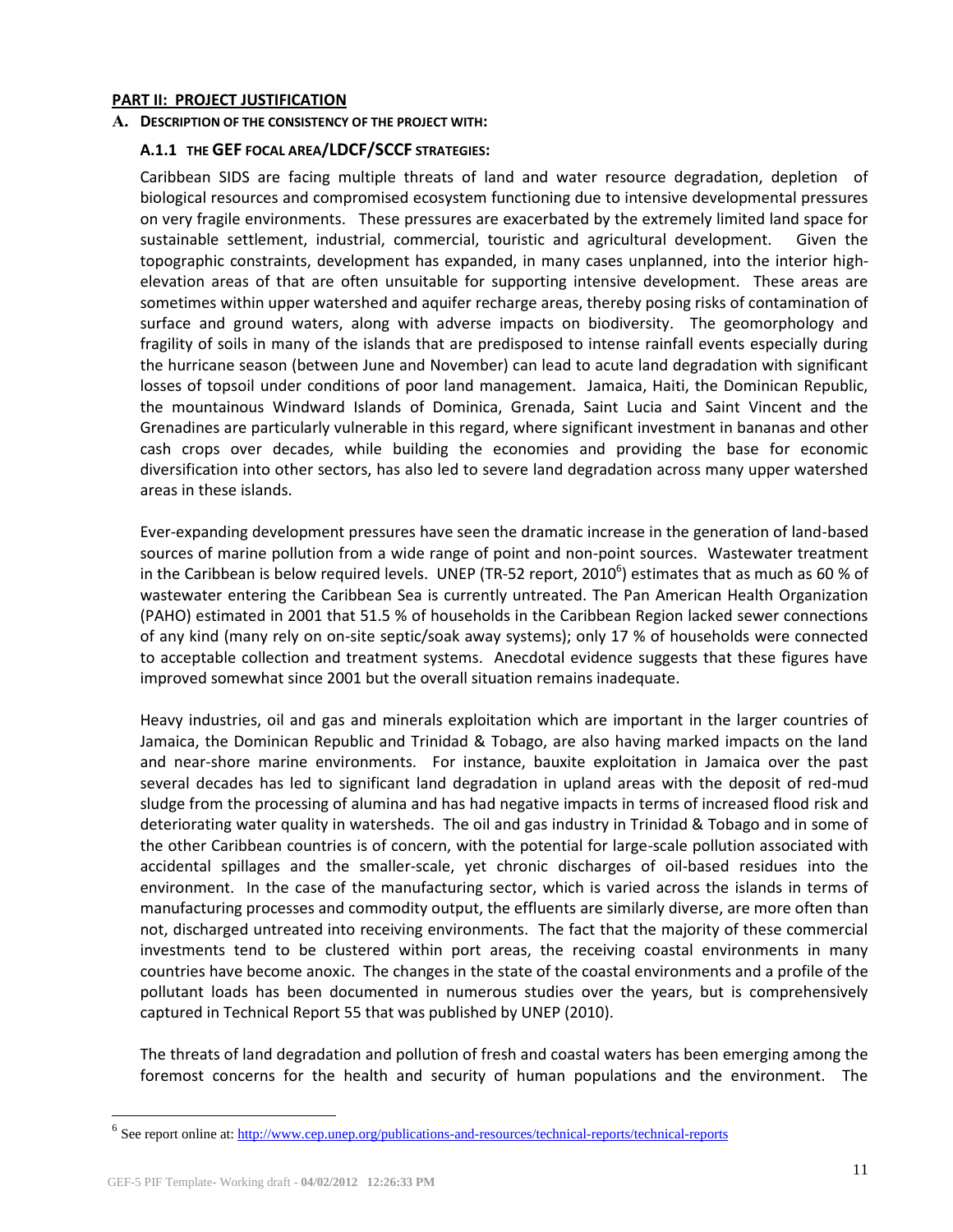**PART II: PROJECT JUSTIFICATION**

**A. DESCRIPTION OF THE CONSISTENCY OF THE PROJECT WITH:**

**A.1.1 THE GEF FOCAL AREA/LDCF/SCCF STRATEGIES:**

Caribbean SIDS are facing multiple threats of land and water resource degradation, depletion of biological resources and compromised ecosystem functioning due to intensive developmental pressures on very fragile environments. These pressures are exacerbated by the extremely limited land space for sustainable settlement, industrial, commercial, touristic and agricultural development. Given the topographic constraints, development has expanded, in many cases unplanned, into the interior high-elevation areas of that are often unsuitable for supporting intensive development. These areas are sometimes within upper watershed and aquifer recharge areas, thereby posing risks of contamination of surface and ground waters, along with adverse impacts on biodiversity. The geomorphology and fragility of soils in many of the islands that are predisposed to intense rainfall events especially during the hurricane season (between June and November) can lead to acute land degradation with significant losses of topsoil under conditions of poor land management. Jamaica, Haiti, the Dominican Republic, the mountainous Windward Islands of Dominica, Grenada, Saint Lucia and Saint Vincent and the Grenadines are particularly vulnerable in this regard, where significant investment in bananas and other cash crops over decades, while building the economies and providing the base for economic diversification into other sectors, has also led to severe land degradation across many upper watershed areas in these islands.

Ever-expanding development pressures have seen the dramatic increase in the generation of land-based sources of marine pollution from a wide range of point and non-point sources. Wastewater treatment in the Caribbean is below required levels. UNEP (TR-52 report, 2010[6]) estimates that as much as 60 % of wastewater entering the Caribbean Sea is currently untreated. The Pan American Health Organization (PAHO) estimated in 2001 that 51.5 % of households in the Caribbean Region lacked sewer connections of any kind (many rely on on-site septic/soak away systems); only 17 % of households were connected to acceptable collection and treatment systems. Anecdotal evidence suggests that these figures have improved somewhat since 2001 but the overall situation remains inadequate.

Heavy industries, oil and gas and minerals exploitation which are important in the larger countries of Jamaica, the Dominican Republic and Trinidad & Tobago, are also having marked impacts on the land and near-shore marine environments. For instance, bauxite exploitation in Jamaica over the past several decades has led to significant land degradation in upland areas with the deposit of red-mud sludge from the processing of alumina and has had negative impacts in terms of increased flood risk and deteriorating water quality in watersheds. The oil and gas industry in Trinidad & Tobago and in some of the other Caribbean countries is of concern, with the potential for large-scale pollution associated with accidental spillages and the smaller-scale, yet chronic discharges of oil-based residues into the environment. In the case of the manufacturing sector, which is varied across the islands in terms of manufacturing processes and commodity output, the effluents are similarly diverse, are more often than not, discharged untreated into receiving environments. The fact that the majority of these commercial investments tend to be clustered within port areas, the receiving coastal environments in many countries have become anoxic. The changes in the state of the coastal environments and a profile of the pollutant loads has been documented in numerous studies over the years, but is comprehensively captured in Technical Report 55 that was published by UNEP (2010).

The threats of land degradation and pollution of fresh and coastal waters has been emerging among the foremost concerns for the health and security of human populations and the environment. The

[6] See report online at: http://www.cep.unep.org/publications-and-resources/technical-reports/technical-reports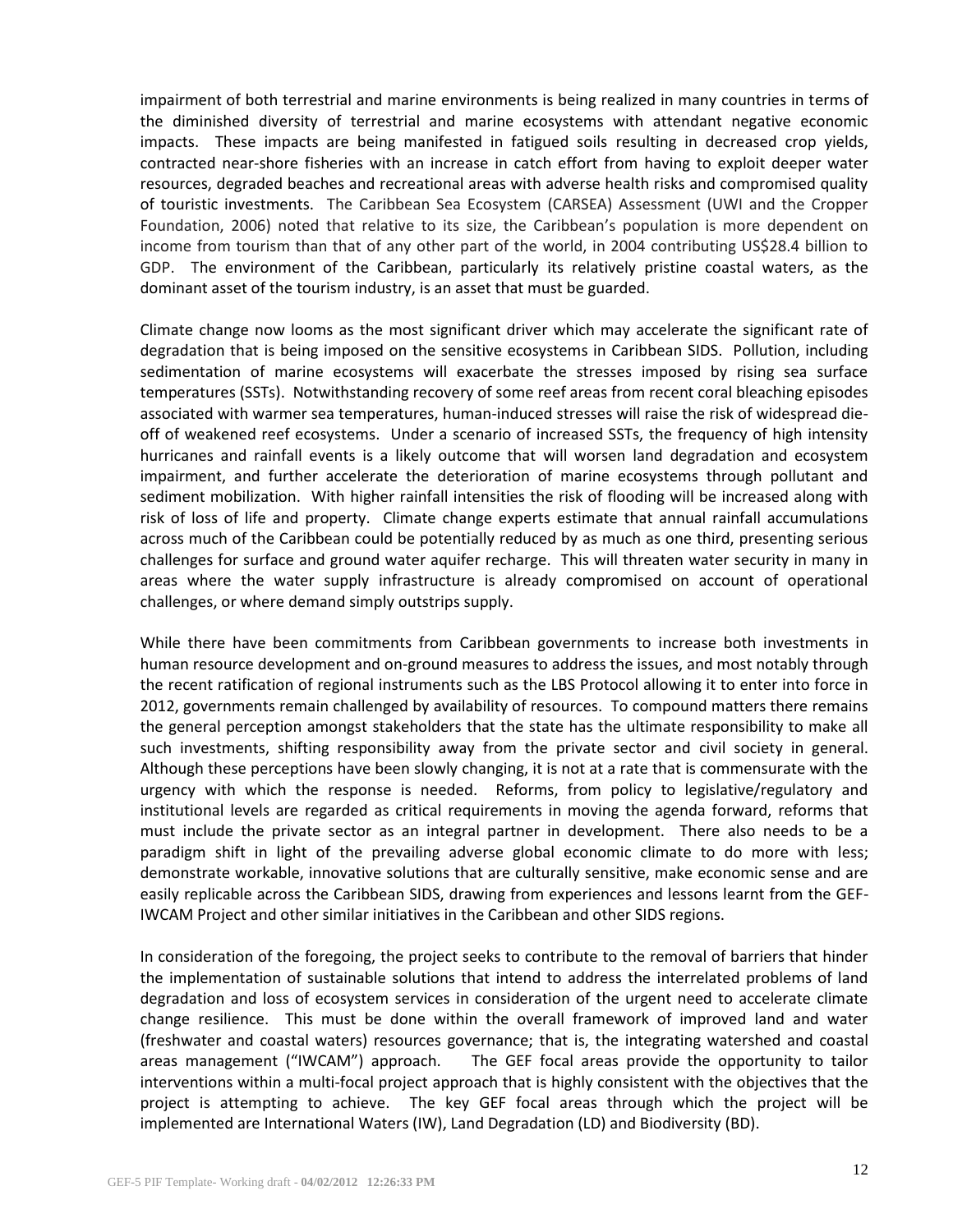impairment of both terrestrial and marine environments is being realized in many countries in terms of the diminished diversity of terrestrial and marine ecosystems with attendant negative economic impacts. These impacts are being manifested in fatigued soils resulting in decreased crop yields, contracted near-shore fisheries with an increase in catch effort from having to exploit deeper water resources, degraded beaches and recreational areas with adverse health risks and compromised quality of touristic investments. The Caribbean Sea Ecosystem (CARSEA) Assessment (UWI and the Cropper Foundation, 2006) noted that relative to its size, the Caribbean's population is more dependent on income from tourism than that of any other part of the world, in 2004 contributing US$28.4 billion to GDP. The environment of the Caribbean, particularly its relatively pristine coastal waters, as the dominant asset of the tourism industry, is an asset that must be guarded.

Climate change now looms as the most significant driver which may accelerate the significant rate of degradation that is being imposed on the sensitive ecosystems in Caribbean SIDS. Pollution, including sedimentation of marine ecosystems will exacerbate the stresses imposed by rising sea surface temperatures (SSTs). Notwithstanding recovery of some reef areas from recent coral bleaching episodes associated with warmer sea temperatures, human-induced stresses will raise the risk of widespread die-off of weakened reef ecosystems. Under a scenario of increased SSTs, the frequency of high intensity hurricanes and rainfall events is a likely outcome that will worsen land degradation and ecosystem impairment, and further accelerate the deterioration of marine ecosystems through pollutant and sediment mobilization. With higher rainfall intensities the risk of flooding will be increased along with risk of loss of life and property. Climate change experts estimate that annual rainfall accumulations across much of the Caribbean could be potentially reduced by as much as one third, presenting serious challenges for surface and ground water aquifer recharge. This will threaten water security in many in areas where the water supply infrastructure is already compromised on account of operational challenges, or where demand simply outstrips supply.

While there have been commitments from Caribbean governments to increase both investments in human resource development and on-ground measures to address the issues, and most notably through the recent ratification of regional instruments such as the LBS Protocol allowing it to enter into force in 2012, governments remain challenged by availability of resources. To compound matters there remains the general perception amongst stakeholders that the state has the ultimate responsibility to make all such investments, shifting responsibility away from the private sector and civil society in general. Although these perceptions have been slowly changing, it is not at a rate that is commensurate with the urgency with which the response is needed. Reforms, from policy to legislative/regulatory and institutional levels are regarded as critical requirements in moving the agenda forward, reforms that must include the private sector as an integral partner in development. There also needs to be a paradigm shift in light of the prevailing adverse global economic climate to do more with less; demonstrate workable, innovative solutions that are culturally sensitive, make economic sense and are easily replicable across the Caribbean SIDS, drawing from experiences and lessons learnt from the GEF-IWCAM Project and other similar initiatives in the Caribbean and other SIDS regions.

In consideration of the foregoing, the project seeks to contribute to the removal of barriers that hinder the implementation of sustainable solutions that intend to address the interrelated problems of land degradation and loss of ecosystem services in consideration of the urgent need to accelerate climate change resilience. This must be done within the overall framework of improved land and water (freshwater and coastal waters) resources governance; that is, the integrating watershed and coastal areas management ("IWCAM") approach. The GEF focal areas provide the opportunity to tailor interventions within a multi-focal project approach that is highly consistent with the objectives that the project is attempting to achieve. The key GEF focal areas through which the project will be implemented are International Waters (IW), Land Degradation (LD) and Biodiversity (BD).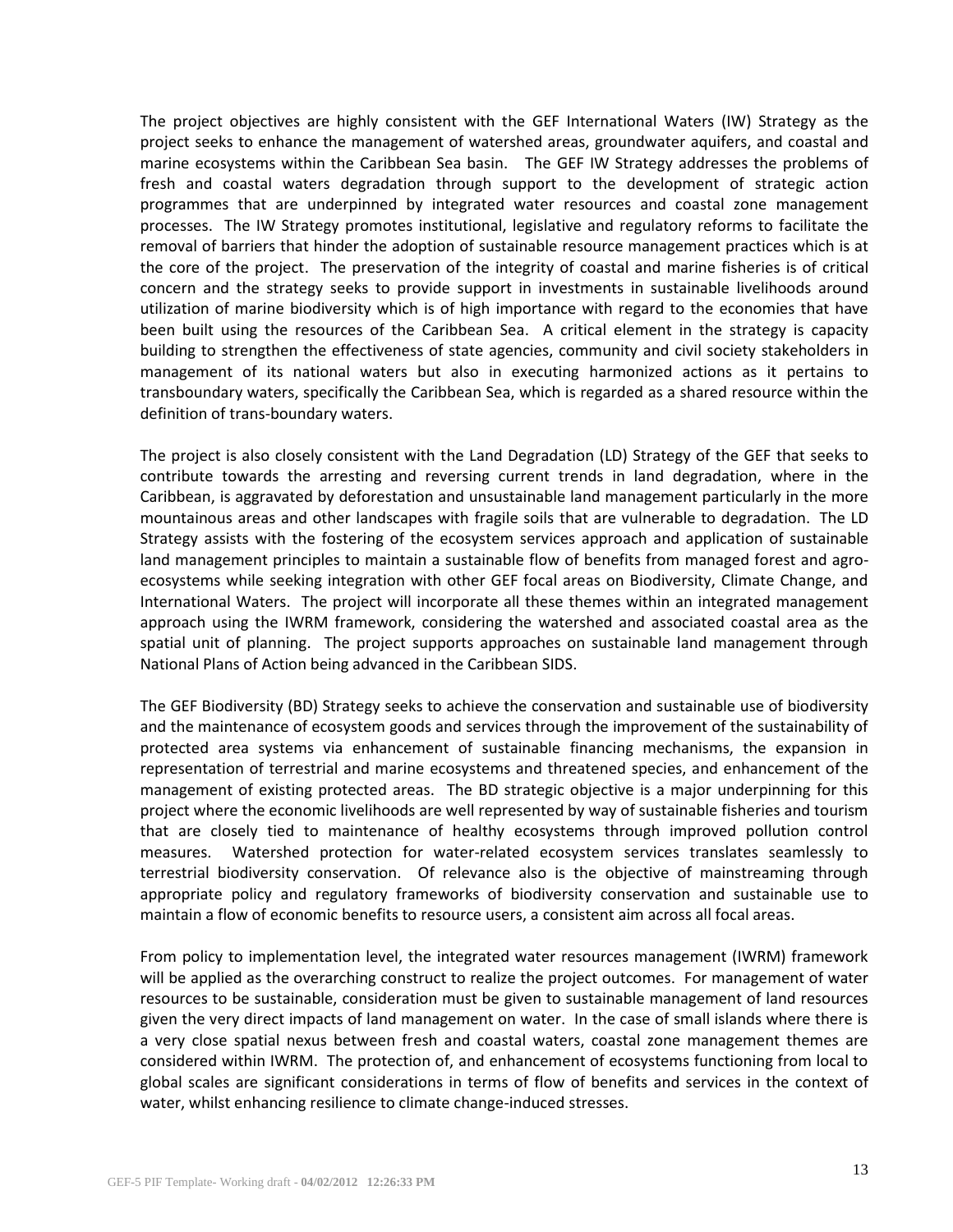The project objectives are highly consistent with the GEF International Waters (IW) Strategy as the project seeks to enhance the management of watershed areas, groundwater aquifers, and coastal and marine ecosystems within the Caribbean Sea basin. The GEF IW Strategy addresses the problems of fresh and coastal waters degradation through support to the development of strategic action programmes that are underpinned by integrated water resources and coastal zone management processes. The IW Strategy promotes institutional, legislative and regulatory reforms to facilitate the removal of barriers that hinder the adoption of sustainable resource management practices which is at the core of the project. The preservation of the integrity of coastal and marine fisheries is of critical concern and the strategy seeks to provide support in investments in sustainable livelihoods around utilization of marine biodiversity which is of high importance with regard to the economies that have been built using the resources of the Caribbean Sea. A critical element in the strategy is capacity building to strengthen the effectiveness of state agencies, community and civil society stakeholders in management of its national waters but also in executing harmonized actions as it pertains to transboundary waters, specifically the Caribbean Sea, which is regarded as a shared resource within the definition of trans-boundary waters.

The project is also closely consistent with the Land Degradation (LD) Strategy of the GEF that seeks to contribute towards the arresting and reversing current trends in land degradation, where in the Caribbean, is aggravated by deforestation and unsustainable land management particularly in the more mountainous areas and other landscapes with fragile soils that are vulnerable to degradation. The LD Strategy assists with the fostering of the ecosystem services approach and application of sustainable land management principles to maintain a sustainable flow of benefits from managed forest and agro-ecosystems while seeking integration with other GEF focal areas on Biodiversity, Climate Change, and International Waters. The project will incorporate all these themes within an integrated management approach using the IWRM framework, considering the watershed and associated coastal area as the spatial unit of planning. The project supports approaches on sustainable land management through National Plans of Action being advanced in the Caribbean SIDS.

The GEF Biodiversity (BD) Strategy seeks to achieve the conservation and sustainable use of biodiversity and the maintenance of ecosystem goods and services through the improvement of the sustainability of protected area systems via enhancement of sustainable financing mechanisms, the expansion in representation of terrestrial and marine ecosystems and threatened species, and enhancement of the management of existing protected areas. The BD strategic objective is a major underpinning for this project where the economic livelihoods are well represented by way of sustainable fisheries and tourism that are closely tied to maintenance of healthy ecosystems through improved pollution control measures. Watershed protection for water-related ecosystem services translates seamlessly to terrestrial biodiversity conservation. Of relevance also is the objective of mainstreaming through appropriate policy and regulatory frameworks of biodiversity conservation and sustainable use to maintain a flow of economic benefits to resource users, a consistent aim across all focal areas.

From policy to implementation level, the integrated water resources management (IWRM) framework will be applied as the overarching construct to realize the project outcomes. For management of water resources to be sustainable, consideration must be given to sustainable management of land resources given the very direct impacts of land management on water. In the case of small islands where there is a very close spatial nexus between fresh and coastal waters, coastal zone management themes are considered within IWRM. The protection of, and enhancement of ecosystems functioning from local to global scales are significant considerations in terms of flow of benefits and services in the context of water, whilst enhancing resilience to climate change-induced stresses.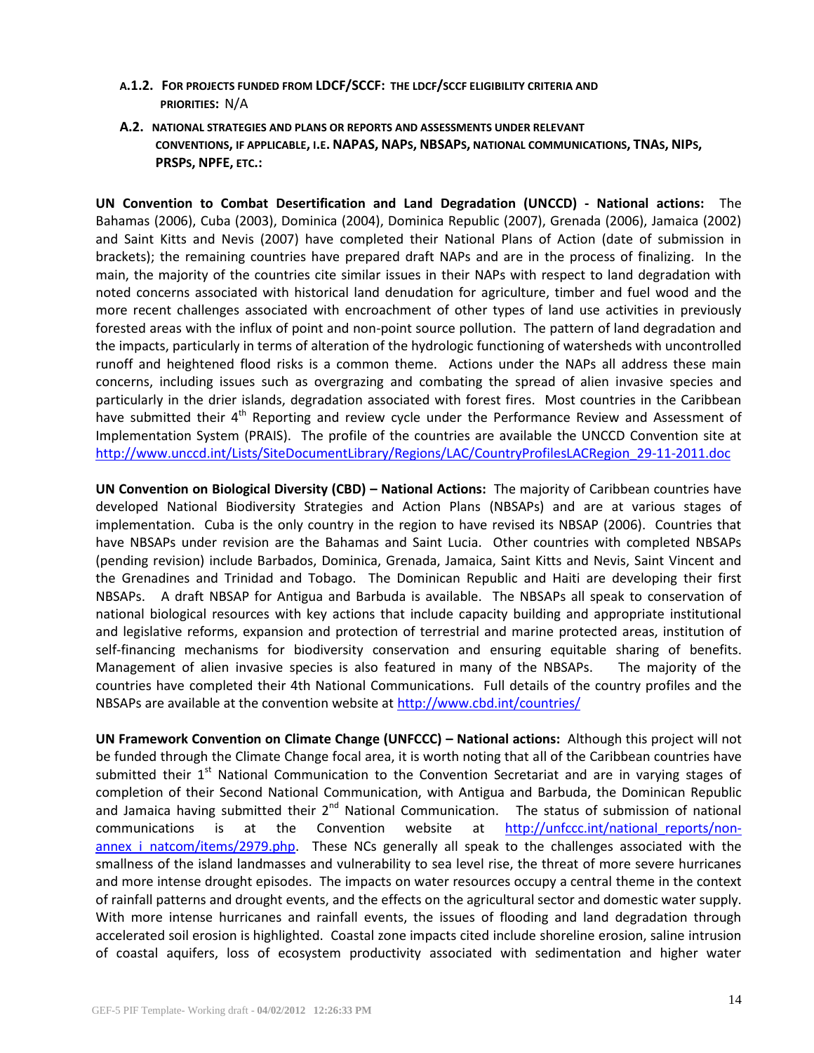**A.1.2. For projects funded from LDCF/SCCF: the LDCF/SCCF eligibility criteria and priorities:** N/A

**A.2. National strategies and plans or reports and assessments under relevant conventions, if applicable, i.e. NAPAS, NAPs, NBSAPs, national communications, TNAs, NIPs, PRSPs, NPFE, etc.:**

**UN Convention to Combat Desertification and Land Degradation (UNCCD) - National actions:** The Bahamas (2006), Cuba (2003), Dominica (2004), Dominica Republic (2007), Grenada (2006), Jamaica (2002) and Saint Kitts and Nevis (2007) have completed their National Plans of Action (date of submission in brackets); the remaining countries have prepared draft NAPs and are in the process of finalizing. In the main, the majority of the countries cite similar issues in their NAPs with respect to land degradation with noted concerns associated with historical land denudation for agriculture, timber and fuel wood and the more recent challenges associated with encroachment of other types of land use activities in previously forested areas with the influx of point and non-point source pollution. The pattern of land degradation and the impacts, particularly in terms of alteration of the hydrologic functioning of watersheds with uncontrolled runoff and heightened flood risks is a common theme. Actions under the NAPs all address these main concerns, including issues such as overgrazing and combating the spread of alien invasive species and particularly in the drier islands, degradation associated with forest fires. Most countries in the Caribbean have submitted their 4th Reporting and review cycle under the Performance Review and Assessment of Implementation System (PRAIS). The profile of the countries are available the UNCCD Convention site at http://www.unccd.int/Lists/SiteDocumentLibrary/Regions/LAC/CountryProfilesLACRegion_29-11-2011.doc

**UN Convention on Biological Diversity (CBD) – National Actions:** The majority of Caribbean countries have developed National Biodiversity Strategies and Action Plans (NBSAPs) and are at various stages of implementation. Cuba is the only country in the region to have revised its NBSAP (2006). Countries that have NBSAPs under revision are the Bahamas and Saint Lucia. Other countries with completed NBSAPs (pending revision) include Barbados, Dominica, Grenada, Jamaica, Saint Kitts and Nevis, Saint Vincent and the Grenadines and Trinidad and Tobago. The Dominican Republic and Haiti are developing their first NBSAPs. A draft NBSAP for Antigua and Barbuda is available. The NBSAPs all speak to conservation of national biological resources with key actions that include capacity building and appropriate institutional and legislative reforms, expansion and protection of terrestrial and marine protected areas, institution of self-financing mechanisms for biodiversity conservation and ensuring equitable sharing of benefits. Management of alien invasive species is also featured in many of the NBSAPs. The majority of the countries have completed their 4th National Communications. Full details of the country profiles and the NBSAPs are available at the convention website at http://www.cbd.int/countries/

**UN Framework Convention on Climate Change (UNFCCC) – National actions:** Although this project will not be funded through the Climate Change focal area, it is worth noting that all of the Caribbean countries have submitted their 1st National Communication to the Convention Secretariat and are in varying stages of completion of their Second National Communication, with Antigua and Barbuda, the Dominican Republic and Jamaica having submitted their 2nd National Communication. The status of submission of national communications is at the Convention website at http://unfccc.int/national_reports/non-annex_i_natcom/items/2979.php. These NCs generally all speak to the challenges associated with the smallness of the island landmasses and vulnerability to sea level rise, the threat of more severe hurricanes and more intense drought episodes. The impacts on water resources occupy a central theme in the context of rainfall patterns and drought events, and the effects on the agricultural sector and domestic water supply. With more intense hurricanes and rainfall events, the issues of flooding and land degradation through accelerated soil erosion is highlighted. Coastal zone impacts cited include shoreline erosion, saline intrusion of coastal aquifers, loss of ecosystem productivity associated with sedimentation and higher water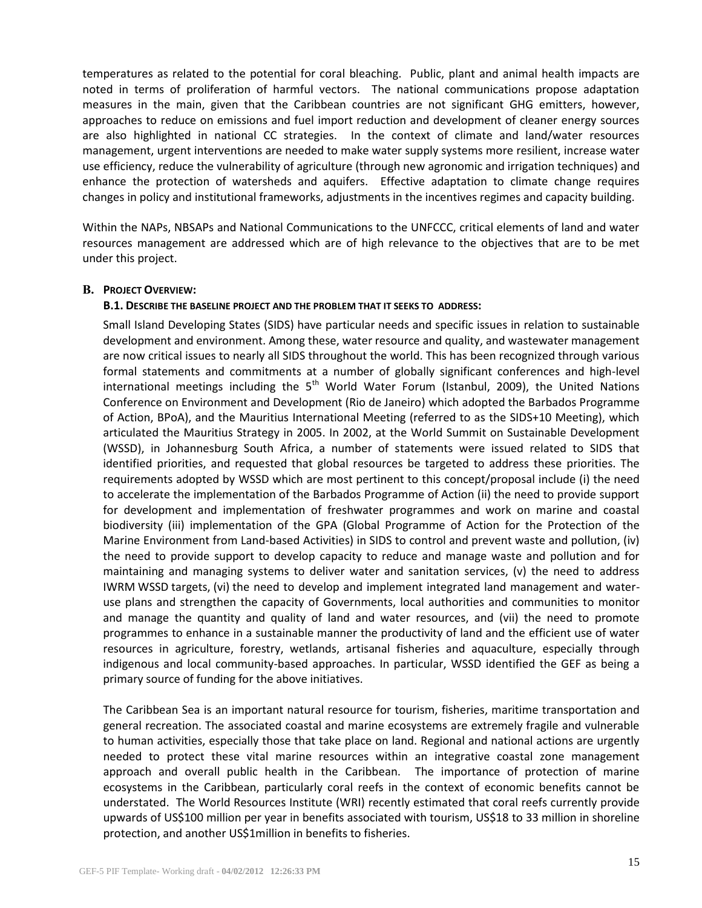temperatures as related to the potential for coral bleaching. Public, plant and animal health impacts are noted in terms of proliferation of harmful vectors. The national communications propose adaptation measures in the main, given that the Caribbean countries are not significant GHG emitters, however, approaches to reduce on emissions and fuel import reduction and development of cleaner energy sources are also highlighted in national CC strategies. In the context of climate and land/water resources management, urgent interventions are needed to make water supply systems more resilient, increase water use efficiency, reduce the vulnerability of agriculture (through new agronomic and irrigation techniques) and enhance the protection of watersheds and aquifers. Effective adaptation to climate change requires changes in policy and institutional frameworks, adjustments in the incentives regimes and capacity building.

Within the NAPs, NBSAPs and National Communications to the UNFCCC, critical elements of land and water resources management are addressed which are of high relevance to the objectives that are to be met under this project.

## B. Project Overview:

### B.1. Describe the baseline project and the problem that it seeks to address:

Small Island Developing States (SIDS) have particular needs and specific issues in relation to sustainable development and environment. Among these, water resource and quality, and wastewater management are now critical issues to nearly all SIDS throughout the world. This has been recognized through various formal statements and commitments at a number of globally significant conferences and high-level international meetings including the 5th World Water Forum (Istanbul, 2009), the United Nations Conference on Environment and Development (Rio de Janeiro) which adopted the Barbados Programme of Action, BPoA), and the Mauritius International Meeting (referred to as the SIDS+10 Meeting), which articulated the Mauritius Strategy in 2005. In 2002, at the World Summit on Sustainable Development (WSSD), in Johannesburg South Africa, a number of statements were issued related to SIDS that identified priorities, and requested that global resources be targeted to address these priorities. The requirements adopted by WSSD which are most pertinent to this concept/proposal include (i) the need to accelerate the implementation of the Barbados Programme of Action (ii) the need to provide support for development and implementation of freshwater programmes and work on marine and coastal biodiversity (iii) implementation of the GPA (Global Programme of Action for the Protection of the Marine Environment from Land-based Activities) in SIDS to control and prevent waste and pollution, (iv) the need to provide support to develop capacity to reduce and manage waste and pollution and for maintaining and managing systems to deliver water and sanitation services, (v) the need to address IWRM WSSD targets, (vi) the need to develop and implement integrated land management and water-use plans and strengthen the capacity of Governments, local authorities and communities to monitor and manage the quantity and quality of land and water resources, and (vii) the need to promote programmes to enhance in a sustainable manner the productivity of land and the efficient use of water resources in agriculture, forestry, wetlands, artisanal fisheries and aquaculture, especially through indigenous and local community-based approaches. In particular, WSSD identified the GEF as being a primary source of funding for the above initiatives.

The Caribbean Sea is an important natural resource for tourism, fisheries, maritime transportation and general recreation. The associated coastal and marine ecosystems are extremely fragile and vulnerable to human activities, especially those that take place on land. Regional and national actions are urgently needed to protect these vital marine resources within an integrative coastal zone management approach and overall public health in the Caribbean. The importance of protection of marine ecosystems in the Caribbean, particularly coral reefs in the context of economic benefits cannot be understated. The World Resources Institute (WRI) recently estimated that coral reefs currently provide upwards of US$100 million per year in benefits associated with tourism, US$18 to 33 million in shoreline protection, and another US$1million in benefits to fisheries.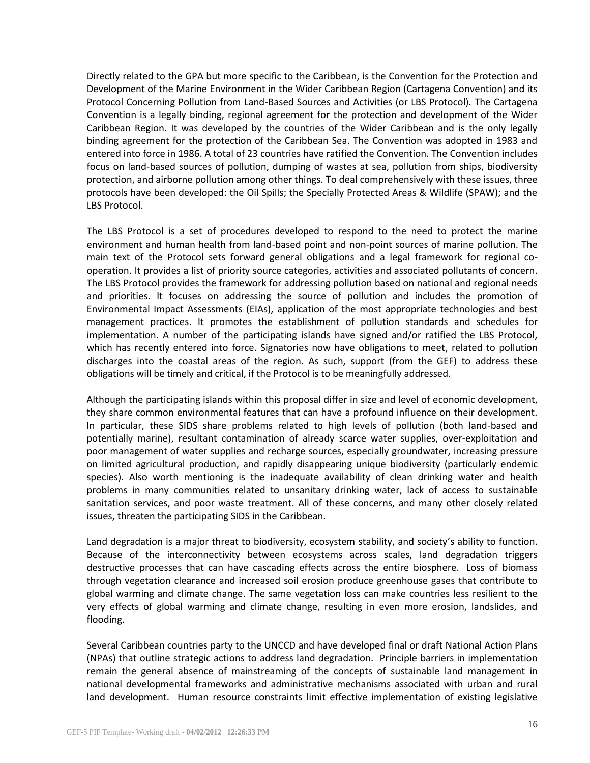Directly related to the GPA but more specific to the Caribbean, is the Convention for the Protection and Development of the Marine Environment in the Wider Caribbean Region (Cartagena Convention) and its Protocol Concerning Pollution from Land-Based Sources and Activities (or LBS Protocol). The Cartagena Convention is a legally binding, regional agreement for the protection and development of the Wider Caribbean Region. It was developed by the countries of the Wider Caribbean and is the only legally binding agreement for the protection of the Caribbean Sea. The Convention was adopted in 1983 and entered into force in 1986. A total of 23 countries have ratified the Convention. The Convention includes focus on land-based sources of pollution, dumping of wastes at sea, pollution from ships, biodiversity protection, and airborne pollution among other things. To deal comprehensively with these issues, three protocols have been developed: the Oil Spills; the Specially Protected Areas & Wildlife (SPAW); and the LBS Protocol.

The LBS Protocol is a set of procedures developed to respond to the need to protect the marine environment and human health from land-based point and non-point sources of marine pollution. The main text of the Protocol sets forward general obligations and a legal framework for regional co-operation. It provides a list of priority source categories, activities and associated pollutants of concern. The LBS Protocol provides the framework for addressing pollution based on national and regional needs and priorities. It focuses on addressing the source of pollution and includes the promotion of Environmental Impact Assessments (EIAs), application of the most appropriate technologies and best management practices. It promotes the establishment of pollution standards and schedules for implementation. A number of the participating islands have signed and/or ratified the LBS Protocol, which has recently entered into force. Signatories now have obligations to meet, related to pollution discharges into the coastal areas of the region. As such, support (from the GEF) to address these obligations will be timely and critical, if the Protocol is to be meaningfully addressed.

Although the participating islands within this proposal differ in size and level of economic development, they share common environmental features that can have a profound influence on their development. In particular, these SIDS share problems related to high levels of pollution (both land-based and potentially marine), resultant contamination of already scarce water supplies, over-exploitation and poor management of water supplies and recharge sources, especially groundwater, increasing pressure on limited agricultural production, and rapidly disappearing unique biodiversity (particularly endemic species). Also worth mentioning is the inadequate availability of clean drinking water and health problems in many communities related to unsanitary drinking water, lack of access to sustainable sanitation services, and poor waste treatment. All of these concerns, and many other closely related issues, threaten the participating SIDS in the Caribbean.

Land degradation is a major threat to biodiversity, ecosystem stability, and society's ability to function. Because of the interconnectivity between ecosystems across scales, land degradation triggers destructive processes that can have cascading effects across the entire biosphere. Loss of biomass through vegetation clearance and increased soil erosion produce greenhouse gases that contribute to global warming and climate change. The same vegetation loss can make countries less resilient to the very effects of global warming and climate change, resulting in even more erosion, landslides, and flooding.

Several Caribbean countries party to the UNCCD and have developed final or draft National Action Plans (NPAs) that outline strategic actions to address land degradation. Principle barriers in implementation remain the general absence of mainstreaming of the concepts of sustainable land management in national developmental frameworks and administrative mechanisms associated with urban and rural land development. Human resource constraints limit effective implementation of existing legislative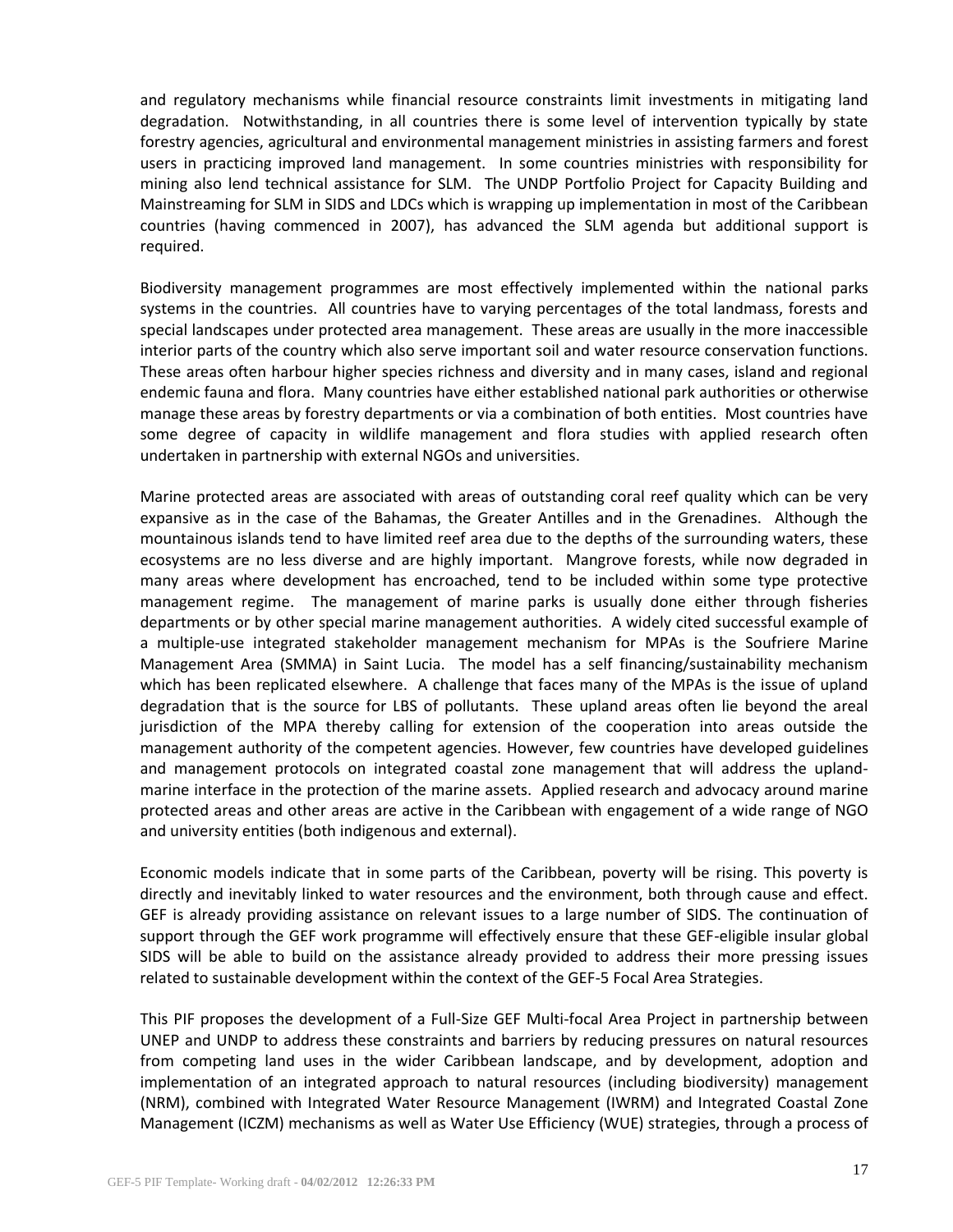and regulatory mechanisms while financial resource constraints limit investments in mitigating land degradation. Notwithstanding, in all countries there is some level of intervention typically by state forestry agencies, agricultural and environmental management ministries in assisting farmers and forest users in practicing improved land management. In some countries ministries with responsibility for mining also lend technical assistance for SLM. The UNDP Portfolio Project for Capacity Building and Mainstreaming for SLM in SIDS and LDCs which is wrapping up implementation in most of the Caribbean countries (having commenced in 2007), has advanced the SLM agenda but additional support is required.

Biodiversity management programmes are most effectively implemented within the national parks systems in the countries. All countries have to varying percentages of the total landmass, forests and special landscapes under protected area management. These areas are usually in the more inaccessible interior parts of the country which also serve important soil and water resource conservation functions. These areas often harbour higher species richness and diversity and in many cases, island and regional endemic fauna and flora. Many countries have either established national park authorities or otherwise manage these areas by forestry departments or via a combination of both entities. Most countries have some degree of capacity in wildlife management and flora studies with applied research often undertaken in partnership with external NGOs and universities.

Marine protected areas are associated with areas of outstanding coral reef quality which can be very expansive as in the case of the Bahamas, the Greater Antilles and in the Grenadines. Although the mountainous islands tend to have limited reef area due to the depths of the surrounding waters, these ecosystems are no less diverse and are highly important. Mangrove forests, while now degraded in many areas where development has encroached, tend to be included within some type protective management regime. The management of marine parks is usually done either through fisheries departments or by other special marine management authorities. A widely cited successful example of a multiple-use integrated stakeholder management mechanism for MPAs is the Soufriere Marine Management Area (SMMA) in Saint Lucia. The model has a self financing/sustainability mechanism which has been replicated elsewhere. A challenge that faces many of the MPAs is the issue of upland degradation that is the source for LBS of pollutants. These upland areas often lie beyond the areal jurisdiction of the MPA thereby calling for extension of the cooperation into areas outside the management authority of the competent agencies. However, few countries have developed guidelines and management protocols on integrated coastal zone management that will address the upland-marine interface in the protection of the marine assets. Applied research and advocacy around marine protected areas and other areas are active in the Caribbean with engagement of a wide range of NGO and university entities (both indigenous and external).

Economic models indicate that in some parts of the Caribbean, poverty will be rising. This poverty is directly and inevitably linked to water resources and the environment, both through cause and effect. GEF is already providing assistance on relevant issues to a large number of SIDS. The continuation of support through the GEF work programme will effectively ensure that these GEF-eligible insular global SIDS will be able to build on the assistance already provided to address their more pressing issues related to sustainable development within the context of the GEF-5 Focal Area Strategies.

This PIF proposes the development of a Full-Size GEF Multi-focal Area Project in partnership between UNEP and UNDP to address these constraints and barriers by reducing pressures on natural resources from competing land uses in the wider Caribbean landscape, and by development, adoption and implementation of an integrated approach to natural resources (including biodiversity) management (NRM), combined with Integrated Water Resource Management (IWRM) and Integrated Coastal Zone Management (ICZM) mechanisms as well as Water Use Efficiency (WUE) strategies, through a process of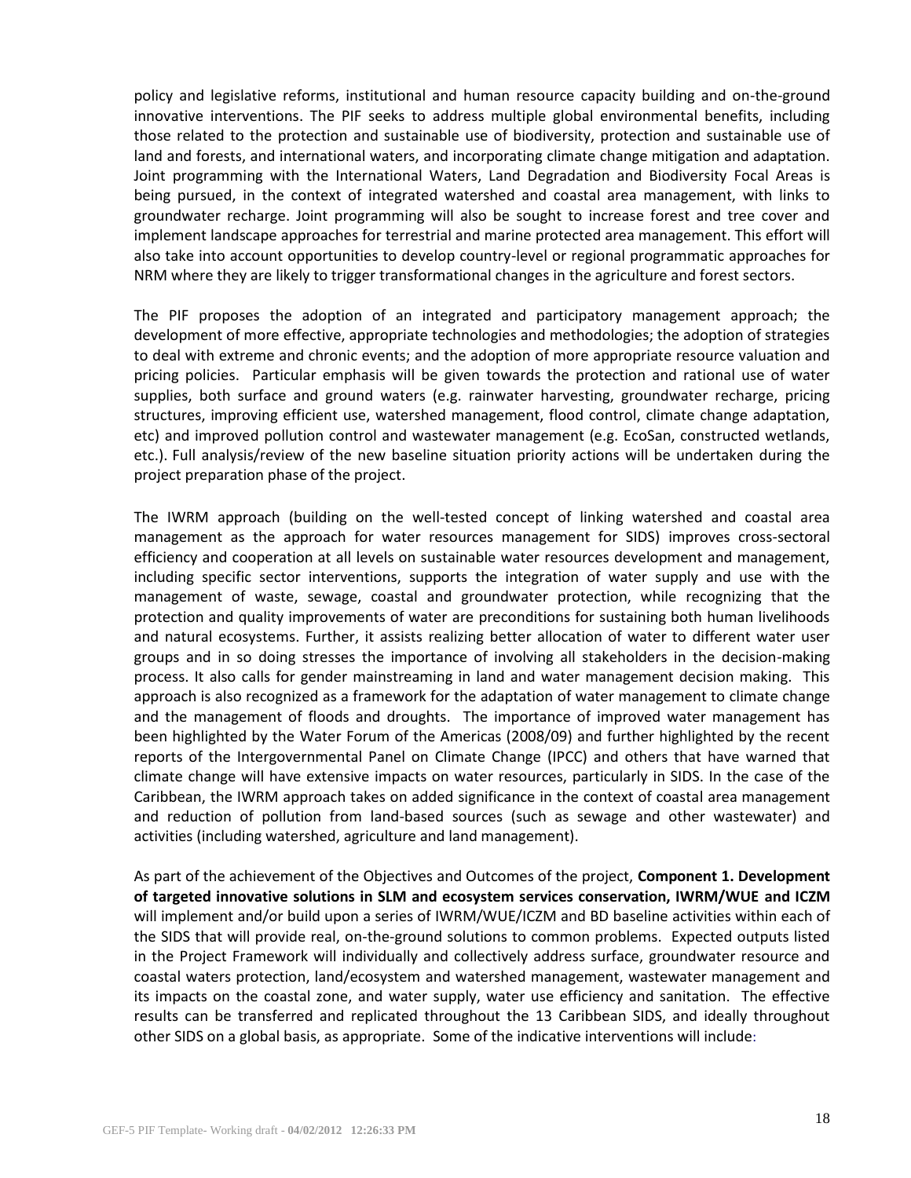policy and legislative reforms, institutional and human resource capacity building and on-the-ground innovative interventions. The PIF seeks to address multiple global environmental benefits, including those related to the protection and sustainable use of biodiversity, protection and sustainable use of land and forests, and international waters, and incorporating climate change mitigation and adaptation. Joint programming with the International Waters, Land Degradation and Biodiversity Focal Areas is being pursued, in the context of integrated watershed and coastal area management, with links to groundwater recharge. Joint programming will also be sought to increase forest and tree cover and implement landscape approaches for terrestrial and marine protected area management. This effort will also take into account opportunities to develop country-level or regional programmatic approaches for NRM where they are likely to trigger transformational changes in the agriculture and forest sectors.

The PIF proposes the adoption of an integrated and participatory management approach; the development of more effective, appropriate technologies and methodologies; the adoption of strategies to deal with extreme and chronic events; and the adoption of more appropriate resource valuation and pricing policies. Particular emphasis will be given towards the protection and rational use of water supplies, both surface and ground waters (e.g. rainwater harvesting, groundwater recharge, pricing structures, improving efficient use, watershed management, flood control, climate change adaptation, etc) and improved pollution control and wastewater management (e.g. EcoSan, constructed wetlands, etc.). Full analysis/review of the new baseline situation priority actions will be undertaken during the project preparation phase of the project.

The IWRM approach (building on the well-tested concept of linking watershed and coastal area management as the approach for water resources management for SIDS) improves cross-sectoral efficiency and cooperation at all levels on sustainable water resources development and management, including specific sector interventions, supports the integration of water supply and use with the management of waste, sewage, coastal and groundwater protection, while recognizing that the protection and quality improvements of water are preconditions for sustaining both human livelihoods and natural ecosystems. Further, it assists realizing better allocation of water to different water user groups and in so doing stresses the importance of involving all stakeholders in the decision-making process. It also calls for gender mainstreaming in land and water management decision making. This approach is also recognized as a framework for the adaptation of water management to climate change and the management of floods and droughts. The importance of improved water management has been highlighted by the Water Forum of the Americas (2008/09) and further highlighted by the recent reports of the Intergovernmental Panel on Climate Change (IPCC) and others that have warned that climate change will have extensive impacts on water resources, particularly in SIDS. In the case of the Caribbean, the IWRM approach takes on added significance in the context of coastal area management and reduction of pollution from land-based sources (such as sewage and other wastewater) and activities (including watershed, agriculture and land management).

As part of the achievement of the Objectives and Outcomes of the project, **Component 1. Development of targeted innovative solutions in SLM and ecosystem services conservation, IWRM/WUE and ICZM** will implement and/or build upon a series of IWRM/WUE/ICZM and BD baseline activities within each of the SIDS that will provide real, on-the-ground solutions to common problems. Expected outputs listed in the Project Framework will individually and collectively address surface, groundwater resource and coastal waters protection, land/ecosystem and watershed management, wastewater management and its impacts on the coastal zone, and water supply, water use efficiency and sanitation. The effective results can be transferred and replicated throughout the 13 Caribbean SIDS, and ideally throughout other SIDS on a global basis, as appropriate. Some of the indicative interventions will include: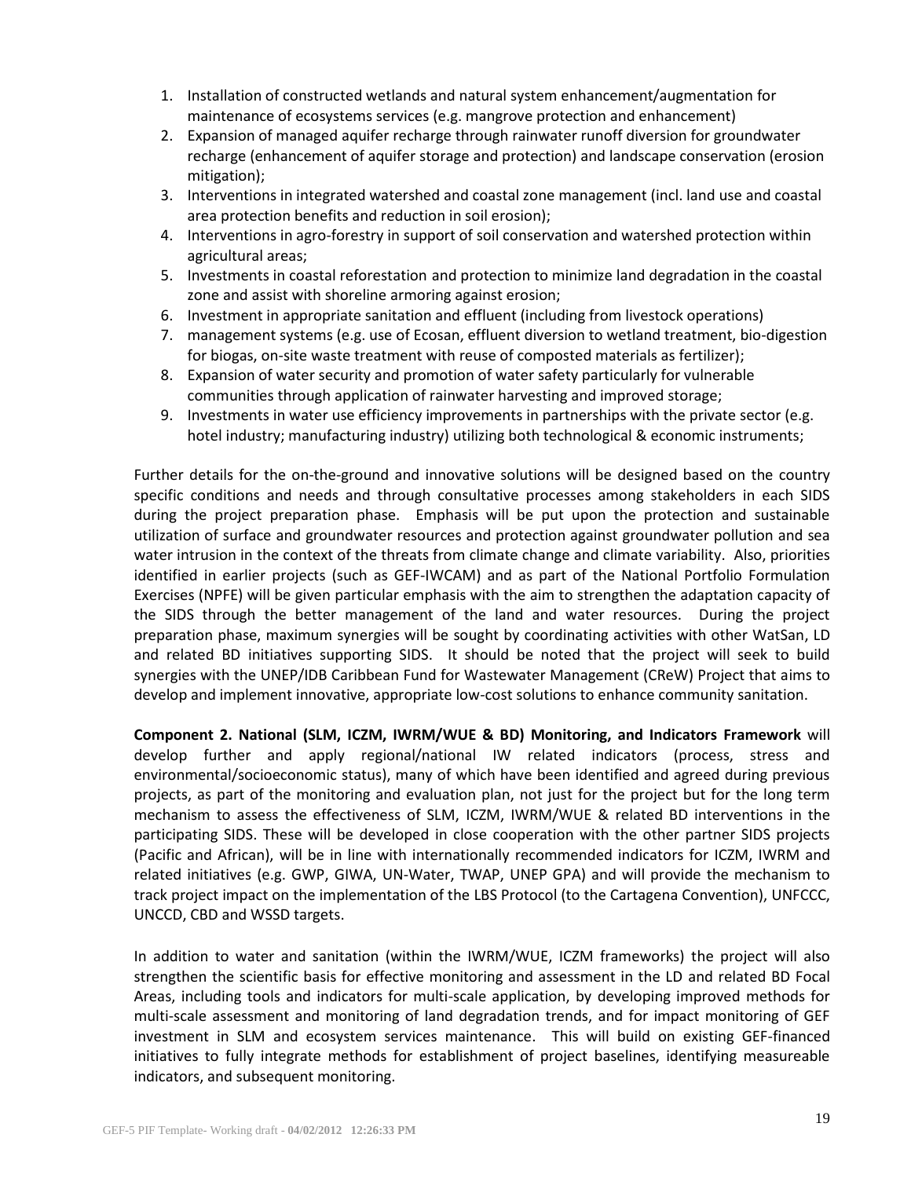1. Installation of constructed wetlands and natural system enhancement/augmentation for maintenance of ecosystems services (e.g. mangrove protection and enhancement)
2. Expansion of managed aquifer recharge through rainwater runoff diversion for groundwater recharge (enhancement of aquifer storage and protection) and landscape conservation (erosion mitigation);
3. Interventions in integrated watershed and coastal zone management (incl. land use and coastal area protection benefits and reduction in soil erosion);
4. Interventions in agro-forestry in support of soil conservation and watershed protection within agricultural areas;
5. Investments in coastal reforestation and protection to minimize land degradation in the coastal zone and assist with shoreline armoring against erosion;
6. Investment in appropriate sanitation and effluent (including from livestock operations)
7. management systems (e.g. use of Ecosan, effluent diversion to wetland treatment, bio-digestion for biogas, on-site waste treatment with reuse of composted materials as fertilizer);
8. Expansion of water security and promotion of water safety particularly for vulnerable communities through application of rainwater harvesting and improved storage;
9. Investments in water use efficiency improvements in partnerships with the private sector (e.g. hotel industry; manufacturing industry) utilizing both technological & economic instruments;

Further details for the on-the-ground and innovative solutions will be designed based on the country specific conditions and needs and through consultative processes among stakeholders in each SIDS during the project preparation phase. Emphasis will be put upon the protection and sustainable utilization of surface and groundwater resources and protection against groundwater pollution and sea water intrusion in the context of the threats from climate change and climate variability. Also, priorities identified in earlier projects (such as GEF-IWCAM) and as part of the National Portfolio Formulation Exercises (NPFE) will be given particular emphasis with the aim to strengthen the adaptation capacity of the SIDS through the better management of the land and water resources. During the project preparation phase, maximum synergies will be sought by coordinating activities with other WatSan, LD and related BD initiatives supporting SIDS. It should be noted that the project will seek to build synergies with the UNEP/IDB Caribbean Fund for Wastewater Management (CReW) Project that aims to develop and implement innovative, appropriate low-cost solutions to enhance community sanitation.

**Component 2. National (SLM, ICZM, IWRM/WUE & BD) Monitoring, and Indicators Framework** will develop further and apply regional/national IW related indicators (process, stress and environmental/socioeconomic status), many of which have been identified and agreed during previous projects, as part of the monitoring and evaluation plan, not just for the project but for the long term mechanism to assess the effectiveness of SLM, ICZM, IWRM/WUE & related BD interventions in the participating SIDS. These will be developed in close cooperation with the other partner SIDS projects (Pacific and African), will be in line with internationally recommended indicators for ICZM, IWRM and related initiatives (e.g. GWP, GIWA, UN-Water, TWAP, UNEP GPA) and will provide the mechanism to track project impact on the implementation of the LBS Protocol (to the Cartagena Convention), UNFCCC, UNCCD, CBD and WSSD targets.

In addition to water and sanitation (within the IWRM/WUE, ICZM frameworks) the project will also strengthen the scientific basis for effective monitoring and assessment in the LD and related BD Focal Areas, including tools and indicators for multi-scale application, by developing improved methods for multi-scale assessment and monitoring of land degradation trends, and for impact monitoring of GEF investment in SLM and ecosystem services maintenance. This will build on existing GEF-financed initiatives to fully integrate methods for establishment of project baselines, identifying measureable indicators, and subsequent monitoring.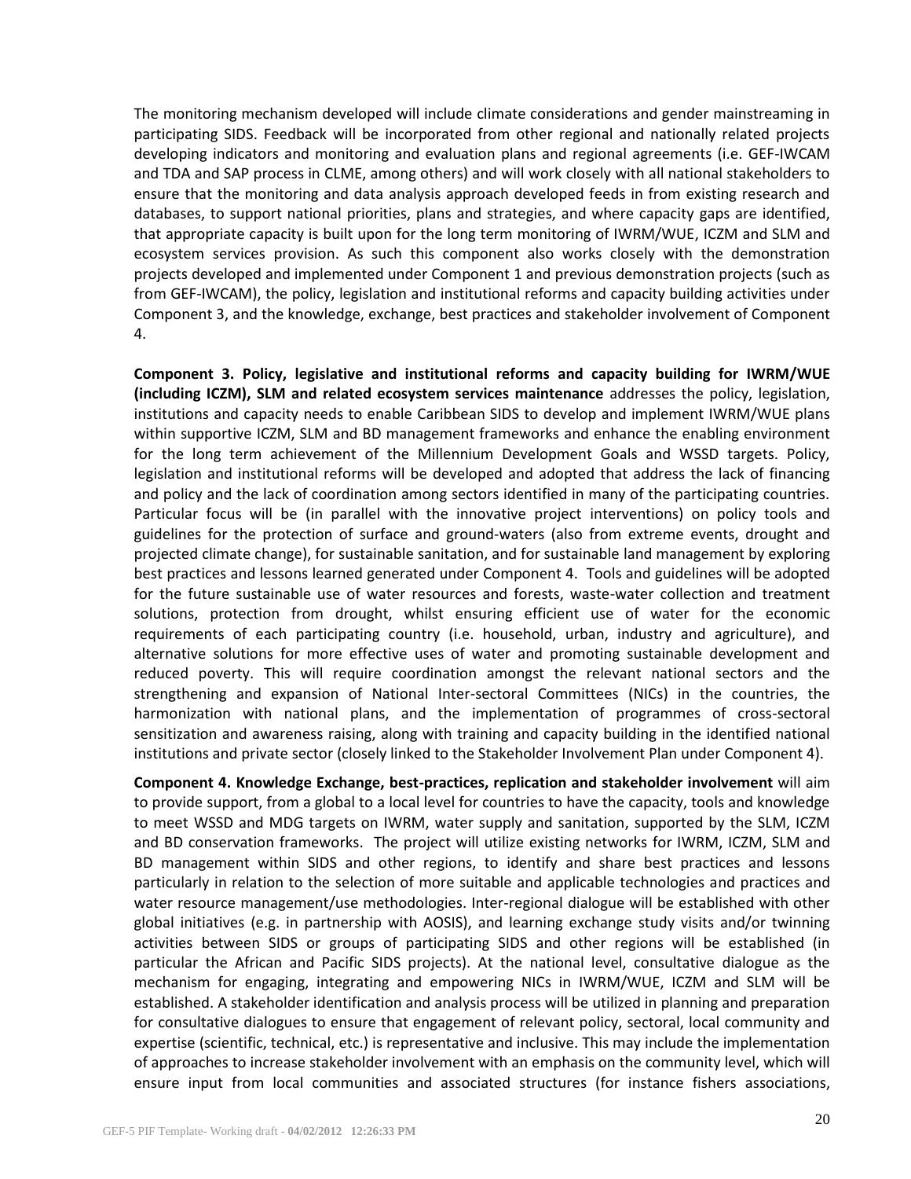The monitoring mechanism developed will include climate considerations and gender mainstreaming in participating SIDS. Feedback will be incorporated from other regional and nationally related projects developing indicators and monitoring and evaluation plans and regional agreements (i.e. GEF-IWCAM and TDA and SAP process in CLME, among others) and will work closely with all national stakeholders to ensure that the monitoring and data analysis approach developed feeds in from existing research and databases, to support national priorities, plans and strategies, and where capacity gaps are identified, that appropriate capacity is built upon for the long term monitoring of IWRM/WUE, ICZM and SLM and ecosystem services provision. As such this component also works closely with the demonstration projects developed and implemented under Component 1 and previous demonstration projects (such as from GEF-IWCAM), the policy, legislation and institutional reforms and capacity building activities under Component 3, and the knowledge, exchange, best practices and stakeholder involvement of Component 4.

**Component 3. Policy, legislative and institutional reforms and capacity building for IWRM/WUE (including ICZM), SLM and related ecosystem services maintenance** addresses the policy, legislation, institutions and capacity needs to enable Caribbean SIDS to develop and implement IWRM/WUE plans within supportive ICZM, SLM and BD management frameworks and enhance the enabling environment for the long term achievement of the Millennium Development Goals and WSSD targets. Policy, legislation and institutional reforms will be developed and adopted that address the lack of financing and policy and the lack of coordination among sectors identified in many of the participating countries. Particular focus will be (in parallel with the innovative project interventions) on policy tools and guidelines for the protection of surface and ground-waters (also from extreme events, drought and projected climate change), for sustainable sanitation, and for sustainable land management by exploring best practices and lessons learned generated under Component 4. Tools and guidelines will be adopted for the future sustainable use of water resources and forests, waste-water collection and treatment solutions, protection from drought, whilst ensuring efficient use of water for the economic requirements of each participating country (i.e. household, urban, industry and agriculture), and alternative solutions for more effective uses of water and promoting sustainable development and reduced poverty. This will require coordination amongst the relevant national sectors and the strengthening and expansion of National Inter-sectoral Committees (NICs) in the countries, the harmonization with national plans, and the implementation of programmes of cross-sectoral sensitization and awareness raising, along with training and capacity building in the identified national institutions and private sector (closely linked to the Stakeholder Involvement Plan under Component 4).

**Component 4. Knowledge Exchange, best-practices, replication and stakeholder involvement** will aim to provide support, from a global to a local level for countries to have the capacity, tools and knowledge to meet WSSD and MDG targets on IWRM, water supply and sanitation, supported by the SLM, ICZM and BD conservation frameworks. The project will utilize existing networks for IWRM, ICZM, SLM and BD management within SIDS and other regions, to identify and share best practices and lessons particularly in relation to the selection of more suitable and applicable technologies and practices and water resource management/use methodologies. Inter-regional dialogue will be established with other global initiatives (e.g. in partnership with AOSIS), and learning exchange study visits and/or twinning activities between SIDS or groups of participating SIDS and other regions will be established (in particular the African and Pacific SIDS projects). At the national level, consultative dialogue as the mechanism for engaging, integrating and empowering NICs in IWRM/WUE, ICZM and SLM will be established. A stakeholder identification and analysis process will be utilized in planning and preparation for consultative dialogues to ensure that engagement of relevant policy, sectoral, local community and expertise (scientific, technical, etc.) is representative and inclusive. This may include the implementation of approaches to increase stakeholder involvement with an emphasis on the community level, which will ensure input from local communities and associated structures (for instance fishers associations,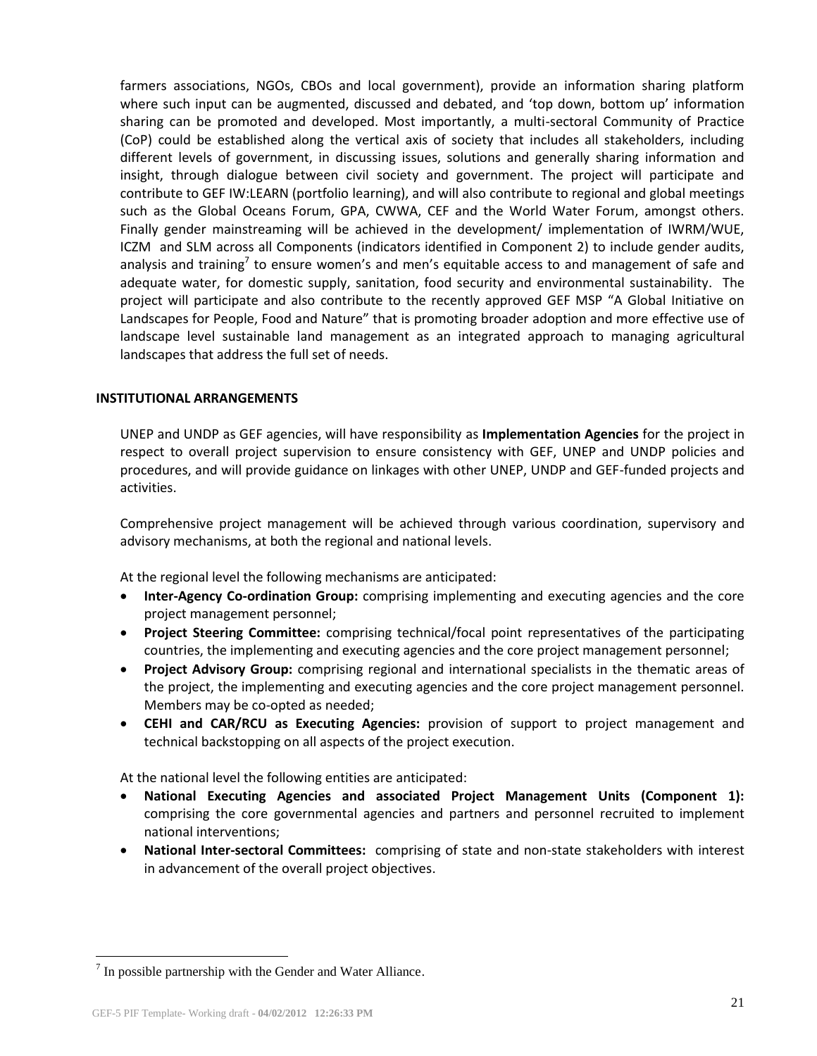farmers associations, NGOs, CBOs and local government), provide an information sharing platform where such input can be augmented, discussed and debated, and 'top down, bottom up' information sharing can be promoted and developed. Most importantly, a multi-sectoral Community of Practice (CoP) could be established along the vertical axis of society that includes all stakeholders, including different levels of government, in discussing issues, solutions and generally sharing information and insight, through dialogue between civil society and government. The project will participate and contribute to GEF IW:LEARN (portfolio learning), and will also contribute to regional and global meetings such as the Global Oceans Forum, GPA, CWWA, CEF and the World Water Forum, amongst others. Finally gender mainstreaming will be achieved in the development/ implementation of IWRM/WUE, ICZM and SLM across all Components (indicators identified in Component 2) to include gender audits, analysis and training[7] to ensure women's and men's equitable access to and management of safe and adequate water, for domestic supply, sanitation, food security and environmental sustainability. The project will participate and also contribute to the recently approved GEF MSP "A Global Initiative on Landscapes for People, Food and Nature" that is promoting broader adoption and more effective use of landscape level sustainable land management as an integrated approach to managing agricultural landscapes that address the full set of needs.

**INSTITUTIONAL ARRANGEMENTS**

UNEP and UNDP as GEF agencies, will have responsibility as **Implementation Agencies** for the project in respect to overall project supervision to ensure consistency with GEF, UNEP and UNDP policies and procedures, and will provide guidance on linkages with other UNEP, UNDP and GEF-funded projects and activities.

Comprehensive project management will be achieved through various coordination, supervisory and advisory mechanisms, at both the regional and national levels.

At the regional level the following mechanisms are anticipated:

- **Inter-Agency Co-ordination Group:** comprising implementing and executing agencies and the core project management personnel;
- **Project Steering Committee:** comprising technical/focal point representatives of the participating countries, the implementing and executing agencies and the core project management personnel;
- **Project Advisory Group:** comprising regional and international specialists in the thematic areas of the project, the implementing and executing agencies and the core project management personnel. Members may be co-opted as needed;
- **CEHI and CAR/RCU as Executing Agencies:** provision of support to project management and technical backstopping on all aspects of the project execution.

At the national level the following entities are anticipated:

- **National Executing Agencies and associated Project Management Units (Component 1):** comprising the core governmental agencies and partners and personnel recruited to implement national interventions;
- **National Inter-sectoral Committees:** comprising of state and non-state stakeholders with interest in advancement of the overall project objectives.

[7] In possible partnership with the Gender and Water Alliance.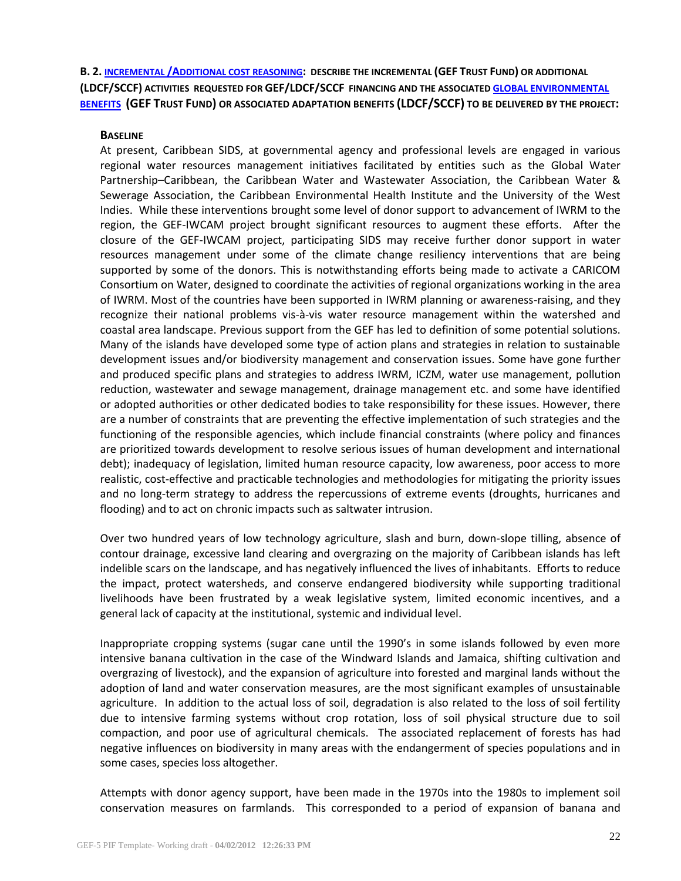**B. 2. INCREMENTAL /ADDITIONAL COST REASONING: DESCRIBE THE INCREMENTAL (GEF TRUST FUND) OR ADDITIONAL (LDCF/SCCF) ACTIVITIES REQUESTED FOR GEF/LDCF/SCCF FINANCING AND THE ASSOCIATED GLOBAL ENVIRONMENTAL BENEFITS (GEF TRUST FUND) OR ASSOCIATED ADAPTATION BENEFITS (LDCF/SCCF) TO BE DELIVERED BY THE PROJECT:**

**BASELINE**

At present, Caribbean SIDS, at governmental agency and professional levels are engaged in various regional water resources management initiatives facilitated by entities such as the Global Water Partnership–Caribbean, the Caribbean Water and Wastewater Association, the Caribbean Water & Sewerage Association, the Caribbean Environmental Health Institute and the University of the West Indies. While these interventions brought some level of donor support to advancement of IWRM to the region, the GEF-IWCAM project brought significant resources to augment these efforts. After the closure of the GEF-IWCAM project, participating SIDS may receive further donor support in water resources management under some of the climate change resiliency interventions that are being supported by some of the donors. This is notwithstanding efforts being made to activate a CARICOM Consortium on Water, designed to coordinate the activities of regional organizations working in the area of IWRM. Most of the countries have been supported in IWRM planning or awareness-raising, and they recognize their national problems vis-à-vis water resource management within the watershed and coastal area landscape. Previous support from the GEF has led to definition of some potential solutions. Many of the islands have developed some type of action plans and strategies in relation to sustainable development issues and/or biodiversity management and conservation issues. Some have gone further and produced specific plans and strategies to address IWRM, ICZM, water use management, pollution reduction, wastewater and sewage management, drainage management etc. and some have identified or adopted authorities or other dedicated bodies to take responsibility for these issues. However, there are a number of constraints that are preventing the effective implementation of such strategies and the functioning of the responsible agencies, which include financial constraints (where policy and finances are prioritized towards development to resolve serious issues of human development and international debt); inadequacy of legislation, limited human resource capacity, low awareness, poor access to more realistic, cost-effective and practicable technologies and methodologies for mitigating the priority issues and no long-term strategy to address the repercussions of extreme events (droughts, hurricanes and flooding) and to act on chronic impacts such as saltwater intrusion.

Over two hundred years of low technology agriculture, slash and burn, down-slope tilling, absence of contour drainage, excessive land clearing and overgrazing on the majority of Caribbean islands has left indelible scars on the landscape, and has negatively influenced the lives of inhabitants. Efforts to reduce the impact, protect watersheds, and conserve endangered biodiversity while supporting traditional livelihoods have been frustrated by a weak legislative system, limited economic incentives, and a general lack of capacity at the institutional, systemic and individual level.

Inappropriate cropping systems (sugar cane until the 1990's in some islands followed by even more intensive banana cultivation in the case of the Windward Islands and Jamaica, shifting cultivation and overgrazing of livestock), and the expansion of agriculture into forested and marginal lands without the adoption of land and water conservation measures, are the most significant examples of unsustainable agriculture. In addition to the actual loss of soil, degradation is also related to the loss of soil fertility due to intensive farming systems without crop rotation, loss of soil physical structure due to soil compaction, and poor use of agricultural chemicals. The associated replacement of forests has had negative influences on biodiversity in many areas with the endangerment of species populations and in some cases, species loss altogether.

Attempts with donor agency support, have been made in the 1970s into the 1980s to implement soil conservation measures on farmlands. This corresponded to a period of expansion of banana and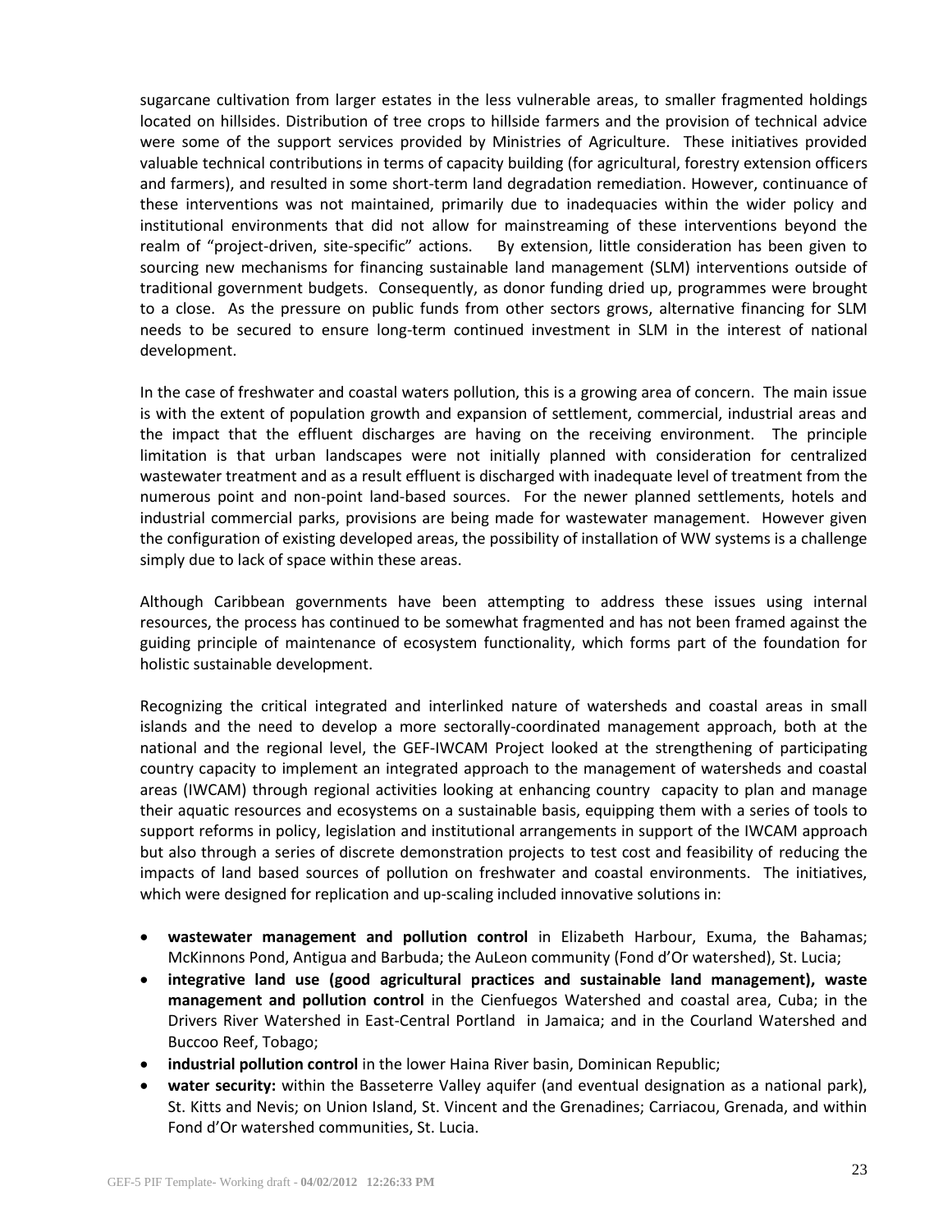sugarcane cultivation from larger estates in the less vulnerable areas, to smaller fragmented holdings located on hillsides. Distribution of tree crops to hillside farmers and the provision of technical advice were some of the support services provided by Ministries of Agriculture. These initiatives provided valuable technical contributions in terms of capacity building (for agricultural, forestry extension officers and farmers), and resulted in some short-term land degradation remediation. However, continuance of these interventions was not maintained, primarily due to inadequacies within the wider policy and institutional environments that did not allow for mainstreaming of these interventions beyond the realm of "project-driven, site-specific" actions. By extension, little consideration has been given to sourcing new mechanisms for financing sustainable land management (SLM) interventions outside of traditional government budgets. Consequently, as donor funding dried up, programmes were brought to a close. As the pressure on public funds from other sectors grows, alternative financing for SLM needs to be secured to ensure long-term continued investment in SLM in the interest of national development.

In the case of freshwater and coastal waters pollution, this is a growing area of concern. The main issue is with the extent of population growth and expansion of settlement, commercial, industrial areas and the impact that the effluent discharges are having on the receiving environment. The principle limitation is that urban landscapes were not initially planned with consideration for centralized wastewater treatment and as a result effluent is discharged with inadequate level of treatment from the numerous point and non-point land-based sources. For the newer planned settlements, hotels and industrial commercial parks, provisions are being made for wastewater management. However given the configuration of existing developed areas, the possibility of installation of WW systems is a challenge simply due to lack of space within these areas.

Although Caribbean governments have been attempting to address these issues using internal resources, the process has continued to be somewhat fragmented and has not been framed against the guiding principle of maintenance of ecosystem functionality, which forms part of the foundation for holistic sustainable development.

Recognizing the critical integrated and interlinked nature of watersheds and coastal areas in small islands and the need to develop a more sectorally-coordinated management approach, both at the national and the regional level, the GEF-IWCAM Project looked at the strengthening of participating country capacity to implement an integrated approach to the management of watersheds and coastal areas (IWCAM) through regional activities looking at enhancing country capacity to plan and manage their aquatic resources and ecosystems on a sustainable basis, equipping them with a series of tools to support reforms in policy, legislation and institutional arrangements in support of the IWCAM approach but also through a series of discrete demonstration projects to test cost and feasibility of reducing the impacts of land based sources of pollution on freshwater and coastal environments. The initiatives, which were designed for replication and up-scaling included innovative solutions in:

- **wastewater management and pollution control** in Elizabeth Harbour, Exuma, the Bahamas; McKinnons Pond, Antigua and Barbuda; the AuLeon community (Fond d'Or watershed), St. Lucia;
- **integrative land use (good agricultural practices and sustainable land management), waste management and pollution control** in the Cienfuegos Watershed and coastal area, Cuba; in the Drivers River Watershed in East-Central Portland in Jamaica; and in the Courland Watershed and Buccoo Reef, Tobago;
- **industrial pollution control** in the lower Haina River basin, Dominican Republic;
- **water security:** within the Basseterre Valley aquifer (and eventual designation as a national park), St. Kitts and Nevis; on Union Island, St. Vincent and the Grenadines; Carriacou, Grenada, and within Fond d'Or watershed communities, St. Lucia.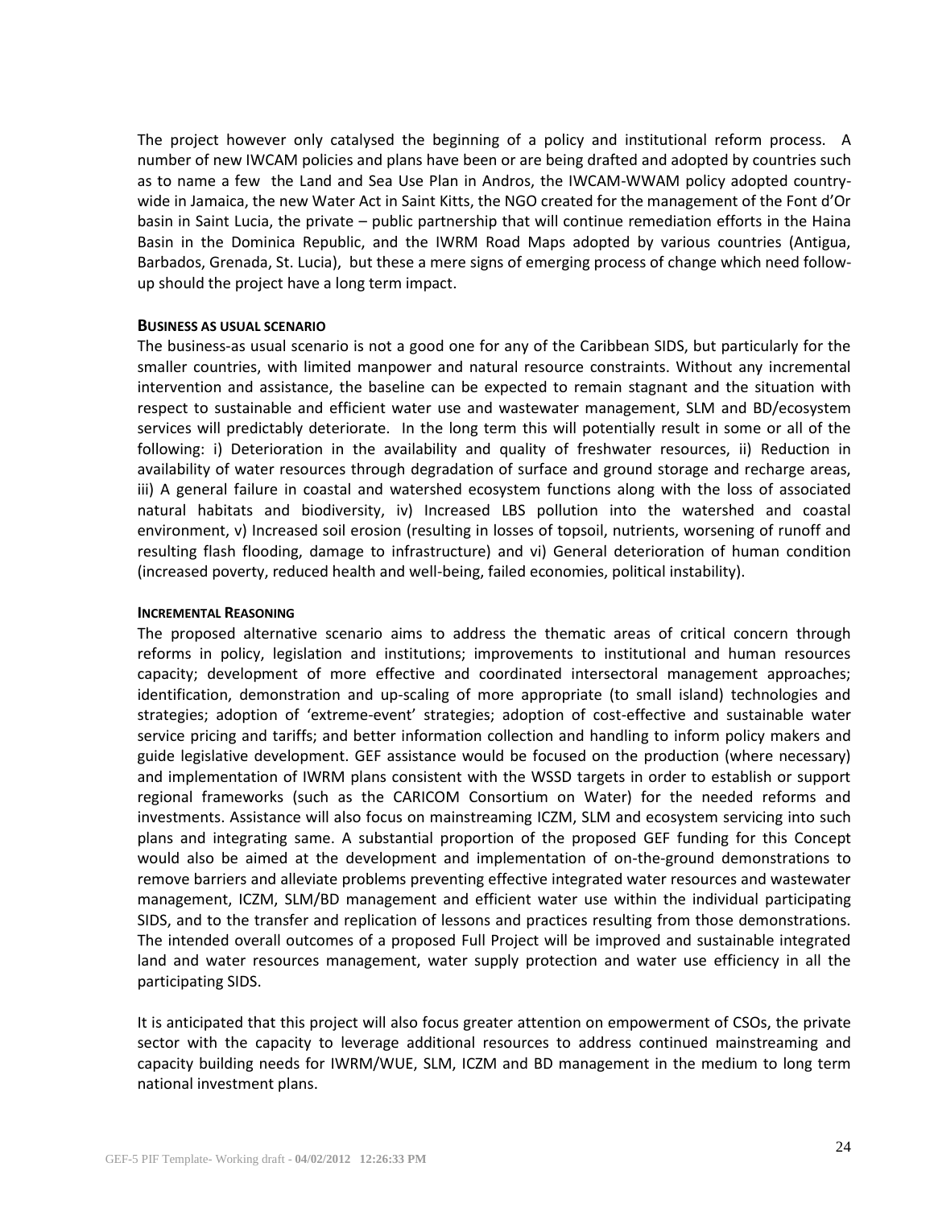The project however only catalysed the beginning of a policy and institutional reform process. A number of new IWCAM policies and plans have been or are being drafted and adopted by countries such as to name a few the Land and Sea Use Plan in Andros, the IWCAM-WWAM policy adopted country-wide in Jamaica, the new Water Act in Saint Kitts, the NGO created for the management of the Font d'Or basin in Saint Lucia, the private – public partnership that will continue remediation efforts in the Haina Basin in the Dominica Republic, and the IWRM Road Maps adopted by various countries (Antigua, Barbados, Grenada, St. Lucia), but these a mere signs of emerging process of change which need follow-up should the project have a long term impact.

**BUSINESS AS USUAL SCENARIO**

The business-as usual scenario is not a good one for any of the Caribbean SIDS, but particularly for the smaller countries, with limited manpower and natural resource constraints. Without any incremental intervention and assistance, the baseline can be expected to remain stagnant and the situation with respect to sustainable and efficient water use and wastewater management, SLM and BD/ecosystem services will predictably deteriorate. In the long term this will potentially result in some or all of the following: i) Deterioration in the availability and quality of freshwater resources, ii) Reduction in availability of water resources through degradation of surface and ground storage and recharge areas, iii) A general failure in coastal and watershed ecosystem functions along with the loss of associated natural habitats and biodiversity, iv) Increased LBS pollution into the watershed and coastal environment, v) Increased soil erosion (resulting in losses of topsoil, nutrients, worsening of runoff and resulting flash flooding, damage to infrastructure) and vi) General deterioration of human condition (increased poverty, reduced health and well-being, failed economies, political instability).

**INCREMENTAL REASONING**

The proposed alternative scenario aims to address the thematic areas of critical concern through reforms in policy, legislation and institutions; improvements to institutional and human resources capacity; development of more effective and coordinated intersectoral management approaches; identification, demonstration and up-scaling of more appropriate (to small island) technologies and strategies; adoption of 'extreme-event' strategies; adoption of cost-effective and sustainable water service pricing and tariffs; and better information collection and handling to inform policy makers and guide legislative development. GEF assistance would be focused on the production (where necessary) and implementation of IWRM plans consistent with the WSSD targets in order to establish or support regional frameworks (such as the CARICOM Consortium on Water) for the needed reforms and investments. Assistance will also focus on mainstreaming ICZM, SLM and ecosystem servicing into such plans and integrating same. A substantial proportion of the proposed GEF funding for this Concept would also be aimed at the development and implementation of on-the-ground demonstrations to remove barriers and alleviate problems preventing effective integrated water resources and wastewater management, ICZM, SLM/BD management and efficient water use within the individual participating SIDS, and to the transfer and replication of lessons and practices resulting from those demonstrations. The intended overall outcomes of a proposed Full Project will be improved and sustainable integrated land and water resources management, water supply protection and water use efficiency in all the participating SIDS.

It is anticipated that this project will also focus greater attention on empowerment of CSOs, the private sector with the capacity to leverage additional resources to address continued mainstreaming and capacity building needs for IWRM/WUE, SLM, ICZM and BD management in the medium to long term national investment plans.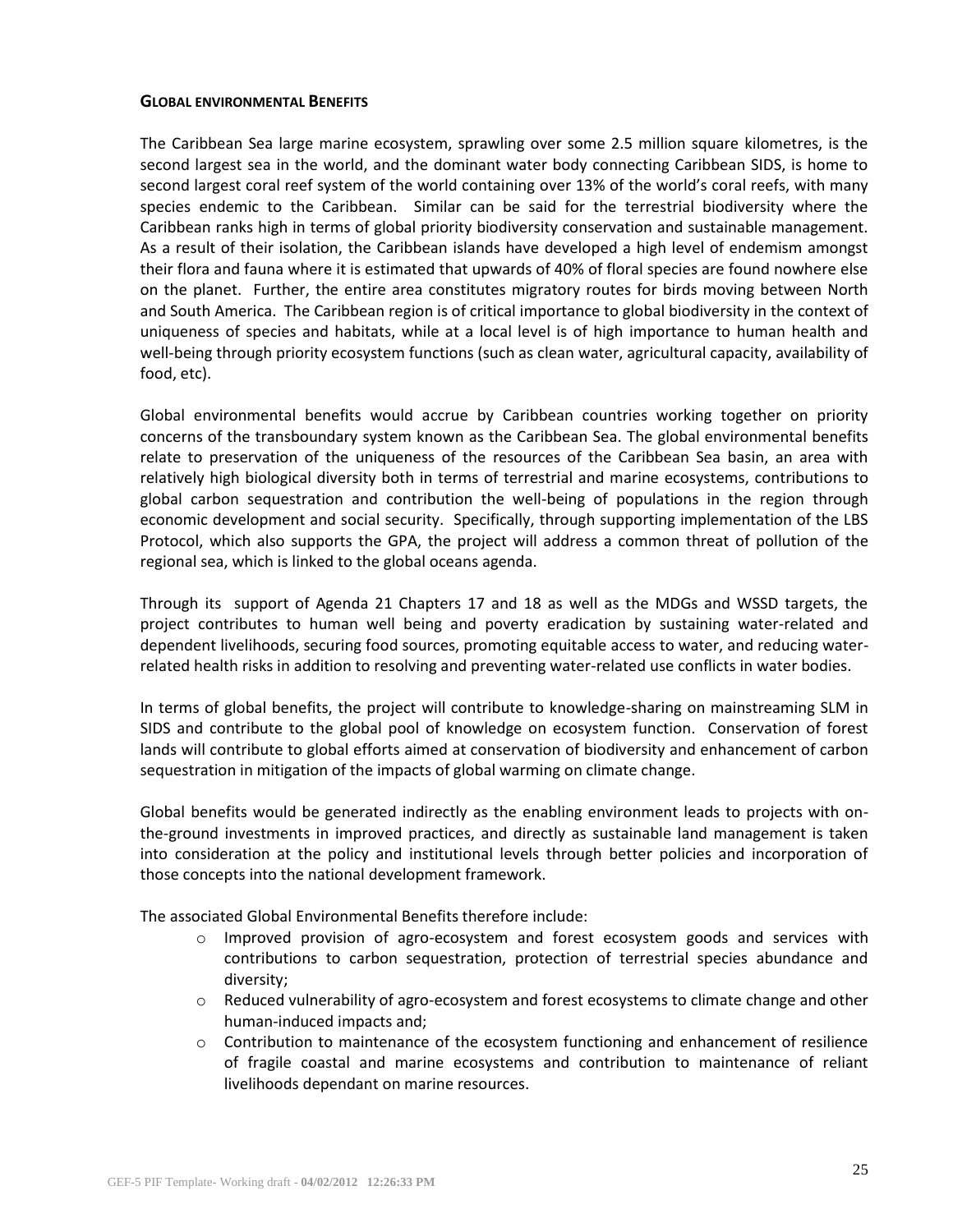## GLOBAL ENVIRONMENTAL BENEFITS

The Caribbean Sea large marine ecosystem, sprawling over some 2.5 million square kilometres, is the second largest sea in the world, and the dominant water body connecting Caribbean SIDS, is home to second largest coral reef system of the world containing over 13% of the world's coral reefs, with many species endemic to the Caribbean. Similar can be said for the terrestrial biodiversity where the Caribbean ranks high in terms of global priority biodiversity conservation and sustainable management. As a result of their isolation, the Caribbean islands have developed a high level of endemism amongst their flora and fauna where it is estimated that upwards of 40% of floral species are found nowhere else on the planet. Further, the entire area constitutes migratory routes for birds moving between North and South America. The Caribbean region is of critical importance to global biodiversity in the context of uniqueness of species and habitats, while at a local level is of high importance to human health and well-being through priority ecosystem functions (such as clean water, agricultural capacity, availability of food, etc).

Global environmental benefits would accrue by Caribbean countries working together on priority concerns of the transboundary system known as the Caribbean Sea. The global environmental benefits relate to preservation of the uniqueness of the resources of the Caribbean Sea basin, an area with relatively high biological diversity both in terms of terrestrial and marine ecosystems, contributions to global carbon sequestration and contribution the well-being of populations in the region through economic development and social security. Specifically, through supporting implementation of the LBS Protocol, which also supports the GPA, the project will address a common threat of pollution of the regional sea, which is linked to the global oceans agenda.

Through its support of Agenda 21 Chapters 17 and 18 as well as the MDGs and WSSD targets, the project contributes to human well being and poverty eradication by sustaining water-related and dependent livelihoods, securing food sources, promoting equitable access to water, and reducing water-related health risks in addition to resolving and preventing water-related use conflicts in water bodies.

In terms of global benefits, the project will contribute to knowledge-sharing on mainstreaming SLM in SIDS and contribute to the global pool of knowledge on ecosystem function. Conservation of forest lands will contribute to global efforts aimed at conservation of biodiversity and enhancement of carbon sequestration in mitigation of the impacts of global warming on climate change.

Global benefits would be generated indirectly as the enabling environment leads to projects with on-the-ground investments in improved practices, and directly as sustainable land management is taken into consideration at the policy and institutional levels through better policies and incorporation of those concepts into the national development framework.

The associated Global Environmental Benefits therefore include:

- Improved provision of agro-ecosystem and forest ecosystem goods and services with contributions to carbon sequestration, protection of terrestrial species abundance and diversity;
- Reduced vulnerability of agro-ecosystem and forest ecosystems to climate change and other human-induced impacts and;
- Contribution to maintenance of the ecosystem functioning and enhancement of resilience of fragile coastal and marine ecosystems and contribution to maintenance of reliant livelihoods dependant on marine resources.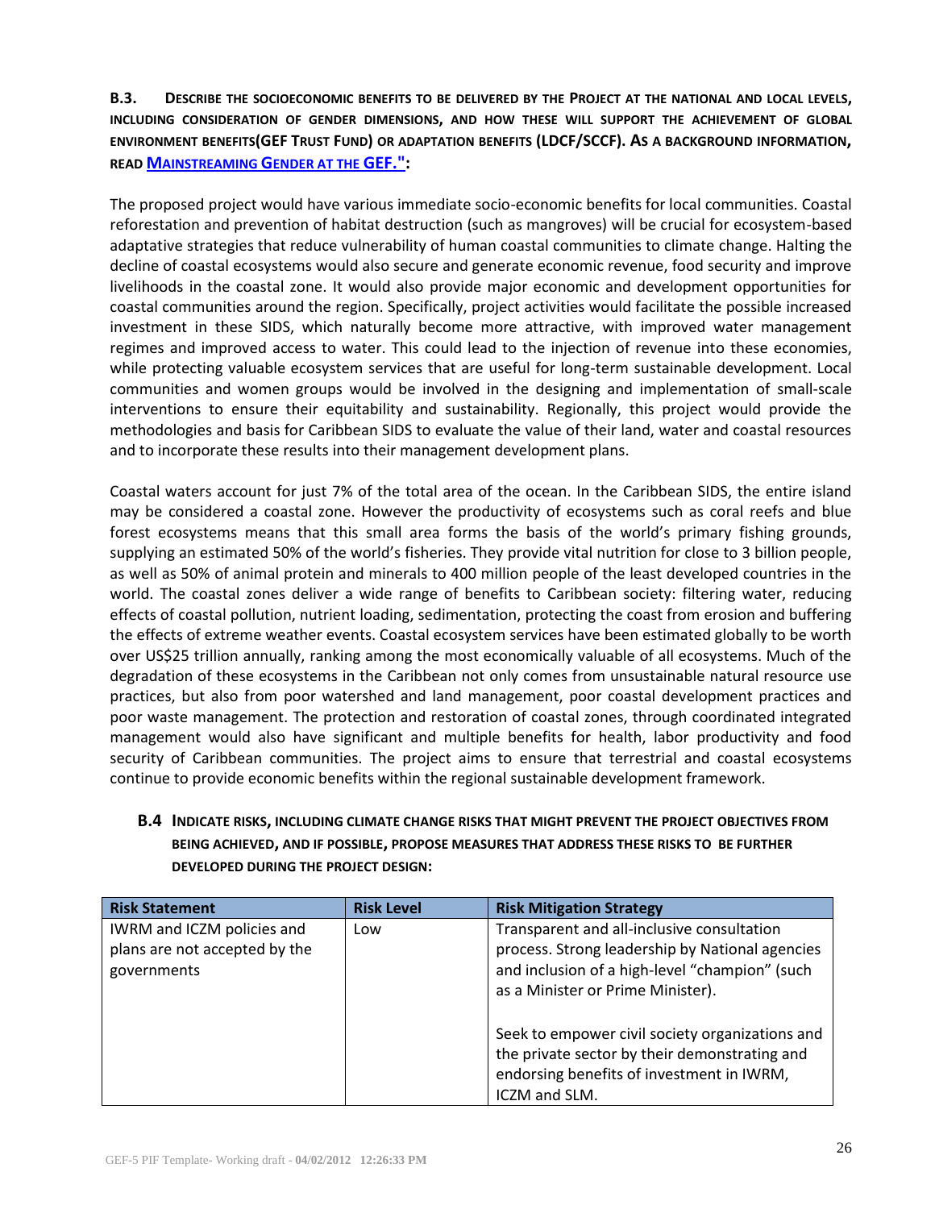**B.3. DESCRIBE THE SOCIOECONOMIC BENEFITS TO BE DELIVERED BY THE PROJECT AT THE NATIONAL AND LOCAL LEVELS, INCLUDING CONSIDERATION OF GENDER DIMENSIONS, AND HOW THESE WILL SUPPORT THE ACHIEVEMENT OF GLOBAL ENVIRONMENT BENEFITS(GEF TRUST FUND) OR ADAPTATION BENEFITS (LDCF/SCCF). AS A BACKGROUND INFORMATION, READ MAINSTREAMING GENDER AT THE GEF.":**

The proposed project would have various immediate socio-economic benefits for local communities. Coastal reforestation and prevention of habitat destruction (such as mangroves) will be crucial for ecosystem-based adaptative strategies that reduce vulnerability of human coastal communities to climate change. Halting the decline of coastal ecosystems would also secure and generate economic revenue, food security and improve livelihoods in the coastal zone. It would also provide major economic and development opportunities for coastal communities around the region. Specifically, project activities would facilitate the possible increased investment in these SIDS, which naturally become more attractive, with improved water management regimes and improved access to water. This could lead to the injection of revenue into these economies, while protecting valuable ecosystem services that are useful for long-term sustainable development. Local communities and women groups would be involved in the designing and implementation of small-scale interventions to ensure their equitability and sustainability. Regionally, this project would provide the methodologies and basis for Caribbean SIDS to evaluate the value of their land, water and coastal resources and to incorporate these results into their management development plans.

Coastal waters account for just 7% of the total area of the ocean. In the Caribbean SIDS, the entire island may be considered a coastal zone. However the productivity of ecosystems such as coral reefs and blue forest ecosystems means that this small area forms the basis of the world's primary fishing grounds, supplying an estimated 50% of the world's fisheries. They provide vital nutrition for close to 3 billion people, as well as 50% of animal protein and minerals to 400 million people of the least developed countries in the world. The coastal zones deliver a wide range of benefits to Caribbean society: filtering water, reducing effects of coastal pollution, nutrient loading, sedimentation, protecting the coast from erosion and buffering the effects of extreme weather events. Coastal ecosystem services have been estimated globally to be worth over US$25 trillion annually, ranking among the most economically valuable of all ecosystems. Much of the degradation of these ecosystems in the Caribbean not only comes from unsustainable natural resource use practices, but also from poor watershed and land management, poor coastal development practices and poor waste management. The protection and restoration of coastal zones, through coordinated integrated management would also have significant and multiple benefits for health, labor productivity and food security of Caribbean communities. The project aims to ensure that terrestrial and coastal ecosystems continue to provide economic benefits within the regional sustainable development framework.

**B.4 INDICATE RISKS, INCLUDING CLIMATE CHANGE RISKS THAT MIGHT PREVENT THE PROJECT OBJECTIVES FROM BEING ACHIEVED, AND IF POSSIBLE, PROPOSE MEASURES THAT ADDRESS THESE RISKS TO BE FURTHER DEVELOPED DURING THE PROJECT DESIGN:**

| Risk Statement | Risk Level | Risk Mitigation Strategy |
|---|---|---|
| IWRM and ICZM policies and plans are not accepted by the governments | Low | Transparent and all-inclusive consultation process. Strong leadership by National agencies and inclusion of a high-level "champion" (such as a Minister or Prime Minister).<br><br>Seek to empower civil society organizations and the private sector by their demonstrating and endorsing benefits of investment in IWRM, ICZM and SLM. |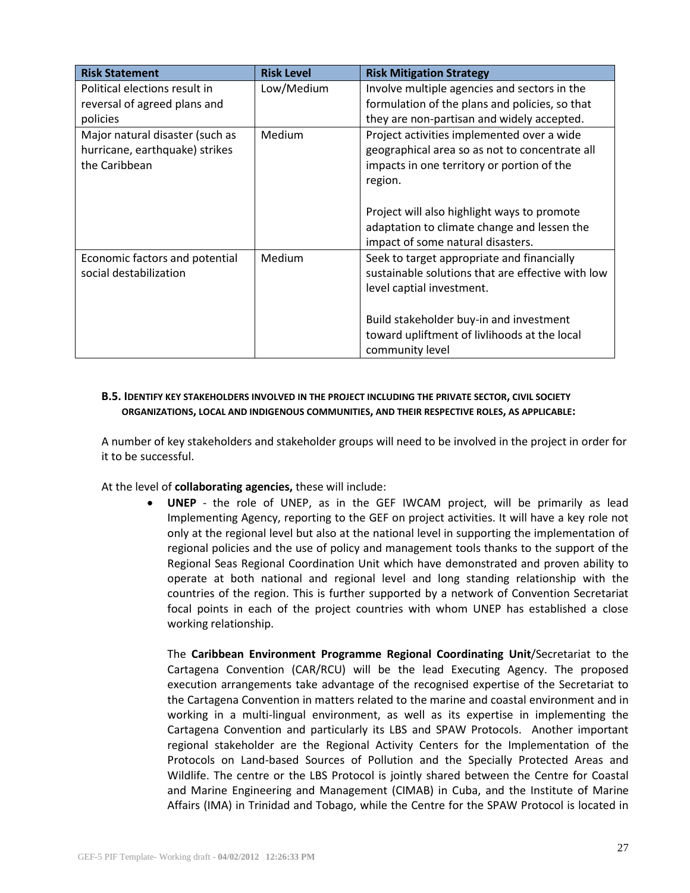| Risk Statement | Risk Level | Risk Mitigation Strategy |
|---|---|---|
| Political elections result in reversal of agreed plans and policies | Low/Medium | Involve multiple agencies and sectors in the formulation of the plans and policies, so that they are non-partisan and widely accepted. |
| Major natural disaster (such as hurricane, earthquake) strikes the Caribbean | Medium | Project activities implemented over a wide geographical area so as not to concentrate all impacts in one territory or portion of the region.<br><br>Project will also highlight ways to promote adaptation to climate change and lessen the impact of some natural disasters. |
| Economic factors and potential social destabilization | Medium | Seek to target appropriate and financially sustainable solutions that are effective with low level captial investment.<br><br>Build stakeholder buy-in and investment toward upliftment of livlihoods at the local community level |

### B.5. Identify key stakeholders involved in the project including the private sector, civil society organizations, local and indigenous communities, and their respective roles, as applicable:

A number of key stakeholders and stakeholder groups will need to be involved in the project in order for it to be successful.

At the level of **collaborating agencies,** these will include:

- **UNEP** - the role of UNEP, as in the GEF IWCAM project, will be primarily as lead Implementing Agency, reporting to the GEF on project activities. It will have a key role not only at the regional level but also at the national level in supporting the implementation of regional policies and the use of policy and management tools thanks to the support of the Regional Seas Regional Coordination Unit which have demonstrated and proven ability to operate at both national and regional level and long standing relationship with the countries of the region. This is further supported by a network of Convention Secretariat focal points in each of the project countries with whom UNEP has established a close working relationship.

  The **Caribbean Environment Programme Regional Coordinating Unit**/Secretariat to the Cartagena Convention (CAR/RCU) will be the lead Executing Agency. The proposed execution arrangements take advantage of the recognised expertise of the Secretariat to the Cartagena Convention in matters related to the marine and coastal environment and in working in a multi-lingual environment, as well as its expertise in implementing the Cartagena Convention and particularly its LBS and SPAW Protocols. Another important regional stakeholder are the Regional Activity Centers for the Implementation of the Protocols on Land-based Sources of Pollution and the Specially Protected Areas and Wildlife. The centre or the LBS Protocol is jointly shared between the Centre for Coastal and Marine Engineering and Management (CIMAB) in Cuba, and the Institute of Marine Affairs (IMA) in Trinidad and Tobago, while the Centre for the SPAW Protocol is located in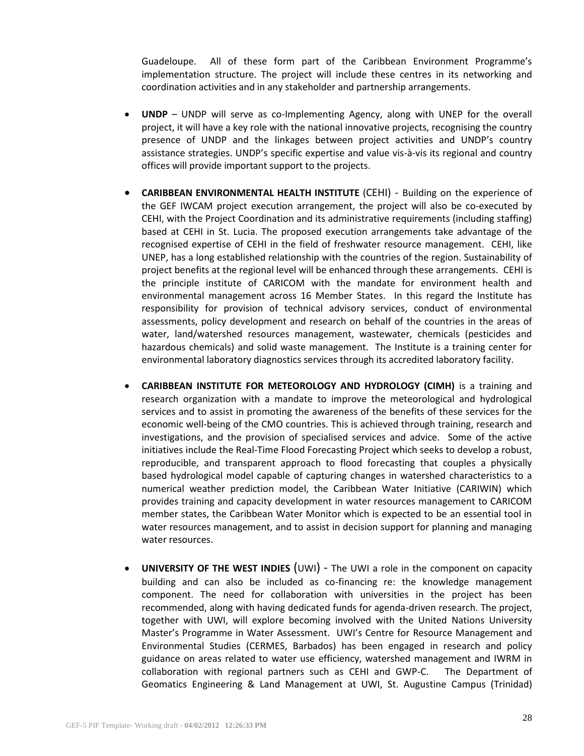Guadeloupe. All of these form part of the Caribbean Environment Programme's implementation structure. The project will include these centres in its networking and coordination activities and in any stakeholder and partnership arrangements.

- **UNDP** – UNDP will serve as co-Implementing Agency, along with UNEP for the overall project, it will have a key role with the national innovative projects, recognising the country presence of UNDP and the linkages between project activities and UNDP's country assistance strategies. UNDP's specific expertise and value vis-à-vis its regional and country offices will provide important support to the projects.

- **CARIBBEAN ENVIRONMENTAL HEALTH INSTITUTE** (CEHI) - Building on the experience of the GEF IWCAM project execution arrangement, the project will also be co-executed by CEHI, with the Project Coordination and its administrative requirements (including staffing) based at CEHI in St. Lucia. The proposed execution arrangements take advantage of the recognised expertise of CEHI in the field of freshwater resource management. CEHI, like UNEP, has a long established relationship with the countries of the region. Sustainability of project benefits at the regional level will be enhanced through these arrangements. CEHI is the principle institute of CARICOM with the mandate for environment health and environmental management across 16 Member States. In this regard the Institute has responsibility for provision of technical advisory services, conduct of environmental assessments, policy development and research on behalf of the countries in the areas of water, land/watershed resources management, wastewater, chemicals (pesticides and hazardous chemicals) and solid waste management. The Institute is a training center for environmental laboratory diagnostics services through its accredited laboratory facility.

- **CARIBBEAN INSTITUTE FOR METEOROLOGY AND HYDROLOGY (CIMH)** is a training and research organization with a mandate to improve the meteorological and hydrological services and to assist in promoting the awareness of the benefits of these services for the economic well-being of the CMO countries. This is achieved through training, research and investigations, and the provision of specialised services and advice. Some of the active initiatives include the Real-Time Flood Forecasting Project which seeks to develop a robust, reproducible, and transparent approach to flood forecasting that couples a physically based hydrological model capable of capturing changes in watershed characteristics to a numerical weather prediction model, the Caribbean Water Initiative (CARIWIN) which provides training and capacity development in water resources management to CARICOM member states, the Caribbean Water Monitor which is expected to be an essential tool in water resources management, and to assist in decision support for planning and managing water resources.

- **UNIVERSITY OF THE WEST INDIES** (UWI) - The UWI a role in the component on capacity building and can also be included as co-financing re: the knowledge management component. The need for collaboration with universities in the project has been recommended, along with having dedicated funds for agenda-driven research. The project, together with UWI, will explore becoming involved with the United Nations University Master's Programme in Water Assessment. UWI's Centre for Resource Management and Environmental Studies (CERMES, Barbados) has been engaged in research and policy guidance on areas related to water use efficiency, watershed management and IWRM in collaboration with regional partners such as CEHI and GWP-C. The Department of Geomatics Engineering & Land Management at UWI, St. Augustine Campus (Trinidad)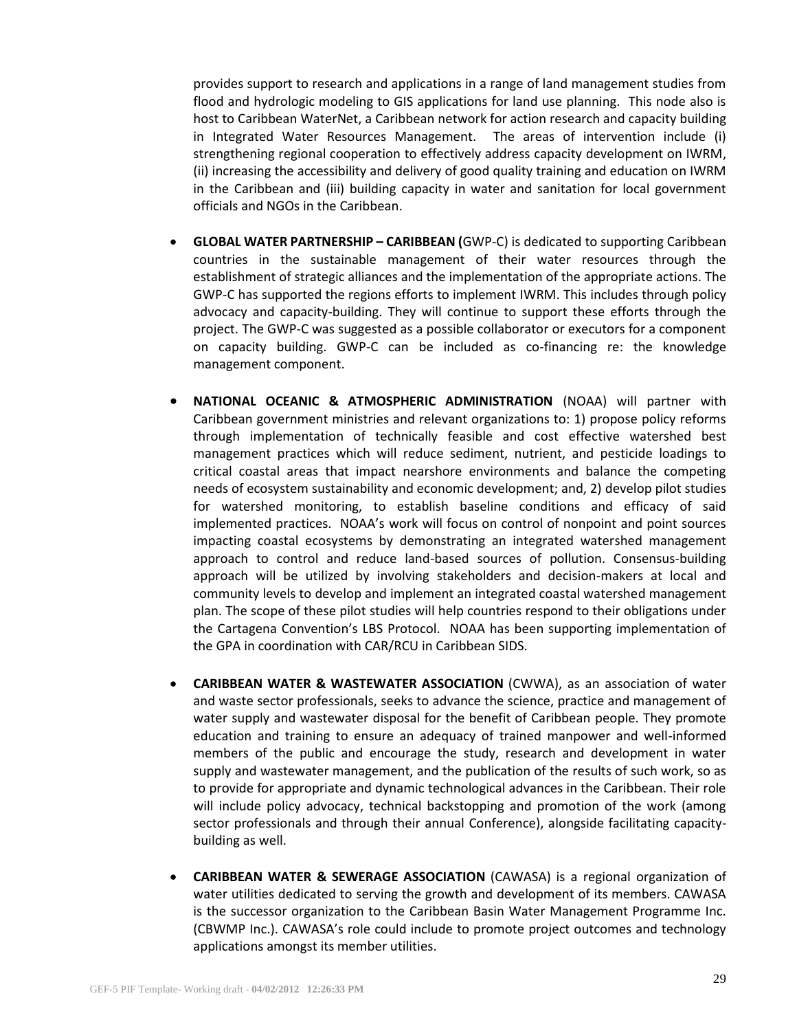provides support to research and applications in a range of land management studies from flood and hydrologic modeling to GIS applications for land use planning. This node also is host to Caribbean WaterNet, a Caribbean network for action research and capacity building in Integrated Water Resources Management. The areas of intervention include (i) strengthening regional cooperation to effectively address capacity development on IWRM, (ii) increasing the accessibility and delivery of good quality training and education on IWRM in the Caribbean and (iii) building capacity in water and sanitation for local government officials and NGOs in the Caribbean.

- **GLOBAL WATER PARTNERSHIP – CARIBBEAN (**GWP-C) is dedicated to supporting Caribbean countries in the sustainable management of their water resources through the establishment of strategic alliances and the implementation of the appropriate actions. The GWP-C has supported the regions efforts to implement IWRM. This includes through policy advocacy and capacity-building. They will continue to support these efforts through the project. The GWP-C was suggested as a possible collaborator or executors for a component on capacity building. GWP-C can be included as co-financing re: the knowledge management component.

- **NATIONAL OCEANIC & ATMOSPHERIC ADMINISTRATION** (NOAA) will partner with Caribbean government ministries and relevant organizations to: 1) propose policy reforms through implementation of technically feasible and cost effective watershed best management practices which will reduce sediment, nutrient, and pesticide loadings to critical coastal areas that impact nearshore environments and balance the competing needs of ecosystem sustainability and economic development; and, 2) develop pilot studies for watershed monitoring, to establish baseline conditions and efficacy of said implemented practices. NOAA's work will focus on control of nonpoint and point sources impacting coastal ecosystems by demonstrating an integrated watershed management approach to control and reduce land-based sources of pollution. Consensus-building approach will be utilized by involving stakeholders and decision-makers at local and community levels to develop and implement an integrated coastal watershed management plan. The scope of these pilot studies will help countries respond to their obligations under the Cartagena Convention's LBS Protocol. NOAA has been supporting implementation of the GPA in coordination with CAR/RCU in Caribbean SIDS.

- **CARIBBEAN WATER & WASTEWATER ASSOCIATION** (CWWA), as an association of water and waste sector professionals, seeks to advance the science, practice and management of water supply and wastewater disposal for the benefit of Caribbean people. They promote education and training to ensure an adequacy of trained manpower and well-informed members of the public and encourage the study, research and development in water supply and wastewater management, and the publication of the results of such work, so as to provide for appropriate and dynamic technological advances in the Caribbean. Their role will include policy advocacy, technical backstopping and promotion of the work (among sector professionals and through their annual Conference), alongside facilitating capacity-building as well.

- **CARIBBEAN WATER & SEWERAGE ASSOCIATION** (CAWASA) is a regional organization of water utilities dedicated to serving the growth and development of its members. CAWASA is the successor organization to the Caribbean Basin Water Management Programme Inc. (CBWMP Inc.). CAWASA's role could include to promote project outcomes and technology applications amongst its member utilities.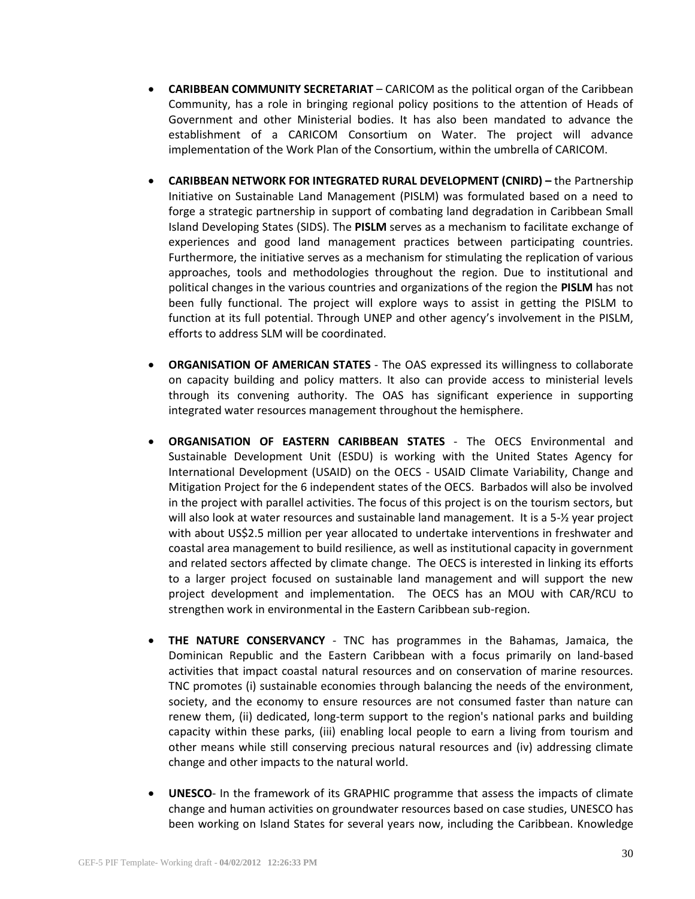- **CARIBBEAN COMMUNITY SECRETARIAT** – CARICOM as the political organ of the Caribbean Community, has a role in bringing regional policy positions to the attention of Heads of Government and other Ministerial bodies. It has also been mandated to advance the establishment of a CARICOM Consortium on Water. The project will advance implementation of the Work Plan of the Consortium, within the umbrella of CARICOM.

- **CARIBBEAN NETWORK FOR INTEGRATED RURAL DEVELOPMENT (CNIRD) –** the Partnership Initiative on Sustainable Land Management (PISLM) was formulated based on a need to forge a strategic partnership in support of combating land degradation in Caribbean Small Island Developing States (SIDS). The **PISLM** serves as a mechanism to facilitate exchange of experiences and good land management practices between participating countries. Furthermore, the initiative serves as a mechanism for stimulating the replication of various approaches, tools and methodologies throughout the region. Due to institutional and political changes in the various countries and organizations of the region the **PISLM** has not been fully functional. The project will explore ways to assist in getting the PISLM to function at its full potential. Through UNEP and other agency's involvement in the PISLM, efforts to address SLM will be coordinated.

- **ORGANISATION OF AMERICAN STATES** - The OAS expressed its willingness to collaborate on capacity building and policy matters. It also can provide access to ministerial levels through its convening authority. The OAS has significant experience in supporting integrated water resources management throughout the hemisphere.

- **ORGANISATION OF EASTERN CARIBBEAN STATES** - The OECS Environmental and Sustainable Development Unit (ESDU) is working with the United States Agency for International Development (USAID) on the OECS - USAID Climate Variability, Change and Mitigation Project for the 6 independent states of the OECS. Barbados will also be involved in the project with parallel activities. The focus of this project is on the tourism sectors, but will also look at water resources and sustainable land management. It is a 5-½ year project with about US$2.5 million per year allocated to undertake interventions in freshwater and coastal area management to build resilience, as well as institutional capacity in government and related sectors affected by climate change. The OECS is interested in linking its efforts to a larger project focused on sustainable land management and will support the new project development and implementation. The OECS has an MOU with CAR/RCU to strengthen work in environmental in the Eastern Caribbean sub-region.

- **THE NATURE CONSERVANCY** - TNC has programmes in the Bahamas, Jamaica, the Dominican Republic and the Eastern Caribbean with a focus primarily on land-based activities that impact coastal natural resources and on conservation of marine resources. TNC promotes (i) sustainable economies through balancing the needs of the environment, society, and the economy to ensure resources are not consumed faster than nature can renew them, (ii) dedicated, long-term support to the region's national parks and building capacity within these parks, (iii) enabling local people to earn a living from tourism and other means while still conserving precious natural resources and (iv) addressing climate change and other impacts to the natural world.

- **UNESCO**- In the framework of its GRAPHIC programme that assess the impacts of climate change and human activities on groundwater resources based on case studies, UNESCO has been working on Island States for several years now, including the Caribbean. Knowledge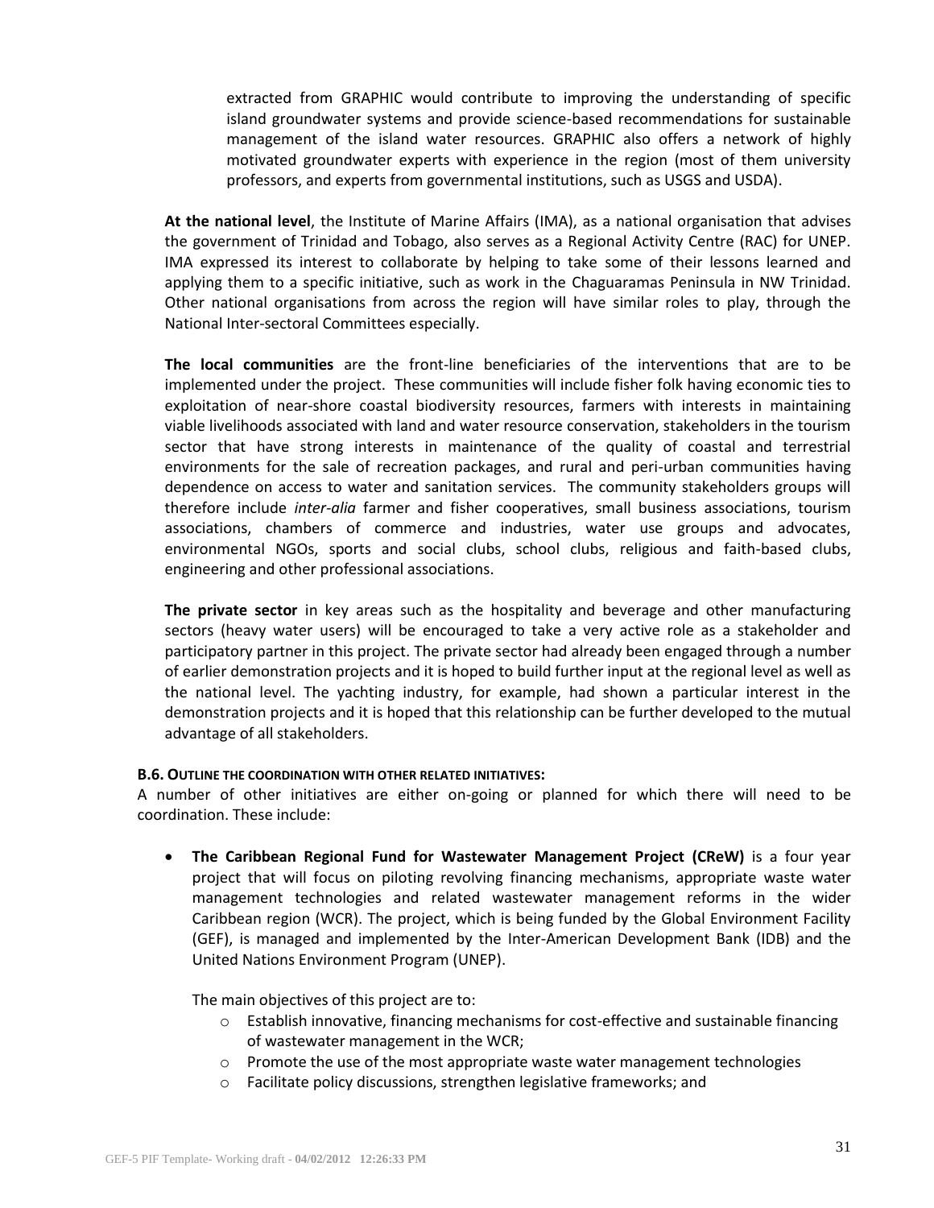extracted from GRAPHIC would contribute to improving the understanding of specific island groundwater systems and provide science-based recommendations for sustainable management of the island water resources. GRAPHIC also offers a network of highly motivated groundwater experts with experience in the region (most of them university professors, and experts from governmental institutions, such as USGS and USDA).

**At the national level**, the Institute of Marine Affairs (IMA), as a national organisation that advises the government of Trinidad and Tobago, also serves as a Regional Activity Centre (RAC) for UNEP. IMA expressed its interest to collaborate by helping to take some of their lessons learned and applying them to a specific initiative, such as work in the Chaguaramas Peninsula in NW Trinidad. Other national organisations from across the region will have similar roles to play, through the National Inter-sectoral Committees especially.

**The local communities** are the front-line beneficiaries of the interventions that are to be implemented under the project. These communities will include fisher folk having economic ties to exploitation of near-shore coastal biodiversity resources, farmers with interests in maintaining viable livelihoods associated with land and water resource conservation, stakeholders in the tourism sector that have strong interests in maintenance of the quality of coastal and terrestrial environments for the sale of recreation packages, and rural and peri-urban communities having dependence on access to water and sanitation services. The community stakeholders groups will therefore include *inter-alia* farmer and fisher cooperatives, small business associations, tourism associations, chambers of commerce and industries, water use groups and advocates, environmental NGOs, sports and social clubs, school clubs, religious and faith-based clubs, engineering and other professional associations.

**The private sector** in key areas such as the hospitality and beverage and other manufacturing sectors (heavy water users) will be encouraged to take a very active role as a stakeholder and participatory partner in this project. The private sector had already been engaged through a number of earlier demonstration projects and it is hoped to build further input at the regional level as well as the national level. The yachting industry, for example, had shown a particular interest in the demonstration projects and it is hoped that this relationship can be further developed to the mutual advantage of all stakeholders.

**B.6. OUTLINE THE COORDINATION WITH OTHER RELATED INITIATIVES:**

A number of other initiatives are either on-going or planned for which there will need to be coordination. These include:

- **The Caribbean Regional Fund for Wastewater Management Project (CReW)** is a four year project that will focus on piloting revolving financing mechanisms, appropriate waste water management technologies and related wastewater management reforms in the wider Caribbean region (WCR). The project, which is being funded by the Global Environment Facility (GEF), is managed and implemented by the Inter-American Development Bank (IDB) and the United Nations Environment Program (UNEP).

  The main objectives of this project are to:
  - Establish innovative, financing mechanisms for cost-effective and sustainable financing of wastewater management in the WCR;
  - Promote the use of the most appropriate waste water management technologies
  - Facilitate policy discussions, strengthen legislative frameworks; and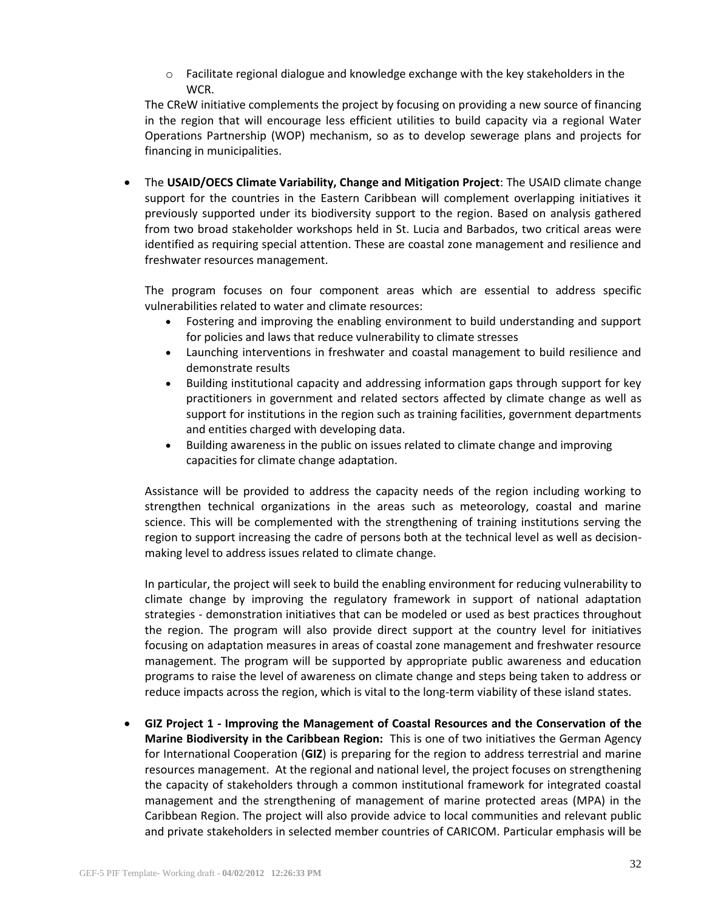- Facilitate regional dialogue and knowledge exchange with the key stakeholders in the WCR.

  The CReW initiative complements the project by focusing on providing a new source of financing in the region that will encourage less efficient utilities to build capacity via a regional Water Operations Partnership (WOP) mechanism, so as to develop sewerage plans and projects for financing in municipalities.

- The **USAID/OECS Climate Variability, Change and Mitigation Project**: The USAID climate change support for the countries in the Eastern Caribbean will complement overlapping initiatives it previously supported under its biodiversity support to the region. Based on analysis gathered from two broad stakeholder workshops held in St. Lucia and Barbados, two critical areas were identified as requiring special attention. These are coastal zone management and resilience and freshwater resources management.

  The program focuses on four component areas which are essential to address specific vulnerabilities related to water and climate resources:
  - Fostering and improving the enabling environment to build understanding and support for policies and laws that reduce vulnerability to climate stresses
  - Launching interventions in freshwater and coastal management to build resilience and demonstrate results
  - Building institutional capacity and addressing information gaps through support for key practitioners in government and related sectors affected by climate change as well as support for institutions in the region such as training facilities, government departments and entities charged with developing data.
  - Building awareness in the public on issues related to climate change and improving capacities for climate change adaptation.

  Assistance will be provided to address the capacity needs of the region including working to strengthen technical organizations in the areas such as meteorology, coastal and marine science. This will be complemented with the strengthening of training institutions serving the region to support increasing the cadre of persons both at the technical level as well as decision-making level to address issues related to climate change.

  In particular, the project will seek to build the enabling environment for reducing vulnerability to climate change by improving the regulatory framework in support of national adaptation strategies - demonstration initiatives that can be modeled or used as best practices throughout the region. The program will also provide direct support at the country level for initiatives focusing on adaptation measures in areas of coastal zone management and freshwater resource management. The program will be supported by appropriate public awareness and education programs to raise the level of awareness on climate change and steps being taken to address or reduce impacts across the region, which is vital to the long-term viability of these island states.

- **GIZ Project 1 - Improving the Management of Coastal Resources and the Conservation of the Marine Biodiversity in the Caribbean Region:** This is one of two initiatives the German Agency for International Cooperation (**GIZ**) is preparing for the region to address terrestrial and marine resources management. At the regional and national level, the project focuses on strengthening the capacity of stakeholders through a common institutional framework for integrated coastal management and the strengthening of management of marine protected areas (MPA) in the Caribbean Region. The project will also provide advice to local communities and relevant public and private stakeholders in selected member countries of CARICOM. Particular emphasis will be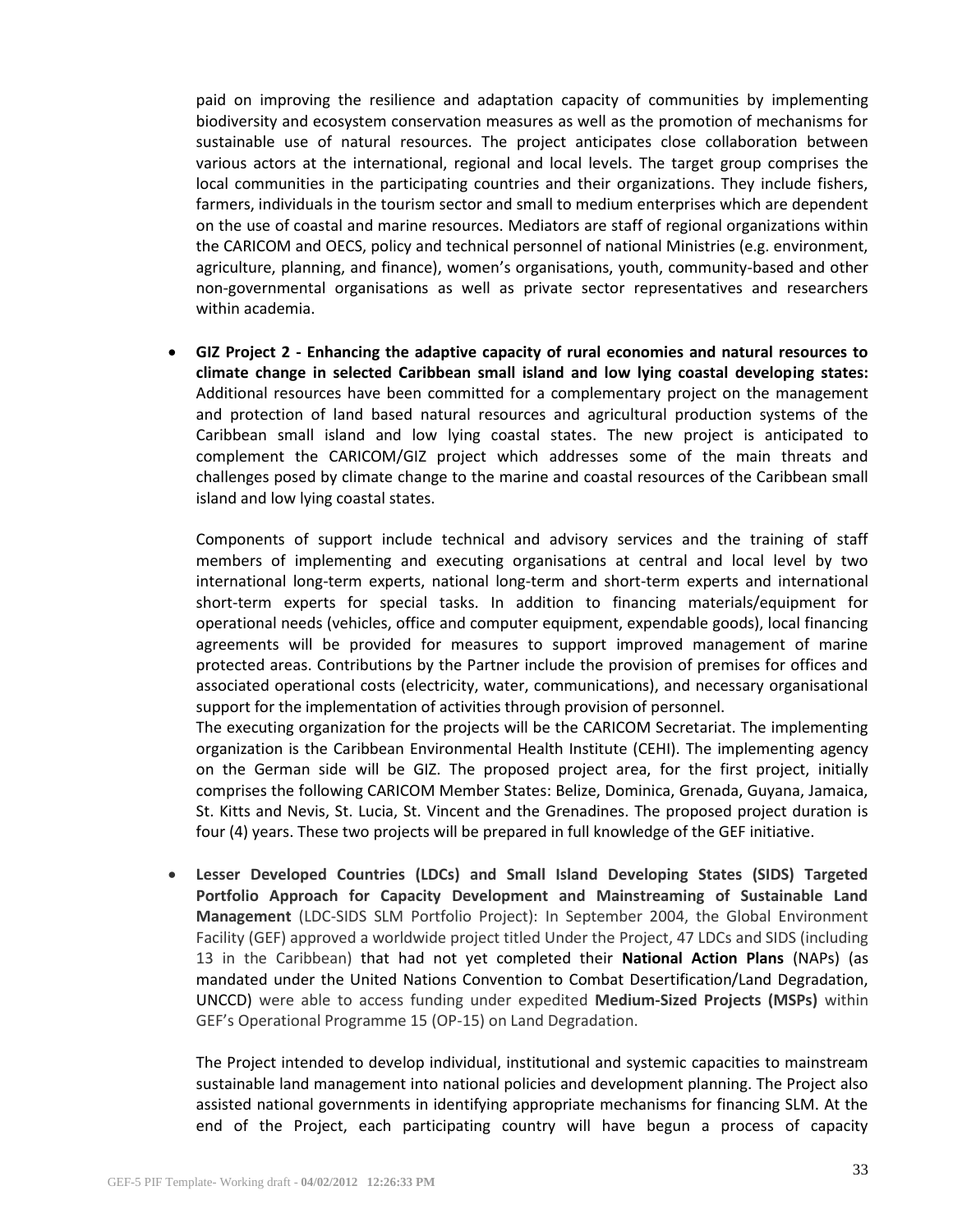paid on improving the resilience and adaptation capacity of communities by implementing biodiversity and ecosystem conservation measures as well as the promotion of mechanisms for sustainable use of natural resources. The project anticipates close collaboration between various actors at the international, regional and local levels. The target group comprises the local communities in the participating countries and their organizations. They include fishers, farmers, individuals in the tourism sector and small to medium enterprises which are dependent on the use of coastal and marine resources. Mediators are staff of regional organizations within the CARICOM and OECS, policy and technical personnel of national Ministries (e.g. environment, agriculture, planning, and finance), women's organisations, youth, community-based and other non-governmental organisations as well as private sector representatives and researchers within academia.

- **GIZ Project 2 - Enhancing the adaptive capacity of rural economies and natural resources to climate change in selected Caribbean small island and low lying coastal developing states:** Additional resources have been committed for a complementary project on the management and protection of land based natural resources and agricultural production systems of the Caribbean small island and low lying coastal states. The new project is anticipated to complement the CARICOM/GIZ project which addresses some of the main threats and challenges posed by climate change to the marine and coastal resources of the Caribbean small island and low lying coastal states.

  Components of support include technical and advisory services and the training of staff members of implementing and executing organisations at central and local level by two international long-term experts, national long-term and short-term experts and international short-term experts for special tasks. In addition to financing materials/equipment for operational needs (vehicles, office and computer equipment, expendable goods), local financing agreements will be provided for measures to support improved management of marine protected areas. Contributions by the Partner include the provision of premises for offices and associated operational costs (electricity, water, communications), and necessary organisational support for the implementation of activities through provision of personnel.
  The executing organization for the projects will be the CARICOM Secretariat. The implementing organization is the Caribbean Environmental Health Institute (CEHI). The implementing agency on the German side will be GIZ. The proposed project area, for the first project, initially comprises the following CARICOM Member States: Belize, Dominica, Grenada, Guyana, Jamaica, St. Kitts and Nevis, St. Lucia, St. Vincent and the Grenadines. The proposed project duration is four (4) years. These two projects will be prepared in full knowledge of the GEF initiative.

- **Lesser Developed Countries (LDCs) and Small Island Developing States (SIDS) Targeted Portfolio Approach for Capacity Development and Mainstreaming of Sustainable Land Management** (LDC-SIDS SLM Portfolio Project): In September 2004, the Global Environment Facility (GEF) approved a worldwide project titled Under the Project, 47 LDCs and SIDS (including 13 in the Caribbean) that had not yet completed their **National Action Plans** (NAPs) (as mandated under the United Nations Convention to Combat Desertification/Land Degradation, UNCCD) were able to access funding under expedited **Medium-Sized Projects (MSPs)** within GEF's Operational Programme 15 (OP-15) on Land Degradation.

  The Project intended to develop individual, institutional and systemic capacities to mainstream sustainable land management into national policies and development planning. The Project also assisted national governments in identifying appropriate mechanisms for financing SLM. At the end of the Project, each participating country will have begun a process of capacity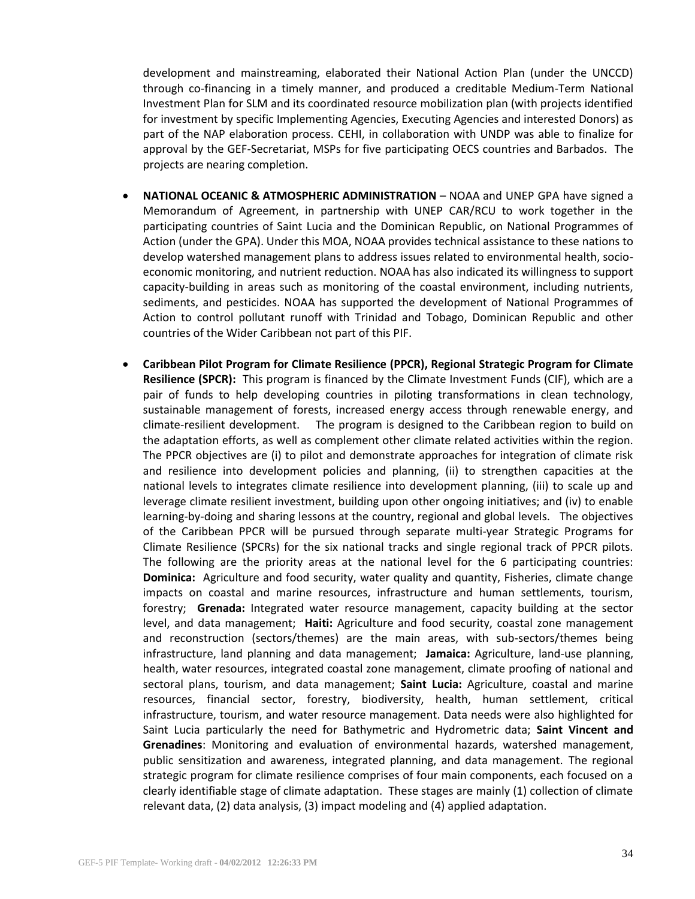development and mainstreaming, elaborated their National Action Plan (under the UNCCD) through co-financing in a timely manner, and produced a creditable Medium-Term National Investment Plan for SLM and its coordinated resource mobilization plan (with projects identified for investment by specific Implementing Agencies, Executing Agencies and interested Donors) as part of the NAP elaboration process. CEHI, in collaboration with UNDP was able to finalize for approval by the GEF-Secretariat, MSPs for five participating OECS countries and Barbados. The projects are nearing completion.

- **NATIONAL OCEANIC & ATMOSPHERIC ADMINISTRATION** – NOAA and UNEP GPA have signed a Memorandum of Agreement, in partnership with UNEP CAR/RCU to work together in the participating countries of Saint Lucia and the Dominican Republic, on National Programmes of Action (under the GPA). Under this MOA, NOAA provides technical assistance to these nations to develop watershed management plans to address issues related to environmental health, socio-economic monitoring, and nutrient reduction. NOAA has also indicated its willingness to support capacity-building in areas such as monitoring of the coastal environment, including nutrients, sediments, and pesticides. NOAA has supported the development of National Programmes of Action to control pollutant runoff with Trinidad and Tobago, Dominican Republic and other countries of the Wider Caribbean not part of this PIF.

- **Caribbean Pilot Program for Climate Resilience (PPCR), Regional Strategic Program for Climate Resilience (SPCR):** This program is financed by the Climate Investment Funds (CIF), which are a pair of funds to help developing countries in piloting transformations in clean technology, sustainable management of forests, increased energy access through renewable energy, and climate-resilient development. The program is designed to the Caribbean region to build on the adaptation efforts, as well as complement other climate related activities within the region. The PPCR objectives are (i) to pilot and demonstrate approaches for integration of climate risk and resilience into development policies and planning, (ii) to strengthen capacities at the national levels to integrates climate resilience into development planning, (iii) to scale up and leverage climate resilient investment, building upon other ongoing initiatives; and (iv) to enable learning-by-doing and sharing lessons at the country, regional and global levels. The objectives of the Caribbean PPCR will be pursued through separate multi-year Strategic Programs for Climate Resilience (SPCRs) for the six national tracks and single regional track of PPCR pilots. The following are the priority areas at the national level for the 6 participating countries: **Dominica:** Agriculture and food security, water quality and quantity, Fisheries, climate change impacts on coastal and marine resources, infrastructure and human settlements, tourism, forestry; **Grenada:** Integrated water resource management, capacity building at the sector level, and data management; **Haiti:** Agriculture and food security, coastal zone management and reconstruction (sectors/themes) are the main areas, with sub-sectors/themes being infrastructure, land planning and data management; **Jamaica:** Agriculture, land-use planning, health, water resources, integrated coastal zone management, climate proofing of national and sectoral plans, tourism, and data management; **Saint Lucia:** Agriculture, coastal and marine resources, financial sector, forestry, biodiversity, health, human settlement, critical infrastructure, tourism, and water resource management. Data needs were also highlighted for Saint Lucia particularly the need for Bathymetric and Hydrometric data; **Saint Vincent and Grenadines**: Monitoring and evaluation of environmental hazards, watershed management, public sensitization and awareness, integrated planning, and data management. The regional strategic program for climate resilience comprises of four main components, each focused on a clearly identifiable stage of climate adaptation. These stages are mainly (1) collection of climate relevant data, (2) data analysis, (3) impact modeling and (4) applied adaptation.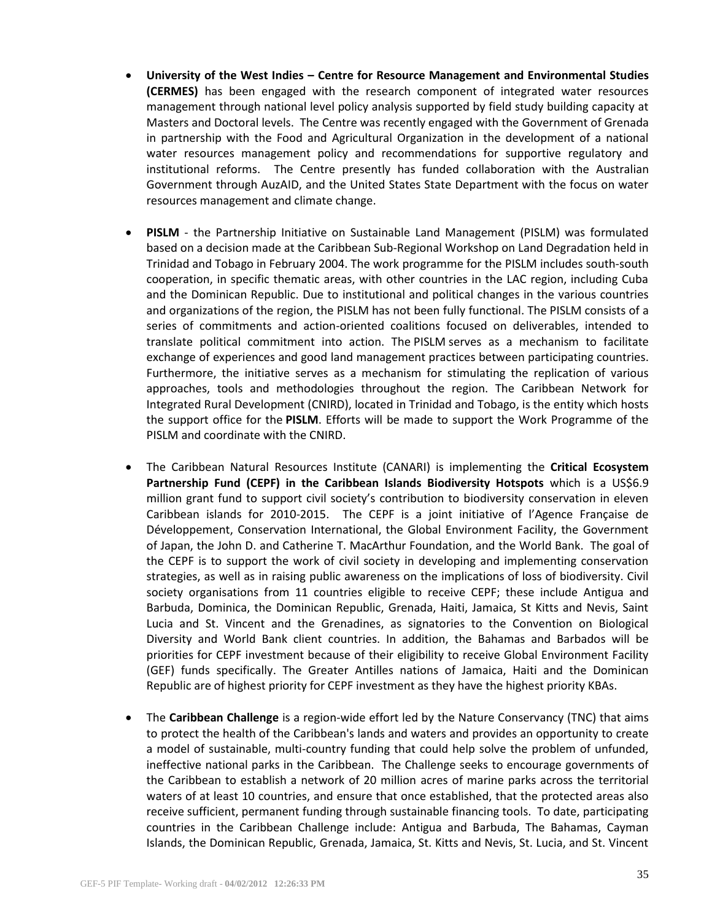- **University of the West Indies – Centre for Resource Management and Environmental Studies (CERMES)** has been engaged with the research component of integrated water resources management through national level policy analysis supported by field study building capacity at Masters and Doctoral levels. The Centre was recently engaged with the Government of Grenada in partnership with the Food and Agricultural Organization in the development of a national water resources management policy and recommendations for supportive regulatory and institutional reforms. The Centre presently has funded collaboration with the Australian Government through AuzAID, and the United States State Department with the focus on water resources management and climate change.

- **PISLM** - the Partnership Initiative on Sustainable Land Management (PISLM) was formulated based on a decision made at the Caribbean Sub-Regional Workshop on Land Degradation held in Trinidad and Tobago in February 2004. The work programme for the PISLM includes south-south cooperation, in specific thematic areas, with other countries in the LAC region, including Cuba and the Dominican Republic. Due to institutional and political changes in the various countries and organizations of the region, the PISLM has not been fully functional. The PISLM consists of a series of commitments and action-oriented coalitions focused on deliverables, intended to translate political commitment into action. The PISLM serves as a mechanism to facilitate exchange of experiences and good land management practices between participating countries. Furthermore, the initiative serves as a mechanism for stimulating the replication of various approaches, tools and methodologies throughout the region. The Caribbean Network for Integrated Rural Development (CNIRD), located in Trinidad and Tobago, is the entity which hosts the support office for the **PISLM**. Efforts will be made to support the Work Programme of the PISLM and coordinate with the CNIRD.

- The Caribbean Natural Resources Institute (CANARI) is implementing the **Critical Ecosystem Partnership Fund (CEPF) in the Caribbean Islands Biodiversity Hotspots** which is a US$6.9 million grant fund to support civil society's contribution to biodiversity conservation in eleven Caribbean islands for 2010-2015. The CEPF is a joint initiative of l'Agence Française de Développement, Conservation International, the Global Environment Facility, the Government of Japan, the John D. and Catherine T. MacArthur Foundation, and the World Bank. The goal of the CEPF is to support the work of civil society in developing and implementing conservation strategies, as well as in raising public awareness on the implications of loss of biodiversity. Civil society organisations from 11 countries eligible to receive CEPF; these include Antigua and Barbuda, Dominica, the Dominican Republic, Grenada, Haiti, Jamaica, St Kitts and Nevis, Saint Lucia and St. Vincent and the Grenadines, as signatories to the Convention on Biological Diversity and World Bank client countries. In addition, the Bahamas and Barbados will be priorities for CEPF investment because of their eligibility to receive Global Environment Facility (GEF) funds specifically. The Greater Antilles nations of Jamaica, Haiti and the Dominican Republic are of highest priority for CEPF investment as they have the highest priority KBAs.

- The **Caribbean Challenge** is a region-wide effort led by the Nature Conservancy (TNC) that aims to protect the health of the Caribbean's lands and waters and provides an opportunity to create a model of sustainable, multi-country funding that could help solve the problem of unfunded, ineffective national parks in the Caribbean. The Challenge seeks to encourage governments of the Caribbean to establish a network of 20 million acres of marine parks across the territorial waters of at least 10 countries, and ensure that once established, that the protected areas also receive sufficient, permanent funding through sustainable financing tools. To date, participating countries in the Caribbean Challenge include: Antigua and Barbuda, The Bahamas, Cayman Islands, the Dominican Republic, Grenada, Jamaica, St. Kitts and Nevis, St. Lucia, and St. Vincent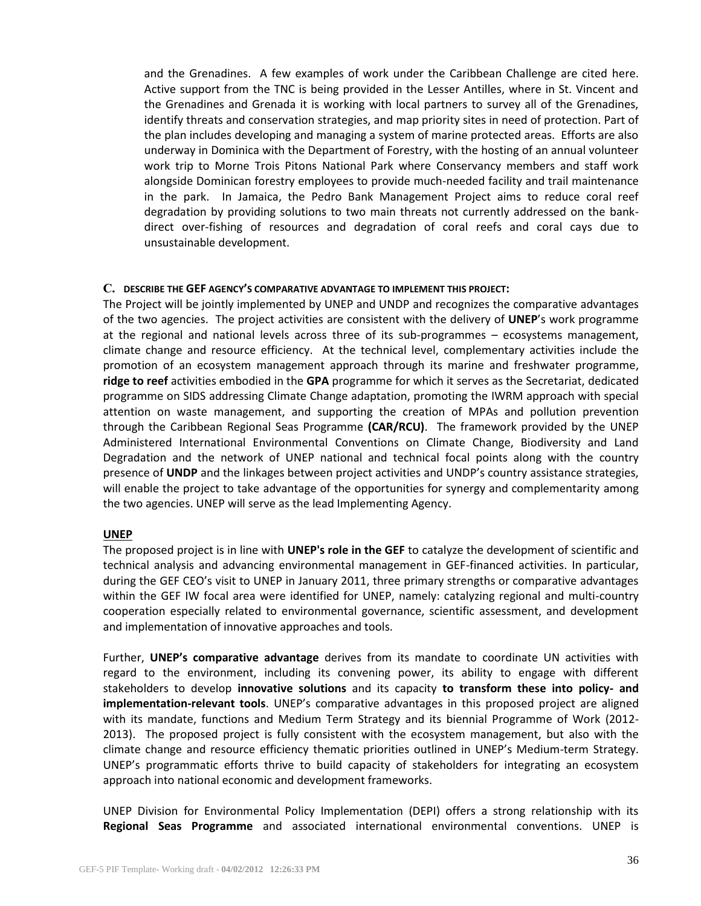and the Grenadines. A few examples of work under the Caribbean Challenge are cited here. Active support from the TNC is being provided in the Lesser Antilles, where in St. Vincent and the Grenadines and Grenada it is working with local partners to survey all of the Grenadines, identify threats and conservation strategies, and map priority sites in need of protection. Part of the plan includes developing and managing a system of marine protected areas. Efforts are also underway in Dominica with the Department of Forestry, with the hosting of an annual volunteer work trip to Morne Trois Pitons National Park where Conservancy members and staff work alongside Dominican forestry employees to provide much-needed facility and trail maintenance in the park. In Jamaica, the Pedro Bank Management Project aims to reduce coral reef degradation by providing solutions to two main threats not currently addressed on the bank- direct over-fishing of resources and degradation of coral reefs and coral cays due to unsustainable development.

### C. DESCRIBE THE GEF AGENCY'S COMPARATIVE ADVANTAGE TO IMPLEMENT THIS PROJECT:

The Project will be jointly implemented by UNEP and UNDP and recognizes the comparative advantages of the two agencies. The project activities are consistent with the delivery of **UNEP**'s work programme at the regional and national levels across three of its sub-programmes – ecosystems management, climate change and resource efficiency. At the technical level, complementary activities include the promotion of an ecosystem management approach through its marine and freshwater programme, **ridge to reef** activities embodied in the **GPA** programme for which it serves as the Secretariat, dedicated programme on SIDS addressing Climate Change adaptation, promoting the IWRM approach with special attention on waste management, and supporting the creation of MPAs and pollution prevention through the Caribbean Regional Seas Programme **(CAR/RCU)**. The framework provided by the UNEP Administered International Environmental Conventions on Climate Change, Biodiversity and Land Degradation and the network of UNEP national and technical focal points along with the country presence of **UNDP** and the linkages between project activities and UNDP's country assistance strategies, will enable the project to take advantage of the opportunities for synergy and complementarity among the two agencies. UNEP will serve as the lead Implementing Agency.

**UNEP**

The proposed project is in line with **UNEP's role in the GEF** to catalyze the development of scientific and technical analysis and advancing environmental management in GEF-financed activities. In particular, during the GEF CEO's visit to UNEP in January 2011, three primary strengths or comparative advantages within the GEF IW focal area were identified for UNEP, namely: catalyzing regional and multi-country cooperation especially related to environmental governance, scientific assessment, and development and implementation of innovative approaches and tools.

Further, **UNEP's comparative advantage** derives from its mandate to coordinate UN activities with regard to the environment, including its convening power, its ability to engage with different stakeholders to develop **innovative solutions** and its capacity **to transform these into policy- and implementation-relevant tools**. UNEP's comparative advantages in this proposed project are aligned with its mandate, functions and Medium Term Strategy and its biennial Programme of Work (2012-2013). The proposed project is fully consistent with the ecosystem management, but also with the climate change and resource efficiency thematic priorities outlined in UNEP's Medium-term Strategy. UNEP's programmatic efforts thrive to build capacity of stakeholders for integrating an ecosystem approach into national economic and development frameworks.

UNEP Division for Environmental Policy Implementation (DEPI) offers a strong relationship with its **Regional Seas Programme** and associated international environmental conventions. UNEP is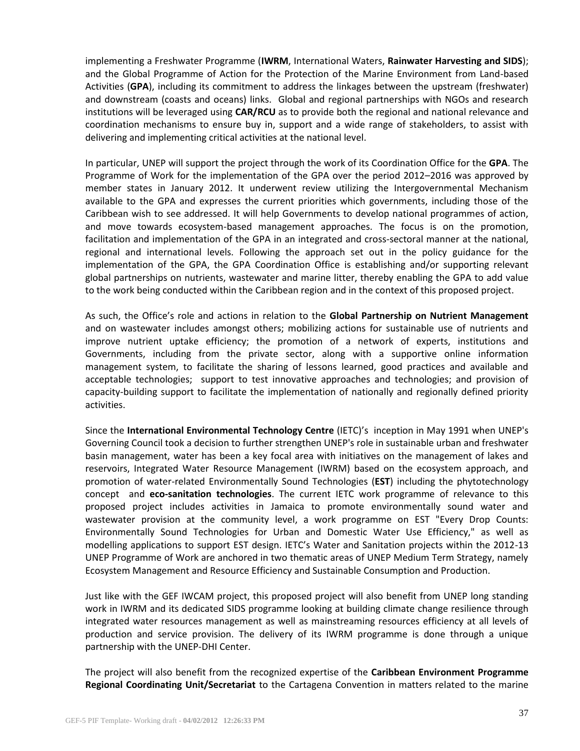implementing a Freshwater Programme (**IWRM**, International Waters, **Rainwater Harvesting and SIDS**); and the Global Programme of Action for the Protection of the Marine Environment from Land-based Activities (**GPA**), including its commitment to address the linkages between the upstream (freshwater) and downstream (coasts and oceans) links. Global and regional partnerships with NGOs and research institutions will be leveraged using **CAR/RCU** as to provide both the regional and national relevance and coordination mechanisms to ensure buy in, support and a wide range of stakeholders, to assist with delivering and implementing critical activities at the national level.

In particular, UNEP will support the project through the work of its Coordination Office for the **GPA**. The Programme of Work for the implementation of the GPA over the period 2012–2016 was approved by member states in January 2012. It underwent review utilizing the Intergovernmental Mechanism available to the GPA and expresses the current priorities which governments, including those of the Caribbean wish to see addressed. It will help Governments to develop national programmes of action, and move towards ecosystem-based management approaches. The focus is on the promotion, facilitation and implementation of the GPA in an integrated and cross-sectoral manner at the national, regional and international levels. Following the approach set out in the policy guidance for the implementation of the GPA, the GPA Coordination Office is establishing and/or supporting relevant global partnerships on nutrients, wastewater and marine litter, thereby enabling the GPA to add value to the work being conducted within the Caribbean region and in the context of this proposed project.

As such, the Office's role and actions in relation to the **Global Partnership on Nutrient Management** and on wastewater includes amongst others; mobilizing actions for sustainable use of nutrients and improve nutrient uptake efficiency; the promotion of a network of experts, institutions and Governments, including from the private sector, along with a supportive online information management system, to facilitate the sharing of lessons learned, good practices and available and acceptable technologies; support to test innovative approaches and technologies; and provision of capacity-building support to facilitate the implementation of nationally and regionally defined priority activities.

Since the **International Environmental Technology Centre** (IETC)'s inception in May 1991 when UNEP's Governing Council took a decision to further strengthen UNEP's role in sustainable urban and freshwater basin management, water has been a key focal area with initiatives on the management of lakes and reservoirs, Integrated Water Resource Management (IWRM) based on the ecosystem approach, and promotion of water-related Environmentally Sound Technologies (**EST**) including the phytotechnology concept and **eco-sanitation technologies**. The current IETC work programme of relevance to this proposed project includes activities in Jamaica to promote environmentally sound water and wastewater provision at the community level, a work programme on EST "Every Drop Counts: Environmentally Sound Technologies for Urban and Domestic Water Use Efficiency," as well as modelling applications to support EST design. IETC's Water and Sanitation projects within the 2012-13 UNEP Programme of Work are anchored in two thematic areas of UNEP Medium Term Strategy, namely Ecosystem Management and Resource Efficiency and Sustainable Consumption and Production.

Just like with the GEF IWCAM project, this proposed project will also benefit from UNEP long standing work in IWRM and its dedicated SIDS programme looking at building climate change resilience through integrated water resources management as well as mainstreaming resources efficiency at all levels of production and service provision. The delivery of its IWRM programme is done through a unique partnership with the UNEP-DHI Center.

The project will also benefit from the recognized expertise of the **Caribbean Environment Programme Regional Coordinating Unit/Secretariat** to the Cartagena Convention in matters related to the marine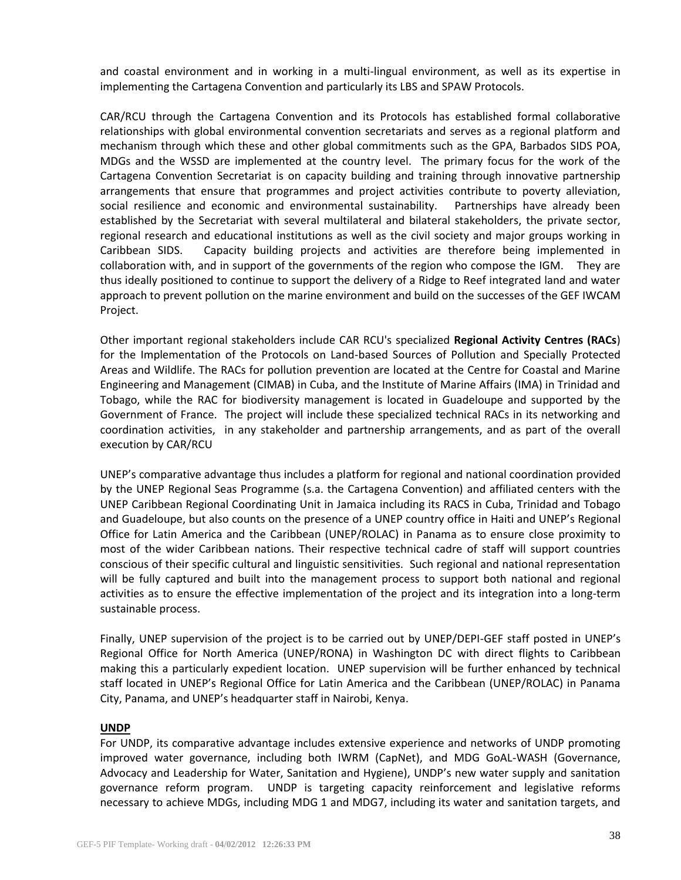and coastal environment and in working in a multi-lingual environment, as well as its expertise in implementing the Cartagena Convention and particularly its LBS and SPAW Protocols.

CAR/RCU through the Cartagena Convention and its Protocols has established formal collaborative relationships with global environmental convention secretariats and serves as a regional platform and mechanism through which these and other global commitments such as the GPA, Barbados SIDS POA, MDGs and the WSSD are implemented at the country level. The primary focus for the work of the Cartagena Convention Secretariat is on capacity building and training through innovative partnership arrangements that ensure that programmes and project activities contribute to poverty alleviation, social resilience and economic and environmental sustainability. Partnerships have already been established by the Secretariat with several multilateral and bilateral stakeholders, the private sector, regional research and educational institutions as well as the civil society and major groups working in Caribbean SIDS. Capacity building projects and activities are therefore being implemented in collaboration with, and in support of the governments of the region who compose the IGM. They are thus ideally positioned to continue to support the delivery of a Ridge to Reef integrated land and water approach to prevent pollution on the marine environment and build on the successes of the GEF IWCAM Project.

Other important regional stakeholders include CAR RCU's specialized **Regional Activity Centres (RACs**) for the Implementation of the Protocols on Land-based Sources of Pollution and Specially Protected Areas and Wildlife. The RACs for pollution prevention are located at the Centre for Coastal and Marine Engineering and Management (CIMAB) in Cuba, and the Institute of Marine Affairs (IMA) in Trinidad and Tobago, while the RAC for biodiversity management is located in Guadeloupe and supported by the Government of France. The project will include these specialized technical RACs in its networking and coordination activities, in any stakeholder and partnership arrangements, and as part of the overall execution by CAR/RCU

UNEP's comparative advantage thus includes a platform for regional and national coordination provided by the UNEP Regional Seas Programme (s.a. the Cartagena Convention) and affiliated centers with the UNEP Caribbean Regional Coordinating Unit in Jamaica including its RACS in Cuba, Trinidad and Tobago and Guadeloupe, but also counts on the presence of a UNEP country office in Haiti and UNEP's Regional Office for Latin America and the Caribbean (UNEP/ROLAC) in Panama as to ensure close proximity to most of the wider Caribbean nations. Their respective technical cadre of staff will support countries conscious of their specific cultural and linguistic sensitivities. Such regional and national representation will be fully captured and built into the management process to support both national and regional activities as to ensure the effective implementation of the project and its integration into a long-term sustainable process.

Finally, UNEP supervision of the project is to be carried out by UNEP/DEPI-GEF staff posted in UNEP's Regional Office for North America (UNEP/RONA) in Washington DC with direct flights to Caribbean making this a particularly expedient location. UNEP supervision will be further enhanced by technical staff located in UNEP's Regional Office for Latin America and the Caribbean (UNEP/ROLAC) in Panama City, Panama, and UNEP's headquarter staff in Nairobi, Kenya.

**UNDP**

For UNDP, its comparative advantage includes extensive experience and networks of UNDP promoting improved water governance, including both IWRM (CapNet), and MDG GoAL-WASH (Governance, Advocacy and Leadership for Water, Sanitation and Hygiene), UNDP's new water supply and sanitation governance reform program. UNDP is targeting capacity reinforcement and legislative reforms necessary to achieve MDGs, including MDG 1 and MDG7, including its water and sanitation targets, and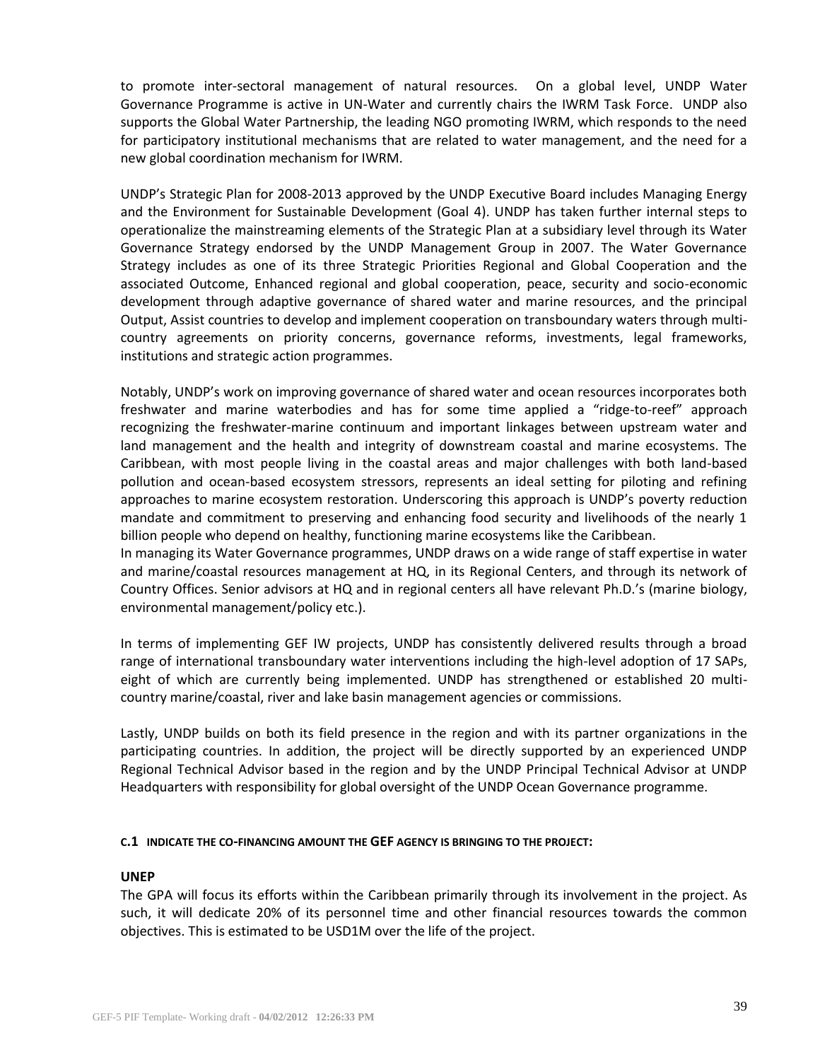to promote inter-sectoral management of natural resources. On a global level, UNDP Water Governance Programme is active in UN-Water and currently chairs the IWRM Task Force. UNDP also supports the Global Water Partnership, the leading NGO promoting IWRM, which responds to the need for participatory institutional mechanisms that are related to water management, and the need for a new global coordination mechanism for IWRM.

UNDP's Strategic Plan for 2008-2013 approved by the UNDP Executive Board includes Managing Energy and the Environment for Sustainable Development (Goal 4). UNDP has taken further internal steps to operationalize the mainstreaming elements of the Strategic Plan at a subsidiary level through its Water Governance Strategy endorsed by the UNDP Management Group in 2007. The Water Governance Strategy includes as one of its three Strategic Priorities Regional and Global Cooperation and the associated Outcome, Enhanced regional and global cooperation, peace, security and socio-economic development through adaptive governance of shared water and marine resources, and the principal Output, Assist countries to develop and implement cooperation on transboundary waters through multi-country agreements on priority concerns, governance reforms, investments, legal frameworks, institutions and strategic action programmes.

Notably, UNDP's work on improving governance of shared water and ocean resources incorporates both freshwater and marine waterbodies and has for some time applied a "ridge-to-reef" approach recognizing the freshwater-marine continuum and important linkages between upstream water and land management and the health and integrity of downstream coastal and marine ecosystems. The Caribbean, with most people living in the coastal areas and major challenges with both land-based pollution and ocean-based ecosystem stressors, represents an ideal setting for piloting and refining approaches to marine ecosystem restoration. Underscoring this approach is UNDP's poverty reduction mandate and commitment to preserving and enhancing food security and livelihoods of the nearly 1 billion people who depend on healthy, functioning marine ecosystems like the Caribbean.

In managing its Water Governance programmes, UNDP draws on a wide range of staff expertise in water and marine/coastal resources management at HQ, in its Regional Centers, and through its network of Country Offices. Senior advisors at HQ and in regional centers all have relevant Ph.D.'s (marine biology, environmental management/policy etc.).

In terms of implementing GEF IW projects, UNDP has consistently delivered results through a broad range of international transboundary water interventions including the high-level adoption of 17 SAPs, eight of which are currently being implemented. UNDP has strengthened or established 20 multi-country marine/coastal, river and lake basin management agencies or commissions.

Lastly, UNDP builds on both its field presence in the region and with its partner organizations in the participating countries. In addition, the project will be directly supported by an experienced UNDP Regional Technical Advisor based in the region and by the UNDP Principal Technical Advisor at UNDP Headquarters with responsibility for global oversight of the UNDP Ocean Governance programme.

#### C.1 INDICATE THE CO-FINANCING AMOUNT THE GEF AGENCY IS BRINGING TO THE PROJECT:

**UNEP**

The GPA will focus its efforts within the Caribbean primarily through its involvement in the project. As such, it will dedicate 20% of its personnel time and other financial resources towards the common objectives. This is estimated to be USD1M over the life of the project.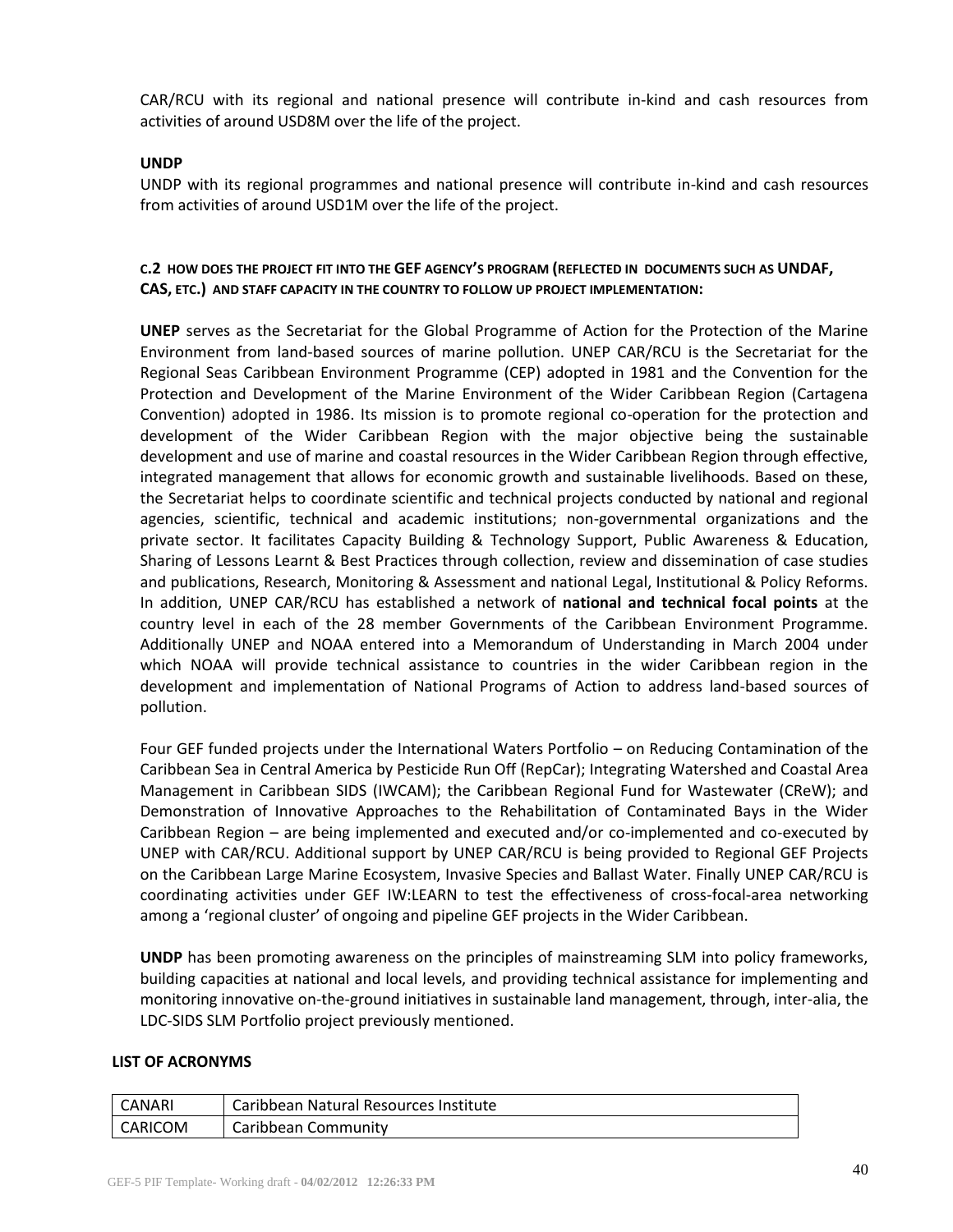CAR/RCU with its regional and national presence will contribute in-kind and cash resources from activities of around USD8M over the life of the project.

**UNDP**

UNDP with its regional programmes and national presence will contribute in-kind and cash resources from activities of around USD1M over the life of the project.

#### C.2 HOW DOES THE PROJECT FIT INTO THE GEF AGENCY'S PROGRAM (REFLECTED IN DOCUMENTS SUCH AS UNDAF, CAS, ETC.) AND STAFF CAPACITY IN THE COUNTRY TO FOLLOW UP PROJECT IMPLEMENTATION:

**UNEP** serves as the Secretariat for the Global Programme of Action for the Protection of the Marine Environment from land-based sources of marine pollution. UNEP CAR/RCU is the Secretariat for the Regional Seas Caribbean Environment Programme (CEP) adopted in 1981 and the Convention for the Protection and Development of the Marine Environment of the Wider Caribbean Region (Cartagena Convention) adopted in 1986. Its mission is to promote regional co-operation for the protection and development of the Wider Caribbean Region with the major objective being the sustainable development and use of marine and coastal resources in the Wider Caribbean Region through effective, integrated management that allows for economic growth and sustainable livelihoods. Based on these, the Secretariat helps to coordinate scientific and technical projects conducted by national and regional agencies, scientific, technical and academic institutions; non-governmental organizations and the private sector. It facilitates Capacity Building & Technology Support, Public Awareness & Education, Sharing of Lessons Learnt & Best Practices through collection, review and dissemination of case studies and publications, Research, Monitoring & Assessment and national Legal, Institutional & Policy Reforms. In addition, UNEP CAR/RCU has established a network of **national and technical focal points** at the country level in each of the 28 member Governments of the Caribbean Environment Programme. Additionally UNEP and NOAA entered into a Memorandum of Understanding in March 2004 under which NOAA will provide technical assistance to countries in the wider Caribbean region in the development and implementation of National Programs of Action to address land-based sources of pollution.

Four GEF funded projects under the International Waters Portfolio – on Reducing Contamination of the Caribbean Sea in Central America by Pesticide Run Off (RepCar); Integrating Watershed and Coastal Area Management in Caribbean SIDS (IWCAM); the Caribbean Regional Fund for Wastewater (CReW); and Demonstration of Innovative Approaches to the Rehabilitation of Contaminated Bays in the Wider Caribbean Region – are being implemented and executed and/or co-implemented and co-executed by UNEP with CAR/RCU. Additional support by UNEP CAR/RCU is being provided to Regional GEF Projects on the Caribbean Large Marine Ecosystem, Invasive Species and Ballast Water. Finally UNEP CAR/RCU is coordinating activities under GEF IW:LEARN to test the effectiveness of cross-focal-area networking among a 'regional cluster' of ongoing and pipeline GEF projects in the Wider Caribbean.

**UNDP** has been promoting awareness on the principles of mainstreaming SLM into policy frameworks, building capacities at national and local levels, and providing technical assistance for implementing and monitoring innovative on-the-ground initiatives in sustainable land management, through, inter-alia, the LDC-SIDS SLM Portfolio project previously mentioned.

### LIST OF ACRONYMS

| | |
|---|---|
| CANARI | Caribbean Natural Resources Institute |
| CARICOM | Caribbean Community |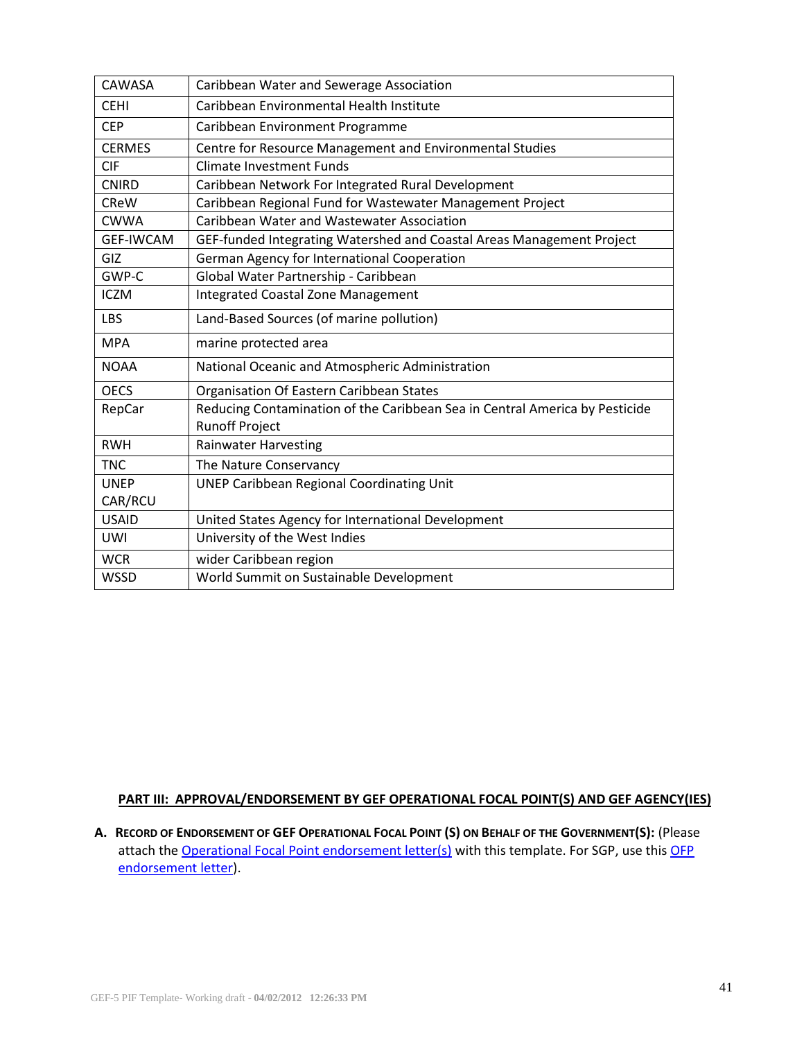| CAWASA | Caribbean Water and Sewerage Association |
|---|---|
| CEHI | Caribbean Environmental Health Institute |
| CEP | Caribbean Environment Programme |
| CERMES | Centre for Resource Management and Environmental Studies |
| CIF | Climate Investment Funds |
| CNIRD | Caribbean Network For Integrated Rural Development |
| CReW | Caribbean Regional Fund for Wastewater Management Project |
| CWWA | Caribbean Water and Wastewater Association |
| GEF-IWCAM | GEF-funded Integrating Watershed and Coastal Areas Management Project |
| GIZ | German Agency for International Cooperation |
| GWP-C | Global Water Partnership - Caribbean |
| ICZM | Integrated Coastal Zone Management |
| LBS | Land-Based Sources (of marine pollution) |
| MPA | marine protected area |
| NOAA | National Oceanic and Atmospheric Administration |
| OECS | Organisation Of Eastern Caribbean States |
| RepCar | Reducing Contamination of the Caribbean Sea in Central America by Pesticide Runoff Project |
| RWH | Rainwater Harvesting |
| TNC | The Nature Conservancy |
| UNEP CAR/RCU | UNEP Caribbean Regional Coordinating Unit |
| USAID | United States Agency for International Development |
| UWI | University of the West Indies |
| WCR | wider Caribbean region |
| WSSD | World Summit on Sustainable Development |

## PART III: APPROVAL/ENDORSEMENT BY GEF OPERATIONAL FOCAL POINT(S) AND GEF AGENCY(IES)

**A. RECORD OF ENDORSEMENT OF GEF OPERATIONAL FOCAL POINT (S) ON BEHALF OF THE GOVERNMENT(S):** (Please attach the Operational Focal Point endorsement letter(s) with this template. For SGP, use this OFP endorsement letter).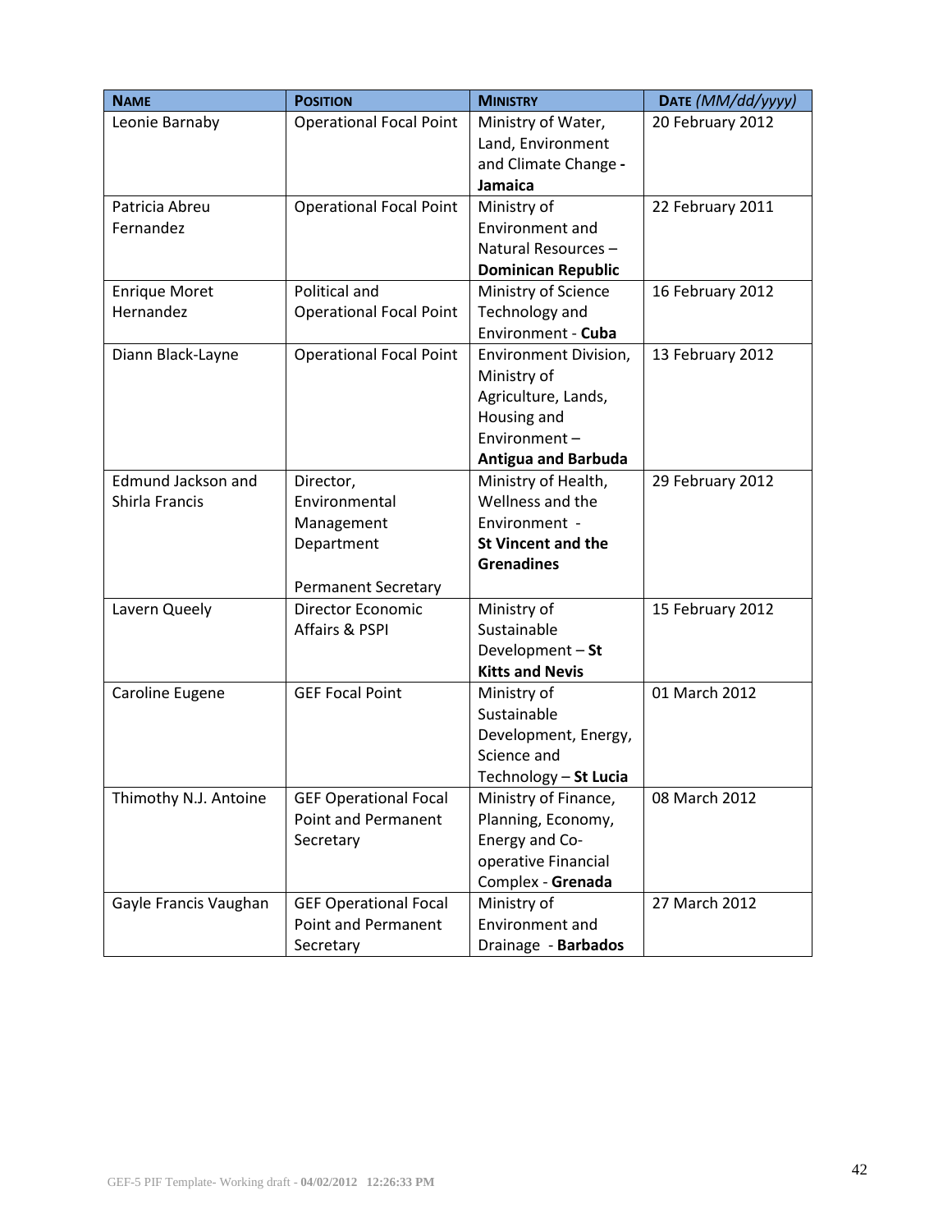| NAME | POSITION | MINISTRY | DATE *(MM/dd/yyyy)* |
|---|---|---|---|
| Leonie Barnaby | Operational Focal Point | Ministry of Water, Land, Environment and Climate Change - **Jamaica** | 20 February 2012 |
| Patricia Abreu Fernandez | Operational Focal Point | Ministry of Environment and Natural Resources – **Dominican Republic** | 22 February 2011 |
| Enrique Moret Hernandez | Political and Operational Focal Point | Ministry of Science Technology and Environment - **Cuba** | 16 February 2012 |
| Diann Black-Layne | Operational Focal Point | Environment Division, Ministry of Agriculture, Lands, Housing and Environment – **Antigua and Barbuda** | 13 February 2012 |
| Edmund Jackson and Shirla Francis | Director, Environmental Management Department<br><br>Permanent Secretary | Ministry of Health, Wellness and the Environment - **St Vincent and the Grenadines** | 29 February 2012 |
| Lavern Queely | Director Economic Affairs & PSPI | Ministry of Sustainable Development – **St Kitts and Nevis** | 15 February 2012 |
| Caroline Eugene | GEF Focal Point | Ministry of Sustainable Development, Energy, Science and Technology – **St Lucia** | 01 March 2012 |
| Thimothy N.J. Antoine | GEF Operational Focal Point and Permanent Secretary | Ministry of Finance, Planning, Economy, Energy and Co-operative Financial Complex - **Grenada** | 08 March 2012 |
| Gayle Francis Vaughan | GEF Operational Focal Point and Permanent Secretary | Ministry of Environment and Drainage - **Barbados** | 27 March 2012 |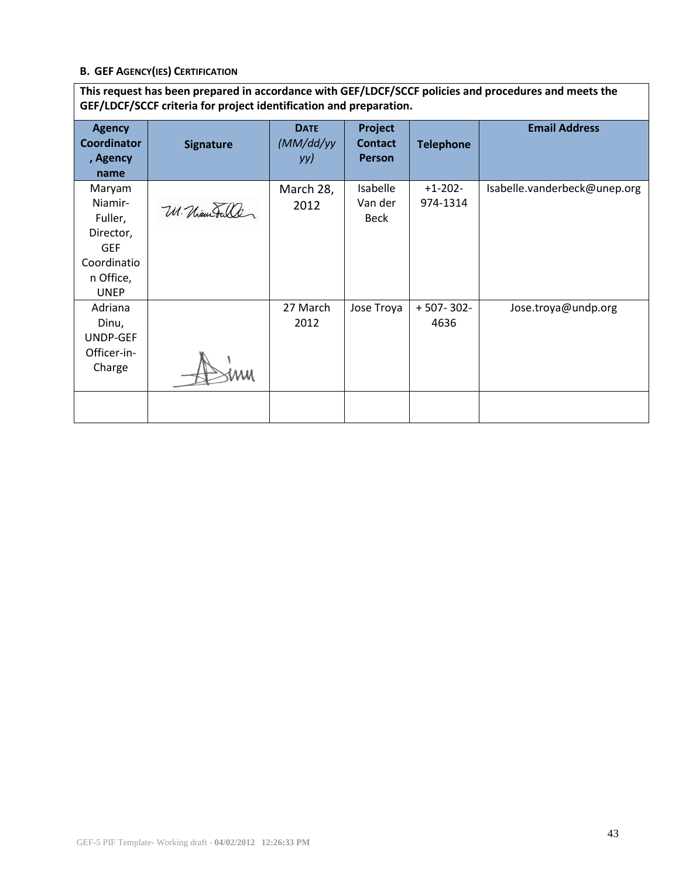#### B. GEF AGENCY(IES) CERTIFICATION

| This request has been prepared in accordance with GEF/LDCF/SCCF policies and procedures and meets the GEF/LDCF/SCCF criteria for project identification and preparation. | | | | | |
|---|---|---|---|---|---|
| **Agency Coordinator, Agency name** | **Signature** | **DATE** *(MM/dd/yyyy)* | **Project Contact Person** | **Telephone** | **Email Address** |
| Maryam Niamir-Fuller, Director, GEF Coordination Office, UNEP | | March 28, 2012 | Isabelle Van der Beck | +1-202-974-1314 | Isabelle.vanderbeck@unep.org |
| Adriana Dinu, UNDP-GEF Officer-in-Charge | | 27 March 2012 | Jose Troya | + 507- 302-4636 | Jose.troya@undp.org |
| | | | | | |